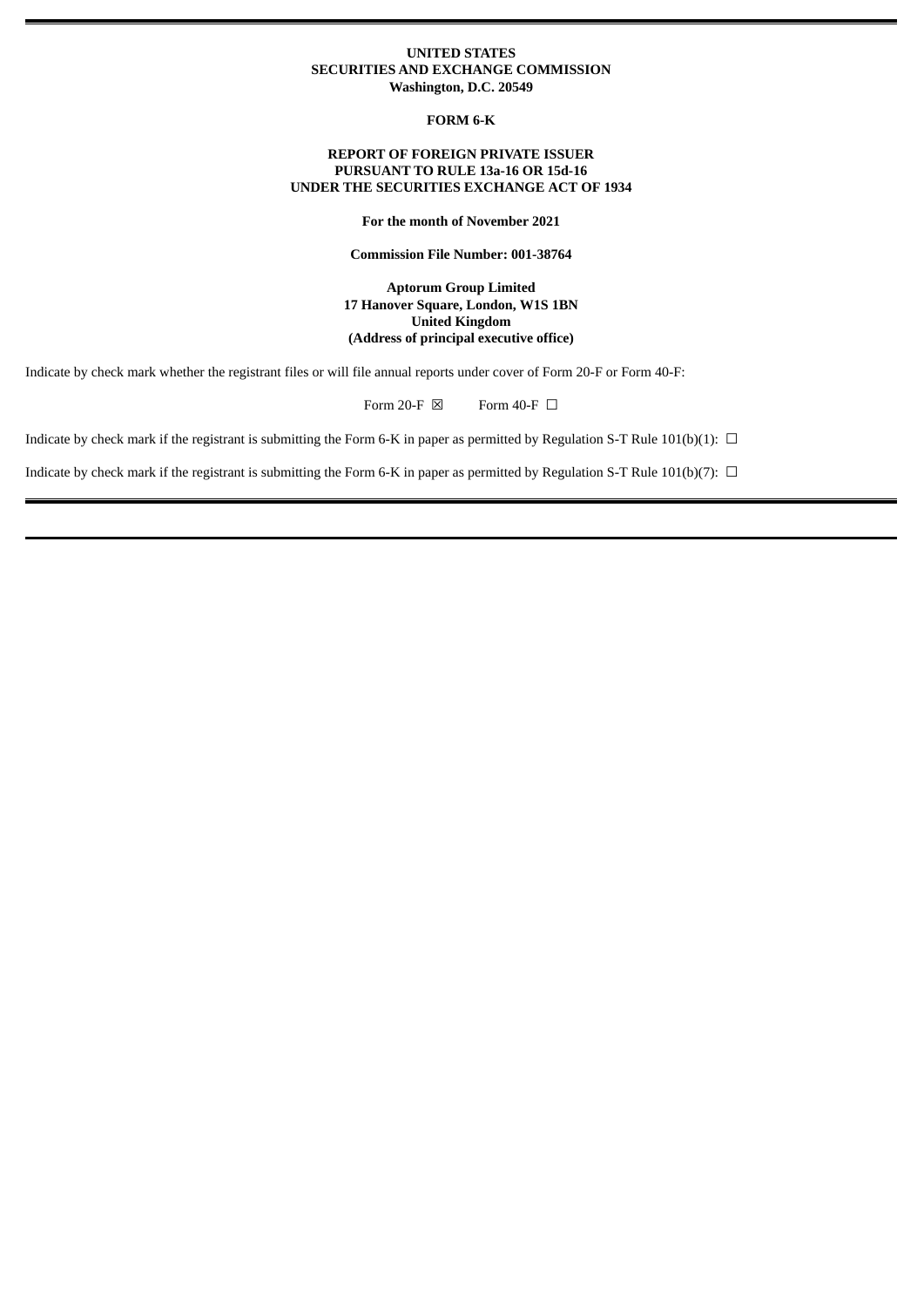**UNITED STATES**
**SECURITIES AND EXCHANGE COMMISSION**
**Washington, D.C. 20549**

**FORM 6-K**

**REPORT OF FOREIGN PRIVATE ISSUER**
**PURSUANT TO RULE 13a-16 OR 15d-16**
**UNDER THE SECURITIES EXCHANGE ACT OF 1934**

**For the month of November 2021**

**Commission File Number: 001-38764**

**Aptorum Group Limited**
**17 Hanover Square, London, W1S 1BN**
**United Kingdom**
**(Address of principal executive office)**

Indicate by check mark whether the registrant files or will file annual reports under cover of Form 20-F or Form 40-F:

Form 20-F ☒ Form 40-F ☐

Indicate by check mark if the registrant is submitting the Form 6-K in paper as permitted by Regulation S-T Rule 101(b)(1): ☐

Indicate by check mark if the registrant is submitting the Form 6-K in paper as permitted by Regulation S-T Rule 101(b)(7): ☐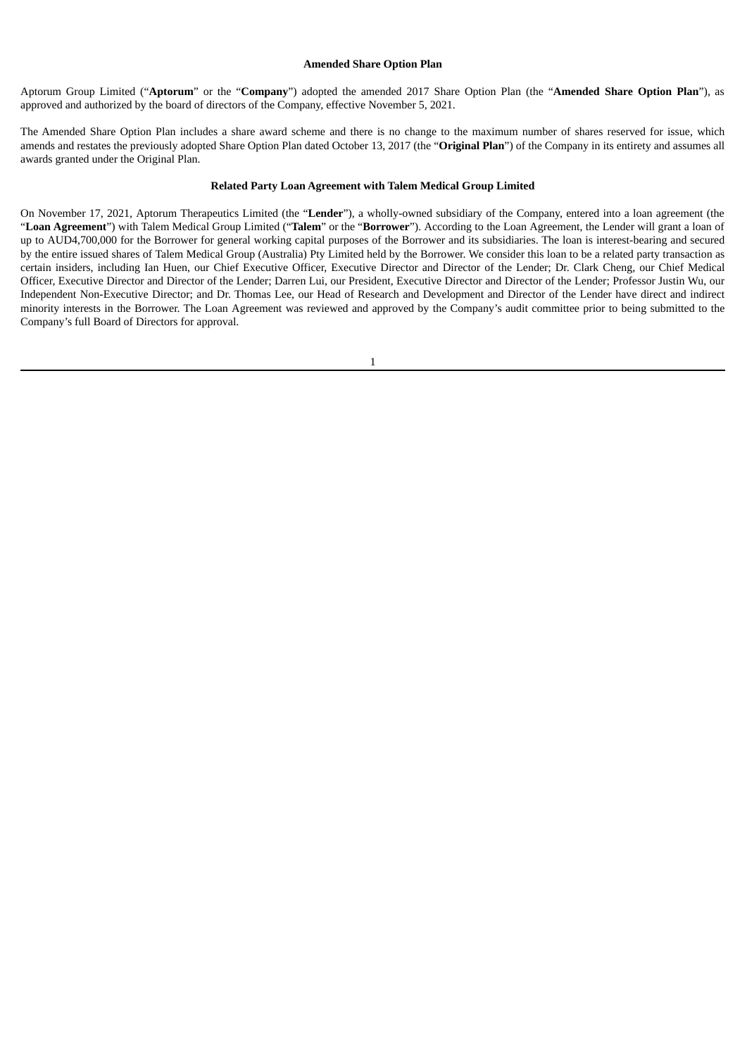## Amended Share Option Plan

Aptorum Group Limited ("**Aptorum**" or the "**Company**") adopted the amended 2017 Share Option Plan (the "**Amended Share Option Plan**"), as approved and authorized by the board of directors of the Company, effective November 5, 2021.

The Amended Share Option Plan includes a share award scheme and there is no change to the maximum number of shares reserved for issue, which amends and restates the previously adopted Share Option Plan dated October 13, 2017 (the "**Original Plan**") of the Company in its entirety and assumes all awards granted under the Original Plan.

## Related Party Loan Agreement with Talem Medical Group Limited

On November 17, 2021, Aptorum Therapeutics Limited (the "**Lender**"), a wholly-owned subsidiary of the Company, entered into a loan agreement (the "**Loan Agreement**") with Talem Medical Group Limited ("**Talem**" or the "**Borrower**"). According to the Loan Agreement, the Lender will grant a loan of up to AUD4,700,000 for the Borrower for general working capital purposes of the Borrower and its subsidiaries. The loan is interest-bearing and secured by the entire issued shares of Talem Medical Group (Australia) Pty Limited held by the Borrower. We consider this loan to be a related party transaction as certain insiders, including Ian Huen, our Chief Executive Officer, Executive Director and Director of the Lender; Dr. Clark Cheng, our Chief Medical Officer, Executive Director and Director of the Lender; Darren Lui, our President, Executive Director and Director of the Lender; Professor Justin Wu, our Independent Non-Executive Director; and Dr. Thomas Lee, our Head of Research and Development and Director of the Lender have direct and indirect minority interests in the Borrower. The Loan Agreement was reviewed and approved by the Company's audit committee prior to being submitted to the Company's full Board of Directors for approval.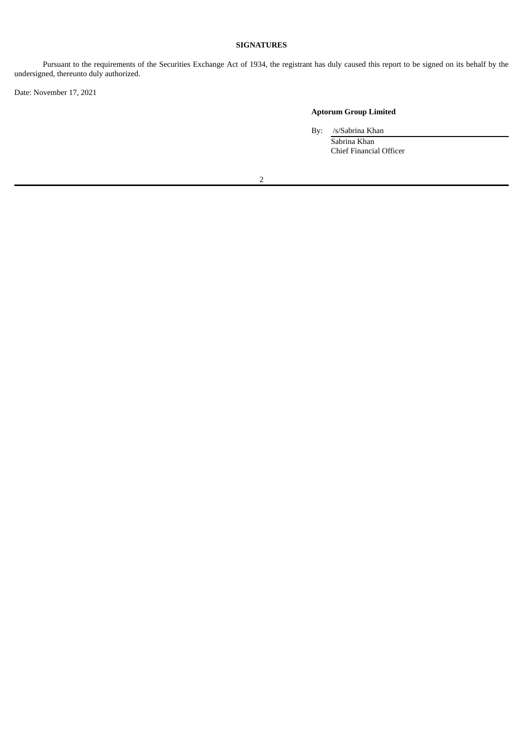**SIGNATURES**

Pursuant to the requirements of the Securities Exchange Act of 1934, the registrant has duly caused this report to be signed on its behalf by the undersigned, thereunto duly authorized.

Date: November 17, 2021

**Aptorum Group Limited**

By: /s/Sabrina Khan
Sabrina Khan
Chief Financial Officer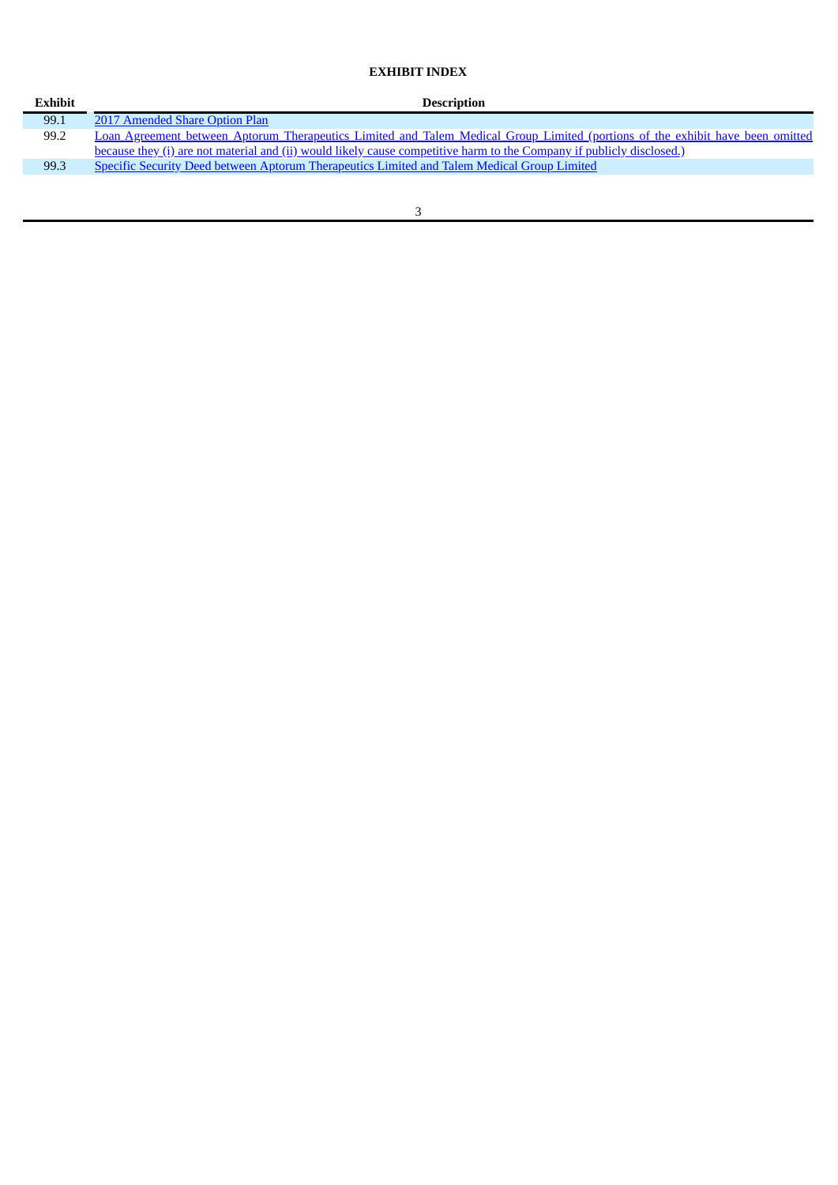**EXHIBIT INDEX**

| Exhibit | Description |
|---|---|
| 99.1 | 2017 Amended Share Option Plan |
| 99.2 | Loan Agreement between Aptorum Therapeutics Limited and Talem Medical Group Limited (portions of the exhibit have been omitted because they (i) are not material and (ii) would likely cause competitive harm to the Company if publicly disclosed.) |
| 99.3 | Specific Security Deed between Aptorum Therapeutics Limited and Talem Medical Group Limited |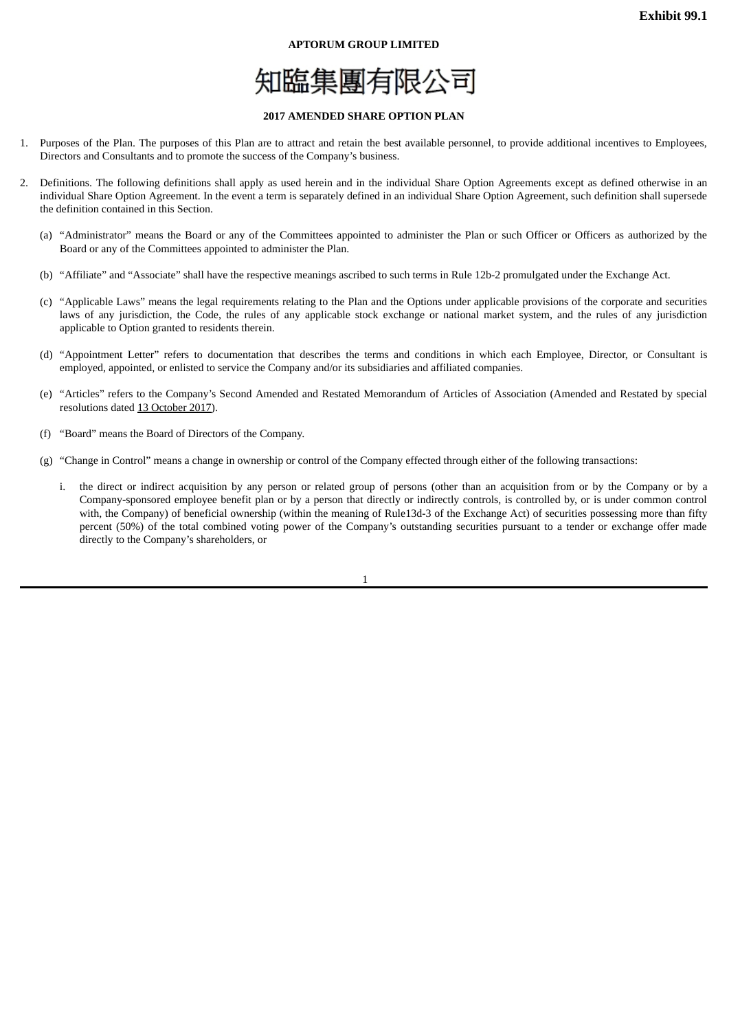**Exhibit 99.1**

**APTORUM GROUP LIMITED**

知臨集團有限公司

**2017 AMENDED SHARE OPTION PLAN**

1. Purposes of the Plan. The purposes of this Plan are to attract and retain the best available personnel, to provide additional incentives to Employees, Directors and Consultants and to promote the success of the Company's business.

2. Definitions. The following definitions shall apply as used herein and in the individual Share Option Agreements except as defined otherwise in an individual Share Option Agreement. In the event a term is separately defined in an individual Share Option Agreement, such definition shall supersede the definition contained in this Section.

   (a) "Administrator" means the Board or any of the Committees appointed to administer the Plan or such Officer or Officers as authorized by the Board or any of the Committees appointed to administer the Plan.

   (b) "Affiliate" and "Associate" shall have the respective meanings ascribed to such terms in Rule 12b-2 promulgated under the Exchange Act.

   (c) "Applicable Laws" means the legal requirements relating to the Plan and the Options under applicable provisions of the corporate and securities laws of any jurisdiction, the Code, the rules of any applicable stock exchange or national market system, and the rules of any jurisdiction applicable to Option granted to residents therein.

   (d) "Appointment Letter" refers to documentation that describes the terms and conditions in which each Employee, Director, or Consultant is employed, appointed, or enlisted to service the Company and/or its subsidiaries and affiliated companies.

   (e) "Articles" refers to the Company's Second Amended and Restated Memorandum of Articles of Association (Amended and Restated by special resolutions dated 13 October 2017).

   (f) "Board" means the Board of Directors of the Company.

   (g) "Change in Control" means a change in ownership or control of the Company effected through either of the following transactions:

      i. the direct or indirect acquisition by any person or related group of persons (other than an acquisition from or by the Company or by a Company-sponsored employee benefit plan or by a person that directly or indirectly controls, is controlled by, or is under common control with, the Company) of beneficial ownership (within the meaning of Rule13d-3 of the Exchange Act) of securities possessing more than fifty percent (50%) of the total combined voting power of the Company's outstanding securities pursuant to a tender or exchange offer made directly to the Company's shareholders, or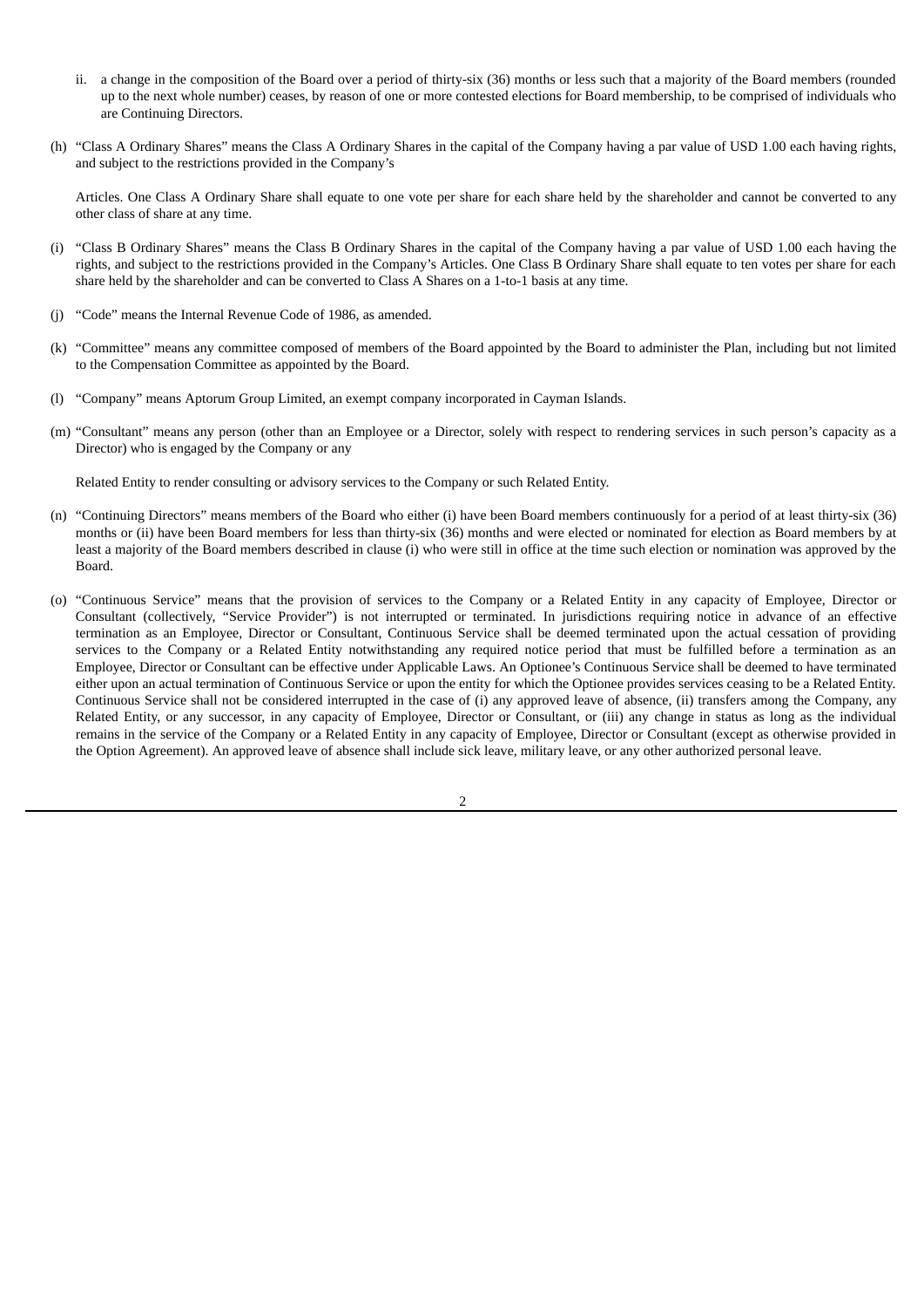ii. a change in the composition of the Board over a period of thirty-six (36) months or less such that a majority of the Board members (rounded up to the next whole number) ceases, by reason of one or more contested elections for Board membership, to be comprised of individuals who are Continuing Directors.

(h) "Class A Ordinary Shares" means the Class A Ordinary Shares in the capital of the Company having a par value of USD 1.00 each having rights, and subject to the restrictions provided in the Company's Articles. One Class A Ordinary Share shall equate to one vote per share for each share held by the shareholder and cannot be converted to any other class of share at any time.

(i) "Class B Ordinary Shares" means the Class B Ordinary Shares in the capital of the Company having a par value of USD 1.00 each having the rights, and subject to the restrictions provided in the Company's Articles. One Class B Ordinary Share shall equate to ten votes per share for each share held by the shareholder and can be converted to Class A Shares on a 1-to-1 basis at any time.

(j) "Code" means the Internal Revenue Code of 1986, as amended.

(k) "Committee" means any committee composed of members of the Board appointed by the Board to administer the Plan, including but not limited to the Compensation Committee as appointed by the Board.

(l) "Company" means Aptorum Group Limited, an exempt company incorporated in Cayman Islands.

(m) "Consultant" means any person (other than an Employee or a Director, solely with respect to rendering services in such person's capacity as a Director) who is engaged by the Company or any Related Entity to render consulting or advisory services to the Company or such Related Entity.

(n) "Continuing Directors" means members of the Board who either (i) have been Board members continuously for a period of at least thirty-six (36) months or (ii) have been Board members for less than thirty-six (36) months and were elected or nominated for election as Board members by at least a majority of the Board members described in clause (i) who were still in office at the time such election or nomination was approved by the Board.

(o) "Continuous Service" means that the provision of services to the Company or a Related Entity in any capacity of Employee, Director or Consultant (collectively, "Service Provider") is not interrupted or terminated. In jurisdictions requiring notice in advance of an effective termination as an Employee, Director or Consultant, Continuous Service shall be deemed terminated upon the actual cessation of providing services to the Company or a Related Entity notwithstanding any required notice period that must be fulfilled before a termination as an Employee, Director or Consultant can be effective under Applicable Laws. An Optionee's Continuous Service shall be deemed to have terminated either upon an actual termination of Continuous Service or upon the entity for which the Optionee provides services ceasing to be a Related Entity. Continuous Service shall not be considered interrupted in the case of (i) any approved leave of absence, (ii) transfers among the Company, any Related Entity, or any successor, in any capacity of Employee, Director or Consultant, or (iii) any change in status as long as the individual remains in the service of the Company or a Related Entity in any capacity of Employee, Director or Consultant (except as otherwise provided in the Option Agreement). An approved leave of absence shall include sick leave, military leave, or any other authorized personal leave.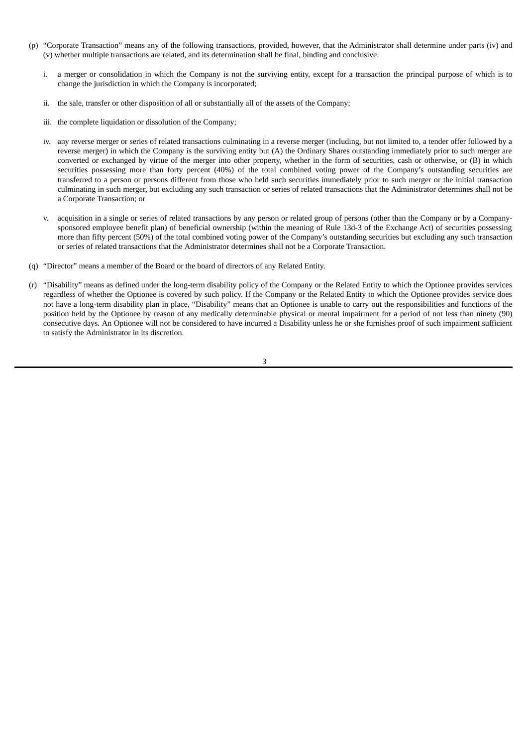(p) "Corporate Transaction" means any of the following transactions, provided, however, that the Administrator shall determine under parts (iv) and (v) whether multiple transactions are related, and its determination shall be final, binding and conclusive:

   i. a merger or consolidation in which the Company is not the surviving entity, except for a transaction the principal purpose of which is to change the jurisdiction in which the Company is incorporated;

   ii. the sale, transfer or other disposition of all or substantially all of the assets of the Company;

   iii. the complete liquidation or dissolution of the Company;

   iv. any reverse merger or series of related transactions culminating in a reverse merger (including, but not limited to, a tender offer followed by a reverse merger) in which the Company is the surviving entity but (A) the Ordinary Shares outstanding immediately prior to such merger are converted or exchanged by virtue of the merger into other property, whether in the form of securities, cash or otherwise, or (B) in which securities possessing more than forty percent (40%) of the total combined voting power of the Company's outstanding securities are transferred to a person or persons different from those who held such securities immediately prior to such merger or the initial transaction culminating in such merger, but excluding any such transaction or series of related transactions that the Administrator determines shall not be a Corporate Transaction; or

   v. acquisition in a single or series of related transactions by any person or related group of persons (other than the Company or by a Company-sponsored employee benefit plan) of beneficial ownership (within the meaning of Rule 13d-3 of the Exchange Act) of securities possessing more than fifty percent (50%) of the total combined voting power of the Company's outstanding securities but excluding any such transaction or series of related transactions that the Administrator determines shall not be a Corporate Transaction.

(q) "Director" means a member of the Board or the board of directors of any Related Entity.

(r) "Disability" means as defined under the long-term disability policy of the Company or the Related Entity to which the Optionee provides services regardless of whether the Optionee is covered by such policy. If the Company or the Related Entity to which the Optionee provides service does not have a long-term disability plan in place, "Disability" means that an Optionee is unable to carry out the responsibilities and functions of the position held by the Optionee by reason of any medically determinable physical or mental impairment for a period of not less than ninety (90) consecutive days. An Optionee will not be considered to have incurred a Disability unless he or she furnishes proof of such impairment sufficient to satisfy the Administrator in its discretion.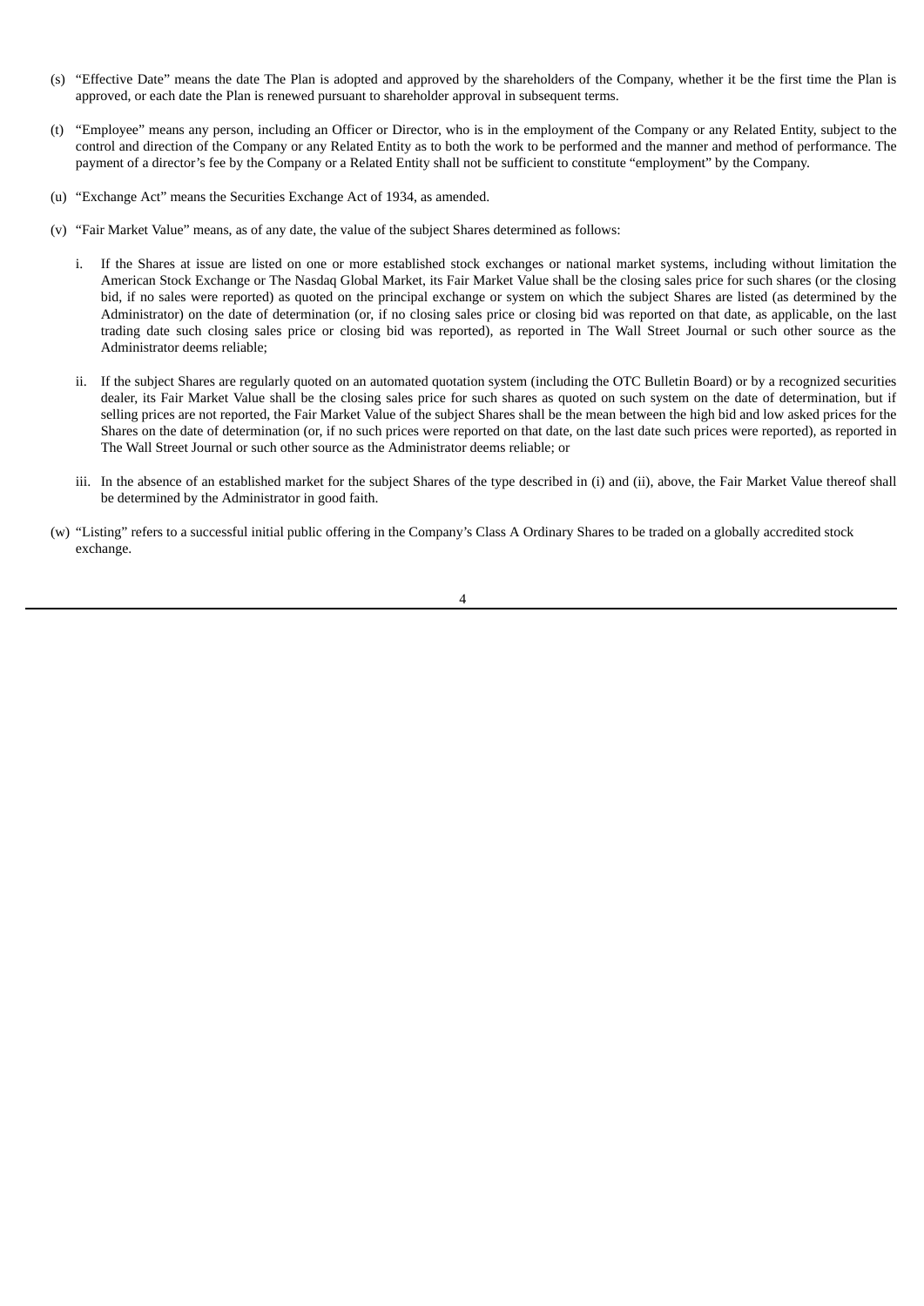(s) “Effective Date” means the date The Plan is adopted and approved by the shareholders of the Company, whether it be the first time the Plan is approved, or each date the Plan is renewed pursuant to shareholder approval in subsequent terms.

(t) “Employee” means any person, including an Officer or Director, who is in the employment of the Company or any Related Entity, subject to the control and direction of the Company or any Related Entity as to both the work to be performed and the manner and method of performance. The payment of a director’s fee by the Company or a Related Entity shall not be sufficient to constitute “employment” by the Company.

(u) “Exchange Act” means the Securities Exchange Act of 1934, as amended.

(v) “Fair Market Value” means, as of any date, the value of the subject Shares determined as follows:

i. If the Shares at issue are listed on one or more established stock exchanges or national market systems, including without limitation the American Stock Exchange or The Nasdaq Global Market, its Fair Market Value shall be the closing sales price for such shares (or the closing bid, if no sales were reported) as quoted on the principal exchange or system on which the subject Shares are listed (as determined by the Administrator) on the date of determination (or, if no closing sales price or closing bid was reported on that date, as applicable, on the last trading date such closing sales price or closing bid was reported), as reported in The Wall Street Journal or such other source as the Administrator deems reliable;

ii. If the subject Shares are regularly quoted on an automated quotation system (including the OTC Bulletin Board) or by a recognized securities dealer, its Fair Market Value shall be the closing sales price for such shares as quoted on such system on the date of determination, but if selling prices are not reported, the Fair Market Value of the subject Shares shall be the mean between the high bid and low asked prices for the Shares on the date of determination (or, if no such prices were reported on that date, on the last date such prices were reported), as reported in The Wall Street Journal or such other source as the Administrator deems reliable; or

iii. In the absence of an established market for the subject Shares of the type described in (i) and (ii), above, the Fair Market Value thereof shall be determined by the Administrator in good faith.

(w) “Listing” refers to a successful initial public offering in the Company’s Class A Ordinary Shares to be traded on a globally accredited stock exchange.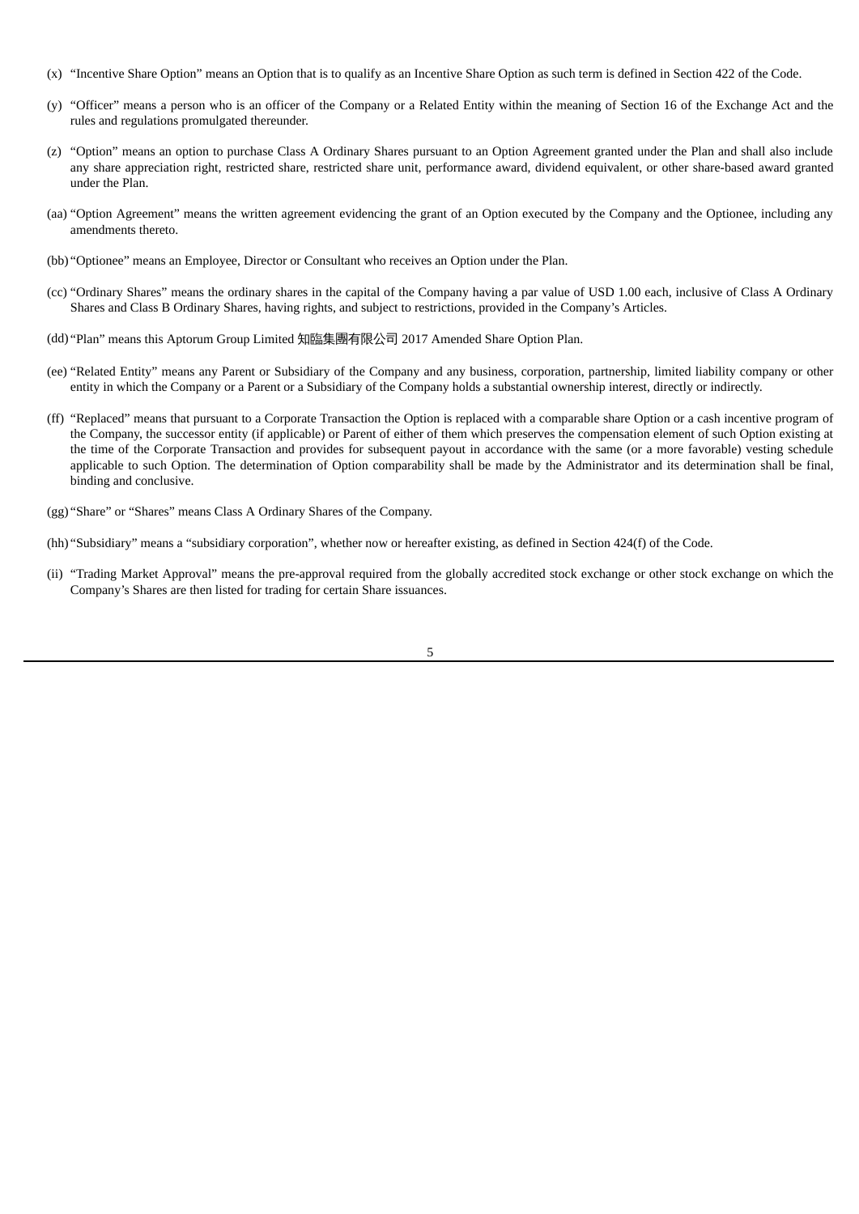(x) "Incentive Share Option" means an Option that is to qualify as an Incentive Share Option as such term is defined in Section 422 of the Code.

(y) "Officer" means a person who is an officer of the Company or a Related Entity within the meaning of Section 16 of the Exchange Act and the rules and regulations promulgated thereunder.

(z) "Option" means an option to purchase Class A Ordinary Shares pursuant to an Option Agreement granted under the Plan and shall also include any share appreciation right, restricted share, restricted share unit, performance award, dividend equivalent, or other share-based award granted under the Plan.

(aa) "Option Agreement" means the written agreement evidencing the grant of an Option executed by the Company and the Optionee, including any amendments thereto.

(bb) "Optionee" means an Employee, Director or Consultant who receives an Option under the Plan.

(cc) "Ordinary Shares" means the ordinary shares in the capital of the Company having a par value of USD 1.00 each, inclusive of Class A Ordinary Shares and Class B Ordinary Shares, having rights, and subject to restrictions, provided in the Company's Articles.

(dd) "Plan" means this Aptorum Group Limited 知臨集團有限公司 2017 Amended Share Option Plan.

(ee) "Related Entity" means any Parent or Subsidiary of the Company and any business, corporation, partnership, limited liability company or other entity in which the Company or a Parent or a Subsidiary of the Company holds a substantial ownership interest, directly or indirectly.

(ff) "Replaced" means that pursuant to a Corporate Transaction the Option is replaced with a comparable share Option or a cash incentive program of the Company, the successor entity (if applicable) or Parent of either of them which preserves the compensation element of such Option existing at the time of the Corporate Transaction and provides for subsequent payout in accordance with the same (or a more favorable) vesting schedule applicable to such Option. The determination of Option comparability shall be made by the Administrator and its determination shall be final, binding and conclusive.

(gg) "Share" or "Shares" means Class A Ordinary Shares of the Company.

(hh) "Subsidiary" means a "subsidiary corporation", whether now or hereafter existing, as defined in Section 424(f) of the Code.

(ii) "Trading Market Approval" means the pre-approval required from the globally accredited stock exchange or other stock exchange on which the Company's Shares are then listed for trading for certain Share issuances.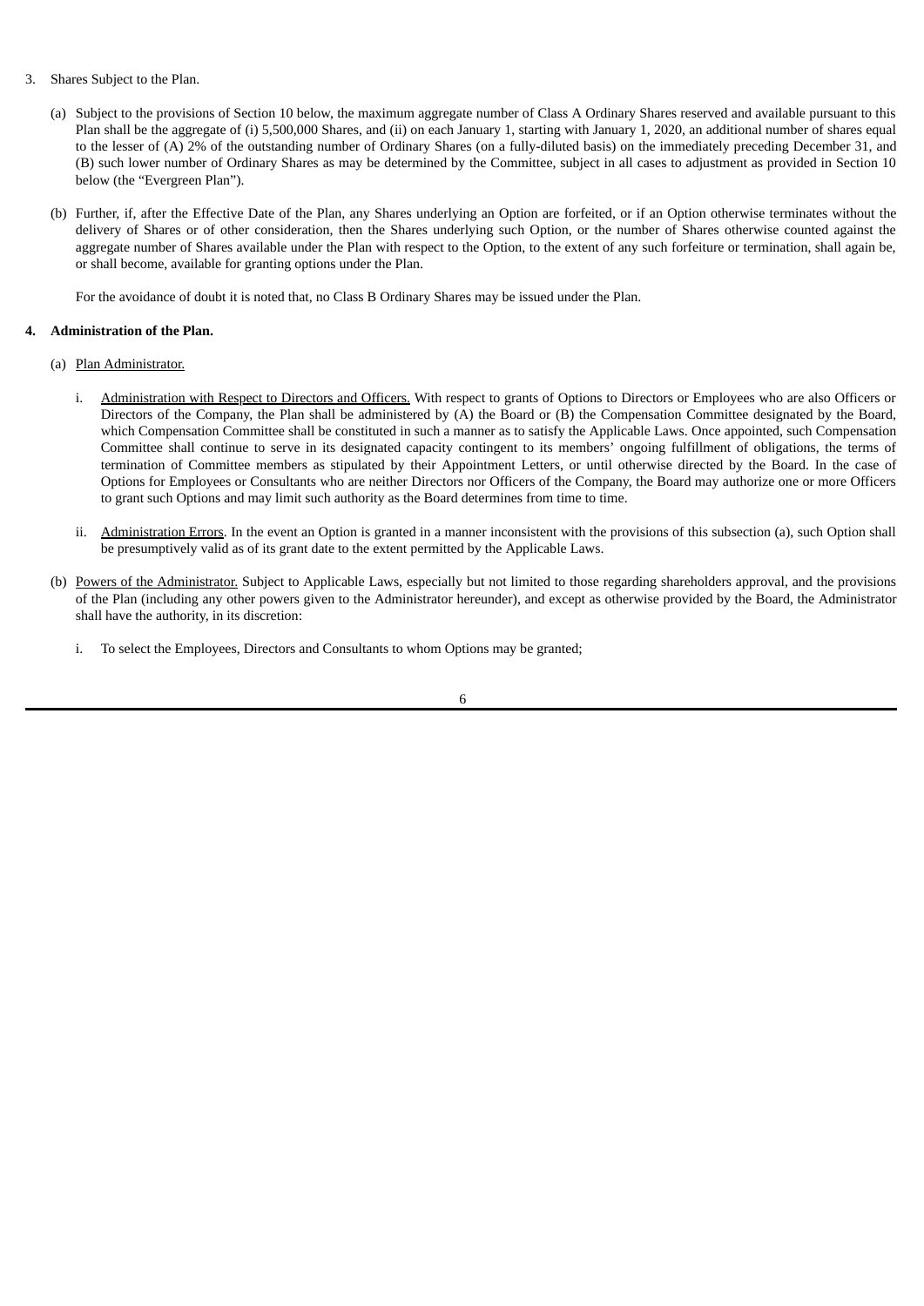3. Shares Subject to the Plan.

(a) Subject to the provisions of Section 10 below, the maximum aggregate number of Class A Ordinary Shares reserved and available pursuant to this Plan shall be the aggregate of (i) 5,500,000 Shares, and (ii) on each January 1, starting with January 1, 2020, an additional number of shares equal to the lesser of (A) 2% of the outstanding number of Ordinary Shares (on a fully-diluted basis) on the immediately preceding December 31, and (B) such lower number of Ordinary Shares as may be determined by the Committee, subject in all cases to adjustment as provided in Section 10 below (the "Evergreen Plan").

(b) Further, if, after the Effective Date of the Plan, any Shares underlying an Option are forfeited, or if an Option otherwise terminates without the delivery of Shares or of other consideration, then the Shares underlying such Option, or the number of Shares otherwise counted against the aggregate number of Shares available under the Plan with respect to the Option, to the extent of any such forfeiture or termination, shall again be, or shall become, available for granting options under the Plan.

For the avoidance of doubt it is noted that, no Class B Ordinary Shares may be issued under the Plan.

**4. Administration of the Plan.**

(a) Plan Administrator.

i. Administration with Respect to Directors and Officers. With respect to grants of Options to Directors or Employees who are also Officers or Directors of the Company, the Plan shall be administered by (A) the Board or (B) the Compensation Committee designated by the Board, which Compensation Committee shall be constituted in such a manner as to satisfy the Applicable Laws. Once appointed, such Compensation Committee shall continue to serve in its designated capacity contingent to its members' ongoing fulfillment of obligations, the terms of termination of Committee members as stipulated by their Appointment Letters, or until otherwise directed by the Board. In the case of Options for Employees or Consultants who are neither Directors nor Officers of the Company, the Board may authorize one or more Officers to grant such Options and may limit such authority as the Board determines from time to time.

ii. Administration Errors. In the event an Option is granted in a manner inconsistent with the provisions of this subsection (a), such Option shall be presumptively valid as of its grant date to the extent permitted by the Applicable Laws.

(b) Powers of the Administrator. Subject to Applicable Laws, especially but not limited to those regarding shareholders approval, and the provisions of the Plan (including any other powers given to the Administrator hereunder), and except as otherwise provided by the Board, the Administrator shall have the authority, in its discretion:

i. To select the Employees, Directors and Consultants to whom Options may be granted;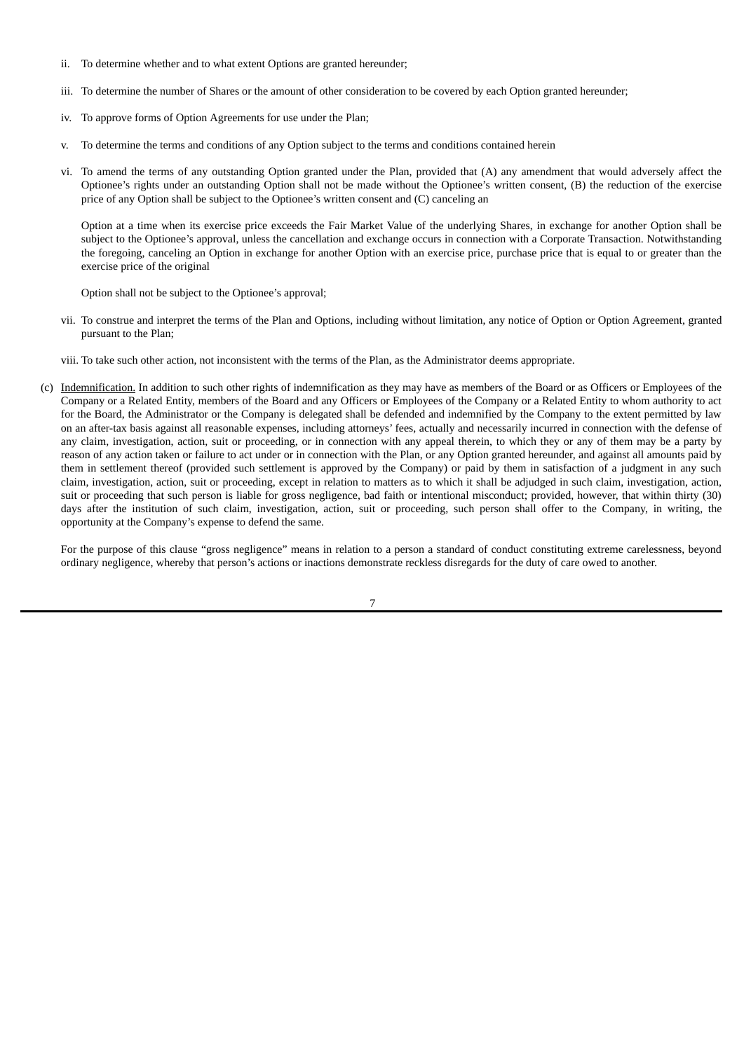ii. To determine whether and to what extent Options are granted hereunder;

iii. To determine the number of Shares or the amount of other consideration to be covered by each Option granted hereunder;

iv. To approve forms of Option Agreements for use under the Plan;

v. To determine the terms and conditions of any Option subject to the terms and conditions contained herein

vi. To amend the terms of any outstanding Option granted under the Plan, provided that (A) any amendment that would adversely affect the Optionee's rights under an outstanding Option shall not be made without the Optionee's written consent, (B) the reduction of the exercise price of any Option shall be subject to the Optionee's written consent and (C) canceling an

Option at a time when its exercise price exceeds the Fair Market Value of the underlying Shares, in exchange for another Option shall be subject to the Optionee's approval, unless the cancellation and exchange occurs in connection with a Corporate Transaction. Notwithstanding the foregoing, canceling an Option in exchange for another Option with an exercise price, purchase price that is equal to or greater than the exercise price of the original

Option shall not be subject to the Optionee's approval;

vii. To construe and interpret the terms of the Plan and Options, including without limitation, any notice of Option or Option Agreement, granted pursuant to the Plan;

viii. To take such other action, not inconsistent with the terms of the Plan, as the Administrator deems appropriate.

(c) Indemnification. In addition to such other rights of indemnification as they may have as members of the Board or as Officers or Employees of the Company or a Related Entity, members of the Board and any Officers or Employees of the Company or a Related Entity to whom authority to act for the Board, the Administrator or the Company is delegated shall be defended and indemnified by the Company to the extent permitted by law on an after-tax basis against all reasonable expenses, including attorneys' fees, actually and necessarily incurred in connection with the defense of any claim, investigation, action, suit or proceeding, or in connection with any appeal therein, to which they or any of them may be a party by reason of any action taken or failure to act under or in connection with the Plan, or any Option granted hereunder, and against all amounts paid by them in settlement thereof (provided such settlement is approved by the Company) or paid by them in satisfaction of a judgment in any such claim, investigation, action, suit or proceeding, except in relation to matters as to which it shall be adjudged in such claim, investigation, action, suit or proceeding that such person is liable for gross negligence, bad faith or intentional misconduct; provided, however, that within thirty (30) days after the institution of such claim, investigation, action, suit or proceeding, such person shall offer to the Company, in writing, the opportunity at the Company's expense to defend the same.

For the purpose of this clause "gross negligence" means in relation to a person a standard of conduct constituting extreme carelessness, beyond ordinary negligence, whereby that person's actions or inactions demonstrate reckless disregards for the duty of care owed to another.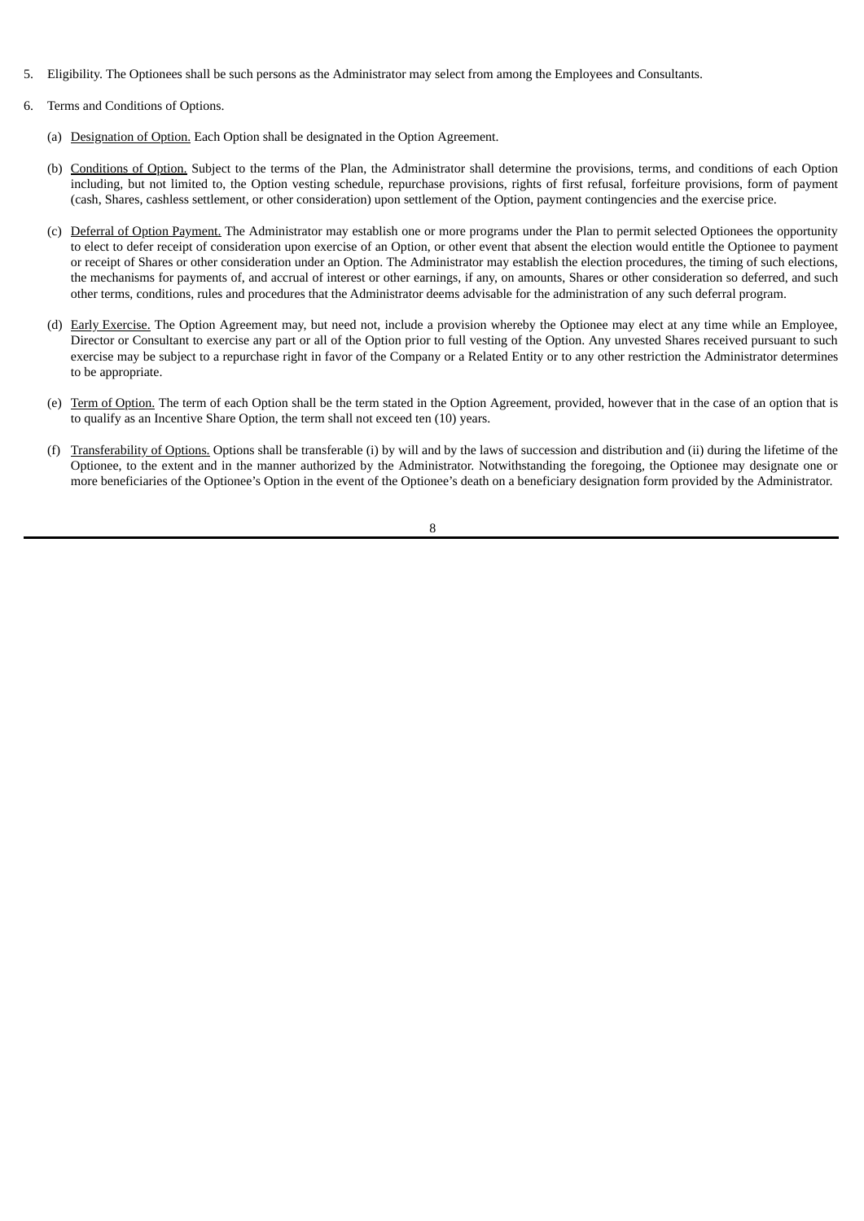5. Eligibility. The Optionees shall be such persons as the Administrator may select from among the Employees and Consultants.

6. Terms and Conditions of Options.

   (a) Designation of Option. Each Option shall be designated in the Option Agreement.

   (b) Conditions of Option. Subject to the terms of the Plan, the Administrator shall determine the provisions, terms, and conditions of each Option including, but not limited to, the Option vesting schedule, repurchase provisions, rights of first refusal, forfeiture provisions, form of payment (cash, Shares, cashless settlement, or other consideration) upon settlement of the Option, payment contingencies and the exercise price.

   (c) Deferral of Option Payment. The Administrator may establish one or more programs under the Plan to permit selected Optionees the opportunity to elect to defer receipt of consideration upon exercise of an Option, or other event that absent the election would entitle the Optionee to payment or receipt of Shares or other consideration under an Option. The Administrator may establish the election procedures, the timing of such elections, the mechanisms for payments of, and accrual of interest or other earnings, if any, on amounts, Shares or other consideration so deferred, and such other terms, conditions, rules and procedures that the Administrator deems advisable for the administration of any such deferral program.

   (d) Early Exercise. The Option Agreement may, but need not, include a provision whereby the Optionee may elect at any time while an Employee, Director or Consultant to exercise any part or all of the Option prior to full vesting of the Option. Any unvested Shares received pursuant to such exercise may be subject to a repurchase right in favor of the Company or a Related Entity or to any other restriction the Administrator determines to be appropriate.

   (e) Term of Option. The term of each Option shall be the term stated in the Option Agreement, provided, however that in the case of an option that is to qualify as an Incentive Share Option, the term shall not exceed ten (10) years.

   (f) Transferability of Options. Options shall be transferable (i) by will and by the laws of succession and distribution and (ii) during the lifetime of the Optionee, to the extent and in the manner authorized by the Administrator. Notwithstanding the foregoing, the Optionee may designate one or more beneficiaries of the Optionee's Option in the event of the Optionee's death on a beneficiary designation form provided by the Administrator.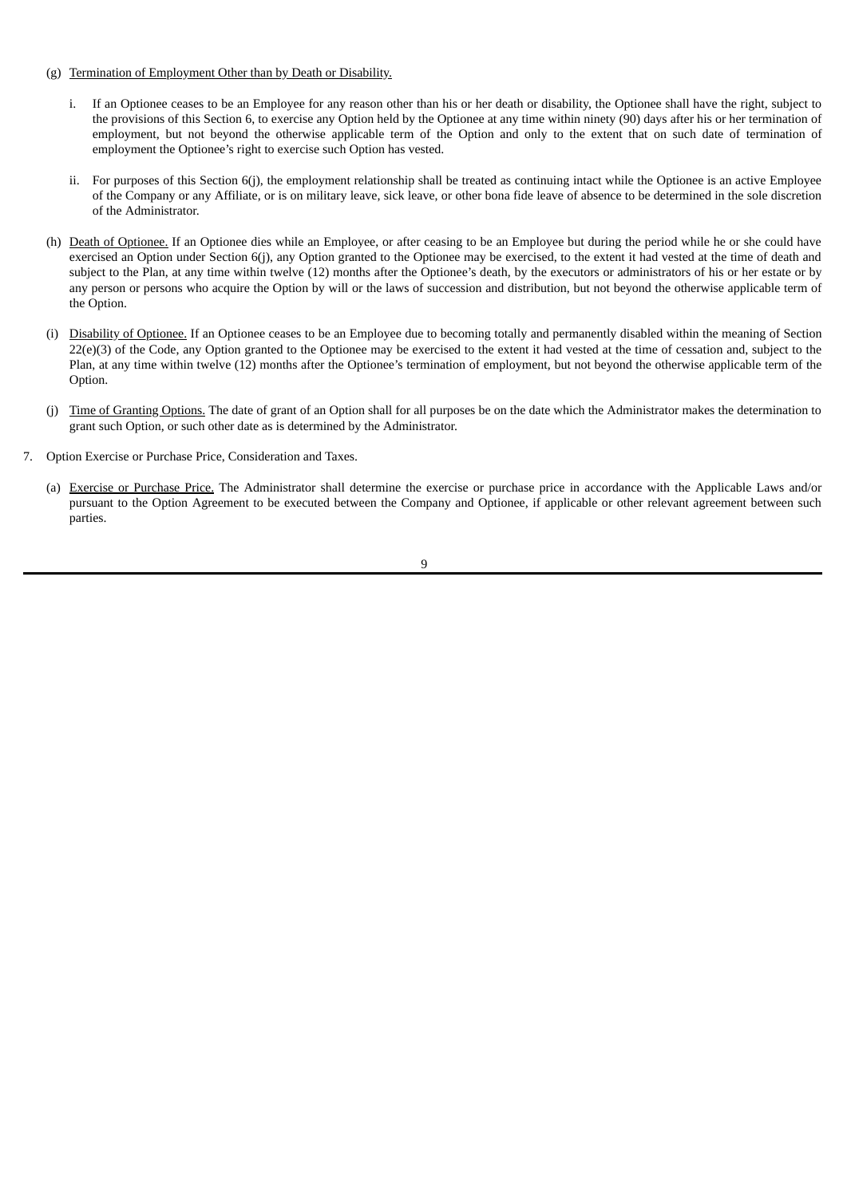(g) Termination of Employment Other than by Death or Disability.

i. If an Optionee ceases to be an Employee for any reason other than his or her death or disability, the Optionee shall have the right, subject to the provisions of this Section 6, to exercise any Option held by the Optionee at any time within ninety (90) days after his or her termination of employment, but not beyond the otherwise applicable term of the Option and only to the extent that on such date of termination of employment the Optionee's right to exercise such Option has vested.

ii. For purposes of this Section 6(j), the employment relationship shall be treated as continuing intact while the Optionee is an active Employee of the Company or any Affiliate, or is on military leave, sick leave, or other bona fide leave of absence to be determined in the sole discretion of the Administrator.

(h) Death of Optionee. If an Optionee dies while an Employee, or after ceasing to be an Employee but during the period while he or she could have exercised an Option under Section 6(j), any Option granted to the Optionee may be exercised, to the extent it had vested at the time of death and subject to the Plan, at any time within twelve (12) months after the Optionee's death, by the executors or administrators of his or her estate or by any person or persons who acquire the Option by will or the laws of succession and distribution, but not beyond the otherwise applicable term of the Option.

(i) Disability of Optionee. If an Optionee ceases to be an Employee due to becoming totally and permanently disabled within the meaning of Section 22(e)(3) of the Code, any Option granted to the Optionee may be exercised to the extent it had vested at the time of cessation and, subject to the Plan, at any time within twelve (12) months after the Optionee's termination of employment, but not beyond the otherwise applicable term of the Option.

(j) Time of Granting Options. The date of grant of an Option shall for all purposes be on the date which the Administrator makes the determination to grant such Option, or such other date as is determined by the Administrator.

7. Option Exercise or Purchase Price, Consideration and Taxes.

(a) Exercise or Purchase Price. The Administrator shall determine the exercise or purchase price in accordance with the Applicable Laws and/or pursuant to the Option Agreement to be executed between the Company and Optionee, if applicable or other relevant agreement between such parties.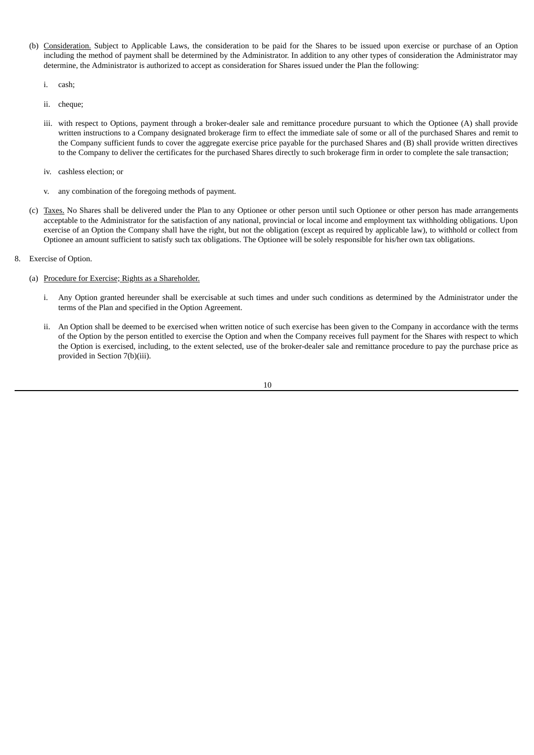(b) Consideration. Subject to Applicable Laws, the consideration to be paid for the Shares to be issued upon exercise or purchase of an Option including the method of payment shall be determined by the Administrator. In addition to any other types of consideration the Administrator may determine, the Administrator is authorized to accept as consideration for Shares issued under the Plan the following:

   i. cash;

   ii. cheque;

   iii. with respect to Options, payment through a broker-dealer sale and remittance procedure pursuant to which the Optionee (A) shall provide written instructions to a Company designated brokerage firm to effect the immediate sale of some or all of the purchased Shares and remit to the Company sufficient funds to cover the aggregate exercise price payable for the purchased Shares and (B) shall provide written directives to the Company to deliver the certificates for the purchased Shares directly to such brokerage firm in order to complete the sale transaction;

   iv. cashless election; or

   v. any combination of the foregoing methods of payment.

(c) Taxes. No Shares shall be delivered under the Plan to any Optionee or other person until such Optionee or other person has made arrangements acceptable to the Administrator for the satisfaction of any national, provincial or local income and employment tax withholding obligations. Upon exercise of an Option the Company shall have the right, but not the obligation (except as required by applicable law), to withhold or collect from Optionee an amount sufficient to satisfy such tax obligations. The Optionee will be solely responsible for his/her own tax obligations.

8. Exercise of Option.

   (a) Procedure for Exercise; Rights as a Shareholder.

      i. Any Option granted hereunder shall be exercisable at such times and under such conditions as determined by the Administrator under the terms of the Plan and specified in the Option Agreement.

      ii. An Option shall be deemed to be exercised when written notice of such exercise has been given to the Company in accordance with the terms of the Option by the person entitled to exercise the Option and when the Company receives full payment for the Shares with respect to which the Option is exercised, including, to the extent selected, use of the broker-dealer sale and remittance procedure to pay the purchase price as provided in Section 7(b)(iii).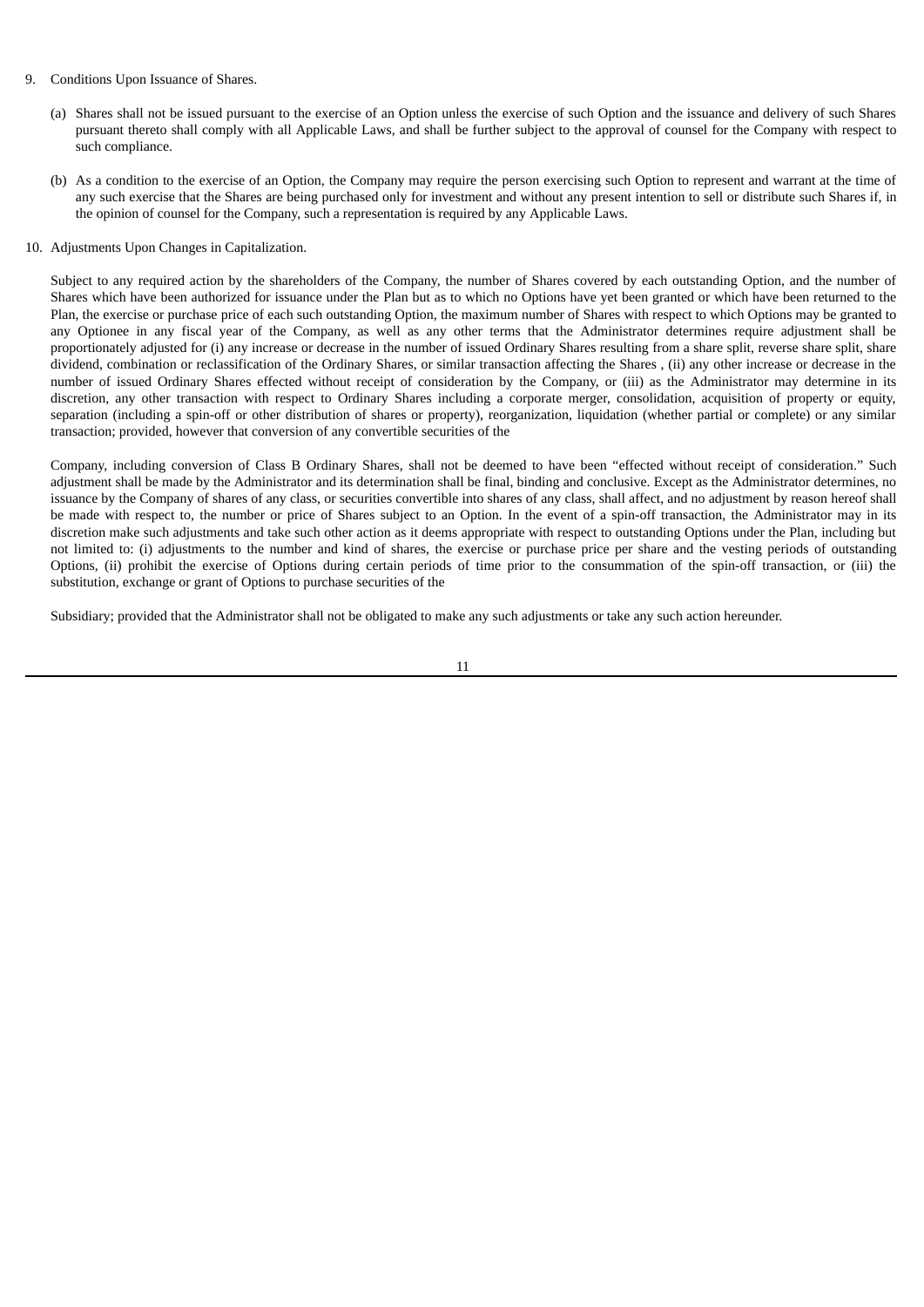9. Conditions Upon Issuance of Shares.

   (a) Shares shall not be issued pursuant to the exercise of an Option unless the exercise of such Option and the issuance and delivery of such Shares pursuant thereto shall comply with all Applicable Laws, and shall be further subject to the approval of counsel for the Company with respect to such compliance.

   (b) As a condition to the exercise of an Option, the Company may require the person exercising such Option to represent and warrant at the time of any such exercise that the Shares are being purchased only for investment and without any present intention to sell or distribute such Shares if, in the opinion of counsel for the Company, such a representation is required by any Applicable Laws.

10. Adjustments Upon Changes in Capitalization.

    Subject to any required action by the shareholders of the Company, the number of Shares covered by each outstanding Option, and the number of Shares which have been authorized for issuance under the Plan but as to which no Options have yet been granted or which have been returned to the Plan, the exercise or purchase price of each such outstanding Option, the maximum number of Shares with respect to which Options may be granted to any Optionee in any fiscal year of the Company, as well as any other terms that the Administrator determines require adjustment shall be proportionately adjusted for (i) any increase or decrease in the number of issued Ordinary Shares resulting from a share split, reverse share split, share dividend, combination or reclassification of the Ordinary Shares, or similar transaction affecting the Shares , (ii) any other increase or decrease in the number of issued Ordinary Shares effected without receipt of consideration by the Company, or (iii) as the Administrator may determine in its discretion, any other transaction with respect to Ordinary Shares including a corporate merger, consolidation, acquisition of property or equity, separation (including a spin-off or other distribution of shares or property), reorganization, liquidation (whether partial or complete) or any similar transaction; provided, however that conversion of any convertible securities of the Company, including conversion of Class B Ordinary Shares, shall not be deemed to have been "effected without receipt of consideration." Such adjustment shall be made by the Administrator and its determination shall be final, binding and conclusive. Except as the Administrator determines, no issuance by the Company of shares of any class, or securities convertible into shares of any class, shall affect, and no adjustment by reason hereof shall be made with respect to, the number or price of Shares subject to an Option. In the event of a spin-off transaction, the Administrator may in its discretion make such adjustments and take such other action as it deems appropriate with respect to outstanding Options under the Plan, including but not limited to: (i) adjustments to the number and kind of shares, the exercise or purchase price per share and the vesting periods of outstanding Options, (ii) prohibit the exercise of Options during certain periods of time prior to the consummation of the spin-off transaction, or (iii) the substitution, exchange or grant of Options to purchase securities of the Subsidiary; provided that the Administrator shall not be obligated to make any such adjustments or take any such action hereunder.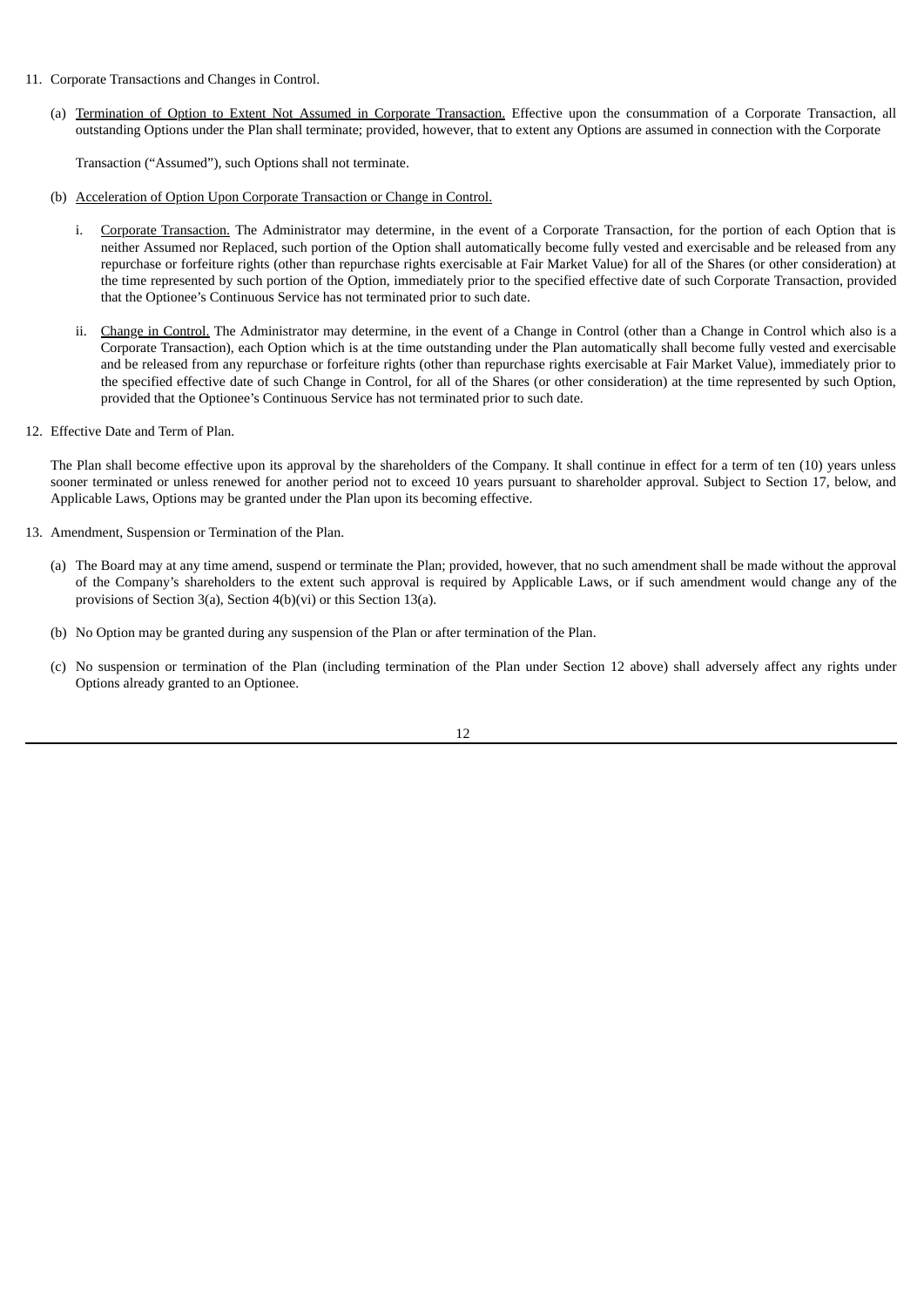11. Corporate Transactions and Changes in Control.

    (a) Termination of Option to Extent Not Assumed in Corporate Transaction. Effective upon the consummation of a Corporate Transaction, all outstanding Options under the Plan shall terminate; provided, however, that to extent any Options are assumed in connection with the Corporate Transaction ("Assumed"), such Options shall not terminate.

    (b) Acceleration of Option Upon Corporate Transaction or Change in Control.

        i. Corporate Transaction. The Administrator may determine, in the event of a Corporate Transaction, for the portion of each Option that is neither Assumed nor Replaced, such portion of the Option shall automatically become fully vested and exercisable and be released from any repurchase or forfeiture rights (other than repurchase rights exercisable at Fair Market Value) for all of the Shares (or other consideration) at the time represented by such portion of the Option, immediately prior to the specified effective date of such Corporate Transaction, provided that the Optionee's Continuous Service has not terminated prior to such date.

        ii. Change in Control. The Administrator may determine, in the event of a Change in Control (other than a Change in Control which also is a Corporate Transaction), each Option which is at the time outstanding under the Plan automatically shall become fully vested and exercisable and be released from any repurchase or forfeiture rights (other than repurchase rights exercisable at Fair Market Value), immediately prior to the specified effective date of such Change in Control, for all of the Shares (or other consideration) at the time represented by such Option, provided that the Optionee's Continuous Service has not terminated prior to such date.

12. Effective Date and Term of Plan.

    The Plan shall become effective upon its approval by the shareholders of the Company. It shall continue in effect for a term of ten (10) years unless sooner terminated or unless renewed for another period not to exceed 10 years pursuant to shareholder approval. Subject to Section 17, below, and Applicable Laws, Options may be granted under the Plan upon its becoming effective.

13. Amendment, Suspension or Termination of the Plan.

    (a) The Board may at any time amend, suspend or terminate the Plan; provided, however, that no such amendment shall be made without the approval of the Company's shareholders to the extent such approval is required by Applicable Laws, or if such amendment would change any of the provisions of Section 3(a), Section 4(b)(vi) or this Section 13(a).

    (b) No Option may be granted during any suspension of the Plan or after termination of the Plan.

    (c) No suspension or termination of the Plan (including termination of the Plan under Section 12 above) shall adversely affect any rights under Options already granted to an Optionee.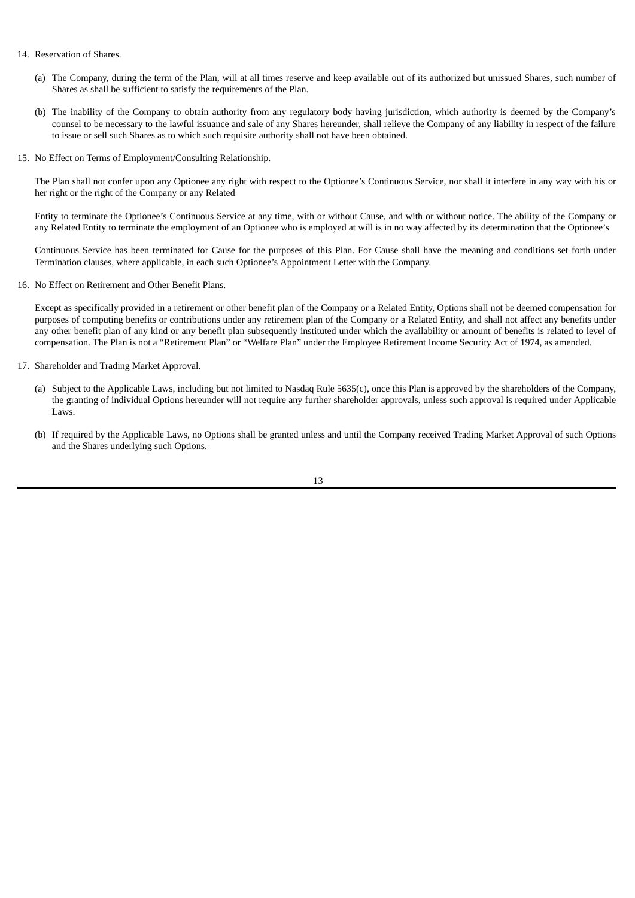14. Reservation of Shares.

    (a) The Company, during the term of the Plan, will at all times reserve and keep available out of its authorized but unissued Shares, such number of Shares as shall be sufficient to satisfy the requirements of the Plan.

    (b) The inability of the Company to obtain authority from any regulatory body having jurisdiction, which authority is deemed by the Company's counsel to be necessary to the lawful issuance and sale of any Shares hereunder, shall relieve the Company of any liability in respect of the failure to issue or sell such Shares as to which such requisite authority shall not have been obtained.

15. No Effect on Terms of Employment/Consulting Relationship.

    The Plan shall not confer upon any Optionee any right with respect to the Optionee's Continuous Service, nor shall it interfere in any way with his or her right or the right of the Company or any Related

    Entity to terminate the Optionee's Continuous Service at any time, with or without Cause, and with or without notice. The ability of the Company or any Related Entity to terminate the employment of an Optionee who is employed at will is in no way affected by its determination that the Optionee's

    Continuous Service has been terminated for Cause for the purposes of this Plan. For Cause shall have the meaning and conditions set forth under Termination clauses, where applicable, in each such Optionee's Appointment Letter with the Company.

16. No Effect on Retirement and Other Benefit Plans.

    Except as specifically provided in a retirement or other benefit plan of the Company or a Related Entity, Options shall not be deemed compensation for purposes of computing benefits or contributions under any retirement plan of the Company or a Related Entity, and shall not affect any benefits under any other benefit plan of any kind or any benefit plan subsequently instituted under which the availability or amount of benefits is related to level of compensation. The Plan is not a "Retirement Plan" or "Welfare Plan" under the Employee Retirement Income Security Act of 1974, as amended.

17. Shareholder and Trading Market Approval.

    (a) Subject to the Applicable Laws, including but not limited to Nasdaq Rule 5635(c), once this Plan is approved by the shareholders of the Company, the granting of individual Options hereunder will not require any further shareholder approvals, unless such approval is required under Applicable Laws.

    (b) If required by the Applicable Laws, no Options shall be granted unless and until the Company received Trading Market Approval of such Options and the Shares underlying such Options.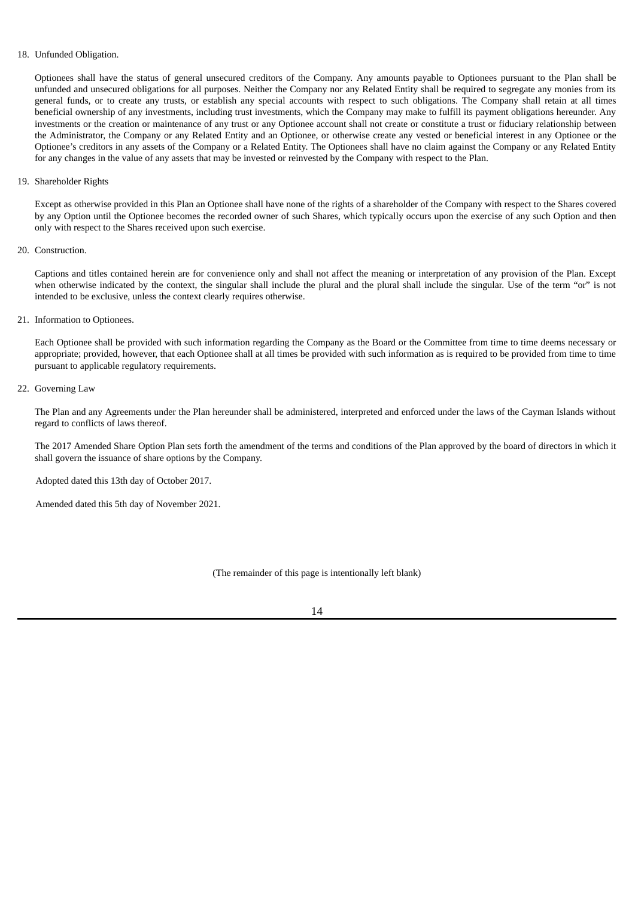18. Unfunded Obligation.

Optionees shall have the status of general unsecured creditors of the Company. Any amounts payable to Optionees pursuant to the Plan shall be unfunded and unsecured obligations for all purposes. Neither the Company nor any Related Entity shall be required to segregate any monies from its general funds, or to create any trusts, or establish any special accounts with respect to such obligations. The Company shall retain at all times beneficial ownership of any investments, including trust investments, which the Company may make to fulfill its payment obligations hereunder. Any investments or the creation or maintenance of any trust or any Optionee account shall not create or constitute a trust or fiduciary relationship between the Administrator, the Company or any Related Entity and an Optionee, or otherwise create any vested or beneficial interest in any Optionee or the Optionee's creditors in any assets of the Company or a Related Entity. The Optionees shall have no claim against the Company or any Related Entity for any changes in the value of any assets that may be invested or reinvested by the Company with respect to the Plan.

19. Shareholder Rights

Except as otherwise provided in this Plan an Optionee shall have none of the rights of a shareholder of the Company with respect to the Shares covered by any Option until the Optionee becomes the recorded owner of such Shares, which typically occurs upon the exercise of any such Option and then only with respect to the Shares received upon such exercise.

20. Construction.

Captions and titles contained herein are for convenience only and shall not affect the meaning or interpretation of any provision of the Plan. Except when otherwise indicated by the context, the singular shall include the plural and the plural shall include the singular. Use of the term "or" is not intended to be exclusive, unless the context clearly requires otherwise.

21. Information to Optionees.

Each Optionee shall be provided with such information regarding the Company as the Board or the Committee from time to time deems necessary or appropriate; provided, however, that each Optionee shall at all times be provided with such information as is required to be provided from time to time pursuant to applicable regulatory requirements.

22. Governing Law

The Plan and any Agreements under the Plan hereunder shall be administered, interpreted and enforced under the laws of the Cayman Islands without regard to conflicts of laws thereof.

The 2017 Amended Share Option Plan sets forth the amendment of the terms and conditions of the Plan approved by the board of directors in which it shall govern the issuance of share options by the Company.

Adopted dated this 13th day of October 2017.

Amended dated this 5th day of November 2021.

(The remainder of this page is intentionally left blank)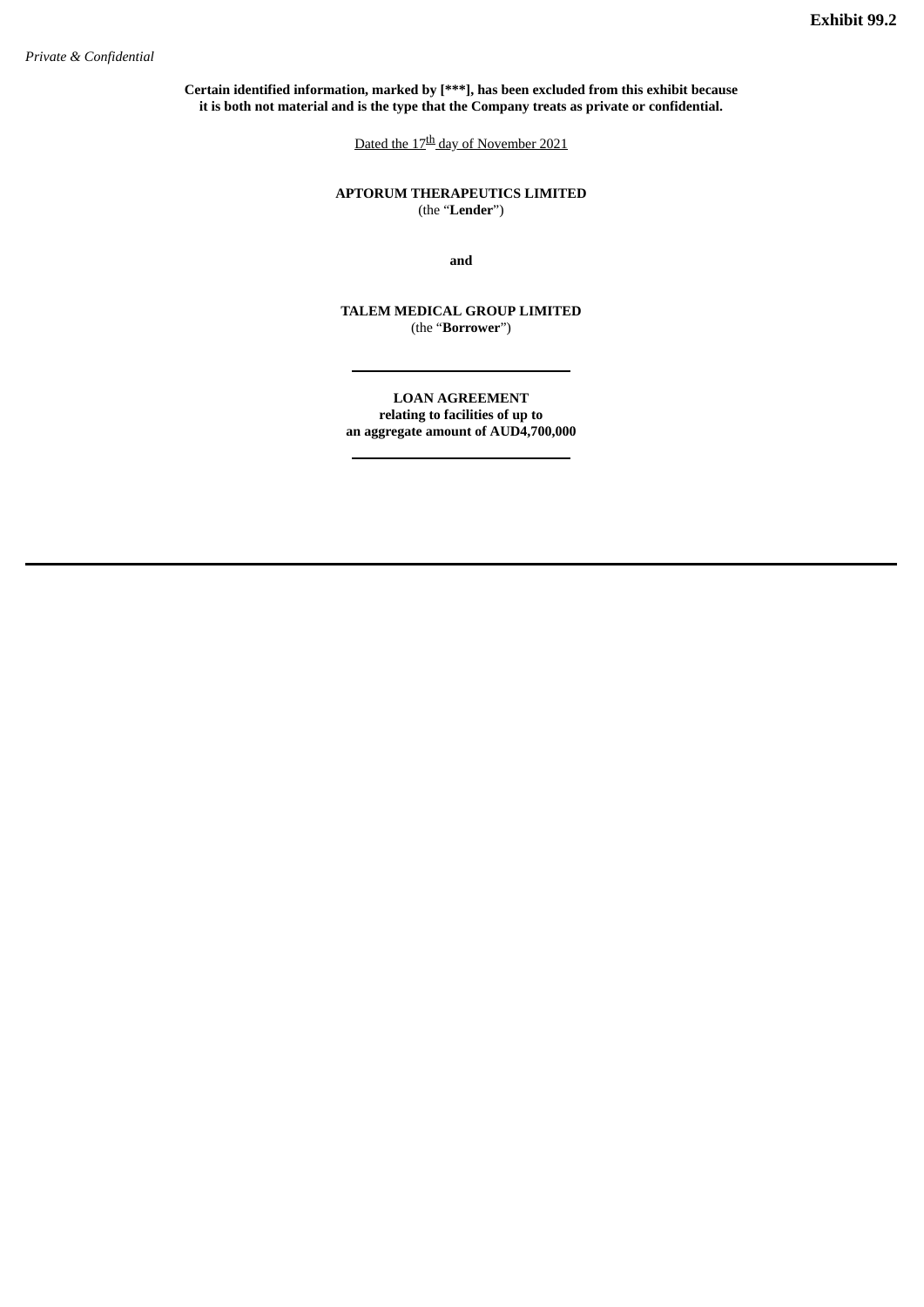**Exhibit 99.2**

*Private & Confidential*

**Certain identified information, marked by [***], has been excluded from this exhibit because it is both not material and is the type that the Company treats as private or confidential.**

Dated the 17th day of November 2021

**APTORUM THERAPEUTICS LIMITED**
(the "**Lender**")

**and**

**TALEM MEDICAL GROUP LIMITED**
(the "**Borrower**")

---

**LOAN AGREEMENT**
**relating to facilities of up to**
**an aggregate amount of AUD4,700,000**

---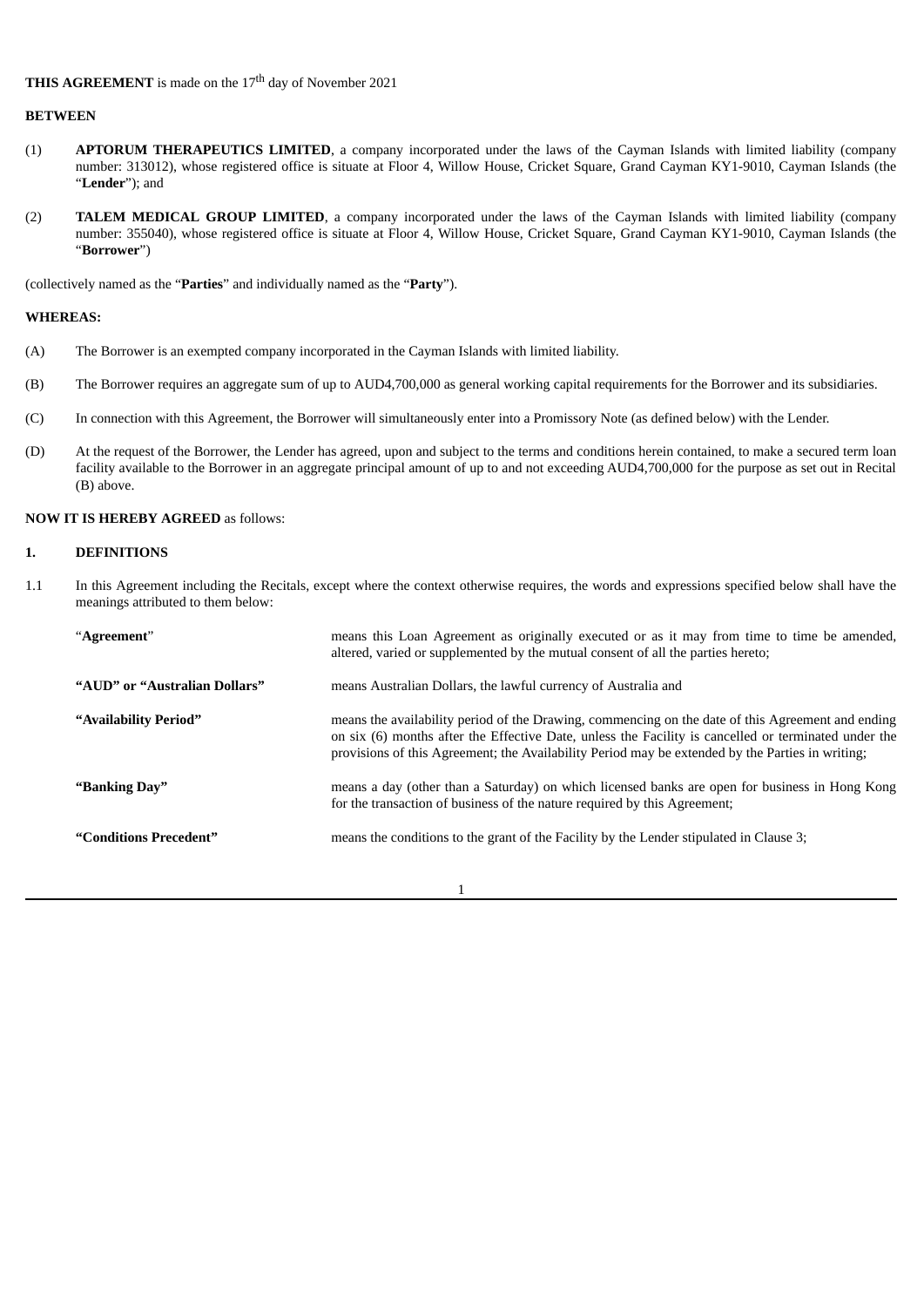**THIS AGREEMENT** is made on the 17th day of November 2021

**BETWEEN**

(1) **APTORUM THERAPEUTICS LIMITED**, a company incorporated under the laws of the Cayman Islands with limited liability (company number: 313012), whose registered office is situate at Floor 4, Willow House, Cricket Square, Grand Cayman KY1-9010, Cayman Islands (the "**Lender**"); and

(2) **TALEM MEDICAL GROUP LIMITED**, a company incorporated under the laws of the Cayman Islands with limited liability (company number: 355040), whose registered office is situate at Floor 4, Willow House, Cricket Square, Grand Cayman KY1-9010, Cayman Islands (the "**Borrower**")

(collectively named as the "**Parties**" and individually named as the "**Party**").

**WHEREAS:**

(A) The Borrower is an exempted company incorporated in the Cayman Islands with limited liability.

(B) The Borrower requires an aggregate sum of up to AUD4,700,000 as general working capital requirements for the Borrower and its subsidiaries.

(C) In connection with this Agreement, the Borrower will simultaneously enter into a Promissory Note (as defined below) with the Lender.

(D) At the request of the Borrower, the Lender has agreed, upon and subject to the terms and conditions herein contained, to make a secured term loan facility available to the Borrower in an aggregate principal amount of up to and not exceeding AUD4,700,000 for the purpose as set out in Recital (B) above.

**NOW IT IS HEREBY AGREED** as follows:

## 1. DEFINITIONS

1.1 In this Agreement including the Recitals, except where the context otherwise requires, the words and expressions specified below shall have the meanings attributed to them below:

| | |
|---|---|
| "**Agreement**" | means this Loan Agreement as originally executed or as it may from time to time be amended, altered, varied or supplemented by the mutual consent of all the parties hereto; |
| **"AUD" or "Australian Dollars"** | means Australian Dollars, the lawful currency of Australia and |
| **"Availability Period"** | means the availability period of the Drawing, commencing on the date of this Agreement and ending on six (6) months after the Effective Date, unless the Facility is cancelled or terminated under the provisions of this Agreement; the Availability Period may be extended by the Parties in writing; |
| **"Banking Day"** | means a day (other than a Saturday) on which licensed banks are open for business in Hong Kong for the transaction of business of the nature required by this Agreement; |
| **"Conditions Precedent"** | means the conditions to the grant of the Facility by the Lender stipulated in Clause 3; |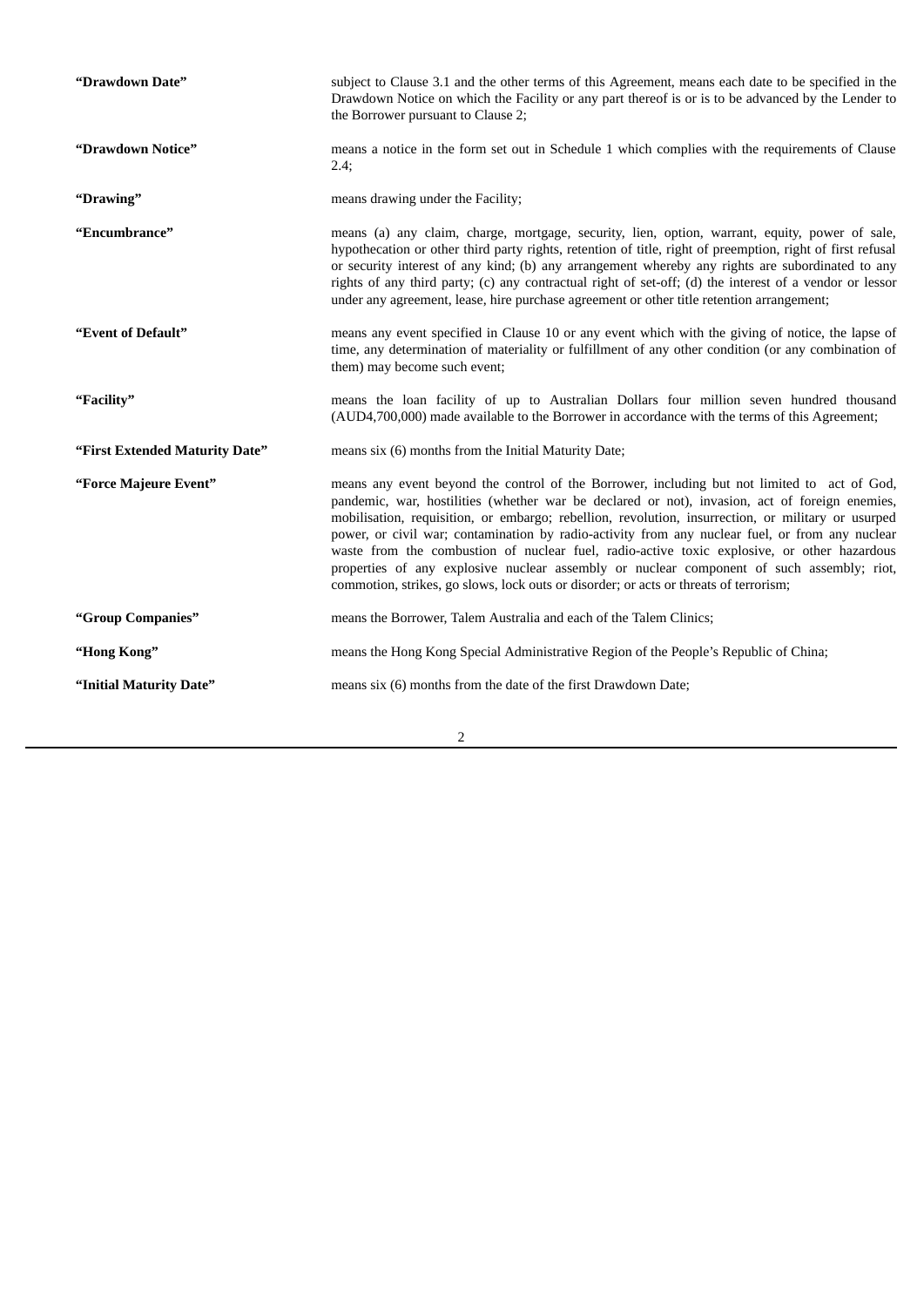**"Drawdown Date"** subject to Clause 3.1 and the other terms of this Agreement, means each date to be specified in the Drawdown Notice on which the Facility or any part thereof is or is to be advanced by the Lender to the Borrower pursuant to Clause 2;

**"Drawdown Notice"** means a notice in the form set out in Schedule 1 which complies with the requirements of Clause 2.4;

**"Drawing"** means drawing under the Facility;

**"Encumbrance"** means (a) any claim, charge, mortgage, security, lien, option, warrant, equity, power of sale, hypothecation or other third party rights, retention of title, right of preemption, right of first refusal or security interest of any kind; (b) any arrangement whereby any rights are subordinated to any rights of any third party; (c) any contractual right of set-off; (d) the interest of a vendor or lessor under any agreement, lease, hire purchase agreement or other title retention arrangement;

**"Event of Default"** means any event specified in Clause 10 or any event which with the giving of notice, the lapse of time, any determination of materiality or fulfillment of any other condition (or any combination of them) may become such event;

**"Facility"** means the loan facility of up to Australian Dollars four million seven hundred thousand (AUD4,700,000) made available to the Borrower in accordance with the terms of this Agreement;

**"First Extended Maturity Date"** means six (6) months from the Initial Maturity Date;

**"Force Majeure Event"** means any event beyond the control of the Borrower, including but not limited to act of God, pandemic, war, hostilities (whether war be declared or not), invasion, act of foreign enemies, mobilisation, requisition, or embargo; rebellion, revolution, insurrection, or military or usurped power, or civil war; contamination by radio-activity from any nuclear fuel, or from any nuclear waste from the combustion of nuclear fuel, radio-active toxic explosive, or other hazardous properties of any explosive nuclear assembly or nuclear component of such assembly; riot, commotion, strikes, go slows, lock outs or disorder; or acts or threats of terrorism;

**"Group Companies"** means the Borrower, Talem Australia and each of the Talem Clinics;

**"Hong Kong"** means the Hong Kong Special Administrative Region of the People's Republic of China;

**"Initial Maturity Date"** means six (6) months from the date of the first Drawdown Date;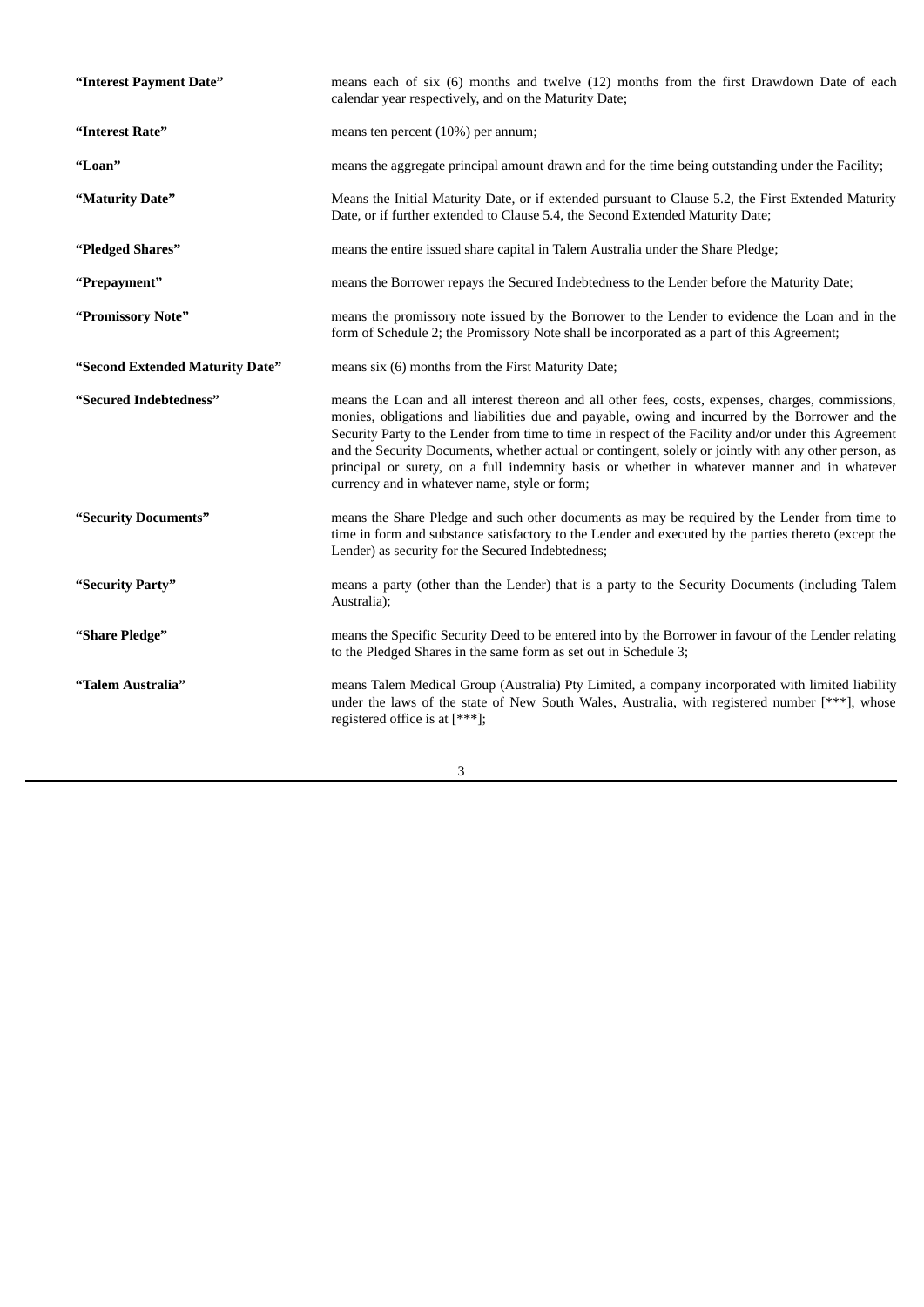| | |
|---|---|
| **“Interest Payment Date”** | means each of six (6) months and twelve (12) months from the first Drawdown Date of each calendar year respectively, and on the Maturity Date; |
| **“Interest Rate”** | means ten percent (10%) per annum; |
| **“Loan”** | means the aggregate principal amount drawn and for the time being outstanding under the Facility; |
| **“Maturity Date”** | Means the Initial Maturity Date, or if extended pursuant to Clause 5.2, the First Extended Maturity Date, or if further extended to Clause 5.4, the Second Extended Maturity Date; |
| **“Pledged Shares”** | means the entire issued share capital in Talem Australia under the Share Pledge; |
| **“Prepayment”** | means the Borrower repays the Secured Indebtedness to the Lender before the Maturity Date; |
| **“Promissory Note”** | means the promissory note issued by the Borrower to the Lender to evidence the Loan and in the form of Schedule 2; the Promissory Note shall be incorporated as a part of this Agreement; |
| **“Second Extended Maturity Date”** | means six (6) months from the First Maturity Date; |
| **“Secured Indebtedness”** | means the Loan and all interest thereon and all other fees, costs, expenses, charges, commissions, monies, obligations and liabilities due and payable, owing and incurred by the Borrower and the Security Party to the Lender from time to time in respect of the Facility and/or under this Agreement and the Security Documents, whether actual or contingent, solely or jointly with any other person, as principal or surety, on a full indemnity basis or whether in whatever manner and in whatever currency and in whatever name, style or form; |
| **“Security Documents”** | means the Share Pledge and such other documents as may be required by the Lender from time to time in form and substance satisfactory to the Lender and executed by the parties thereto (except the Lender) as security for the Secured Indebtedness; |
| **“Security Party”** | means a party (other than the Lender) that is a party to the Security Documents (including Talem Australia); |
| **“Share Pledge”** | means the Specific Security Deed to be entered into by the Borrower in favour of the Lender relating to the Pledged Shares in the same form as set out in Schedule 3; |
| **“Talem Australia”** | means Talem Medical Group (Australia) Pty Limited, a company incorporated with limited liability under the laws of the state of New South Wales, Australia, with registered number [***], whose registered office is at [***]; |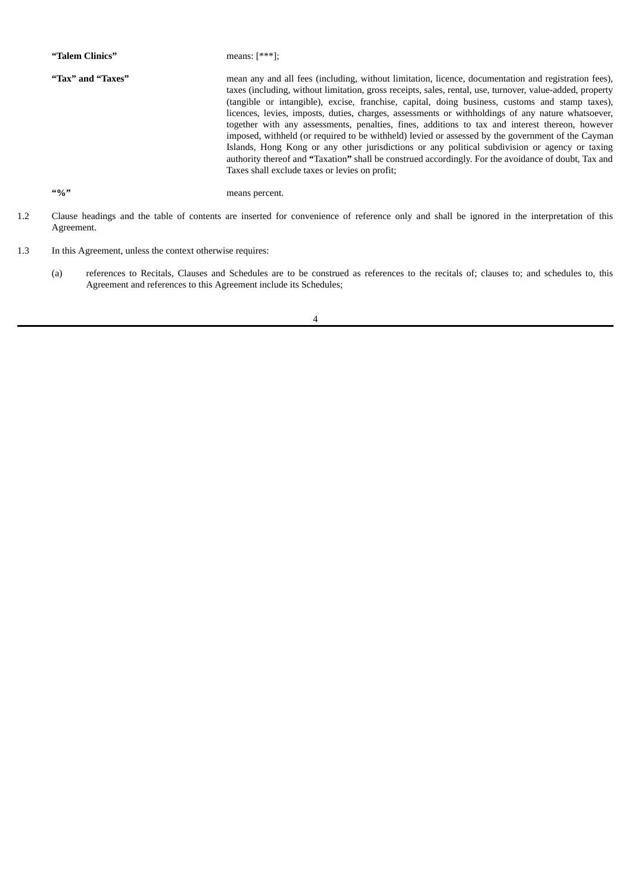**"Talem Clinics"** means: [***];

**"Tax" and "Taxes"** mean any and all fees (including, without limitation, licence, documentation and registration fees), taxes (including, without limitation, gross receipts, sales, rental, use, turnover, value-added, property (tangible or intangible), excise, franchise, capital, doing business, customs and stamp taxes), licences, levies, imposts, duties, charges, assessments or withholdings of any nature whatsoever, together with any assessments, penalties, fines, additions to tax and interest thereon, however imposed, withheld (or required to be withheld) levied or assessed by the government of the Cayman Islands, Hong Kong or any other jurisdictions or any political subdivision or agency or taxing authority thereof and **"**Taxation**"** shall be construed accordingly. For the avoidance of doubt, Tax and Taxes shall exclude taxes or levies on profit;

**"%"** means percent.

1.2 Clause headings and the table of contents are inserted for convenience of reference only and shall be ignored in the interpretation of this Agreement.

1.3 In this Agreement, unless the context otherwise requires:

(a) references to Recitals, Clauses and Schedules are to be construed as references to the recitals of; clauses to; and schedules to, this Agreement and references to this Agreement include its Schedules;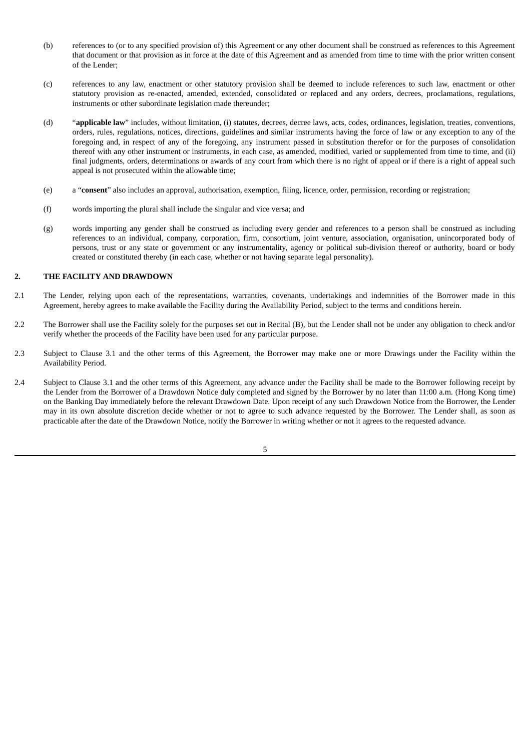(b) references to (or to any specified provision of) this Agreement or any other document shall be construed as references to this Agreement that document or that provision as in force at the date of this Agreement and as amended from time to time with the prior written consent of the Lender;

(c) references to any law, enactment or other statutory provision shall be deemed to include references to such law, enactment or other statutory provision as re-enacted, amended, extended, consolidated or replaced and any orders, decrees, proclamations, regulations, instruments or other subordinate legislation made thereunder;

(d) "**applicable law**" includes, without limitation, (i) statutes, decrees, decree laws, acts, codes, ordinances, legislation, treaties, conventions, orders, rules, regulations, notices, directions, guidelines and similar instruments having the force of law or any exception to any of the foregoing and, in respect of any of the foregoing, any instrument passed in substitution therefor or for the purposes of consolidation thereof with any other instrument or instruments, in each case, as amended, modified, varied or supplemented from time to time, and (ii) final judgments, orders, determinations or awards of any court from which there is no right of appeal or if there is a right of appeal such appeal is not prosecuted within the allowable time;

(e) a "**consent**" also includes an approval, authorisation, exemption, filing, licence, order, permission, recording or registration;

(f) words importing the plural shall include the singular and vice versa; and

(g) words importing any gender shall be construed as including every gender and references to a person shall be construed as including references to an individual, company, corporation, firm, consortium, joint venture, association, organisation, unincorporated body of persons, trust or any state or government or any instrumentality, agency or political sub-division thereof or authority, board or body created or constituted thereby (in each case, whether or not having separate legal personality).

## 2. THE FACILITY AND DRAWDOWN

2.1 The Lender, relying upon each of the representations, warranties, covenants, undertakings and indemnities of the Borrower made in this Agreement, hereby agrees to make available the Facility during the Availability Period, subject to the terms and conditions herein.

2.2 The Borrower shall use the Facility solely for the purposes set out in Recital (B), but the Lender shall not be under any obligation to check and/or verify whether the proceeds of the Facility have been used for any particular purpose.

2.3 Subject to Clause 3.1 and the other terms of this Agreement, the Borrower may make one or more Drawings under the Facility within the Availability Period.

2.4 Subject to Clause 3.1 and the other terms of this Agreement, any advance under the Facility shall be made to the Borrower following receipt by the Lender from the Borrower of a Drawdown Notice duly completed and signed by the Borrower by no later than 11:00 a.m. (Hong Kong time) on the Banking Day immediately before the relevant Drawdown Date. Upon receipt of any such Drawdown Notice from the Borrower, the Lender may in its own absolute discretion decide whether or not to agree to such advance requested by the Borrower. The Lender shall, as soon as practicable after the date of the Drawdown Notice, notify the Borrower in writing whether or not it agrees to the requested advance.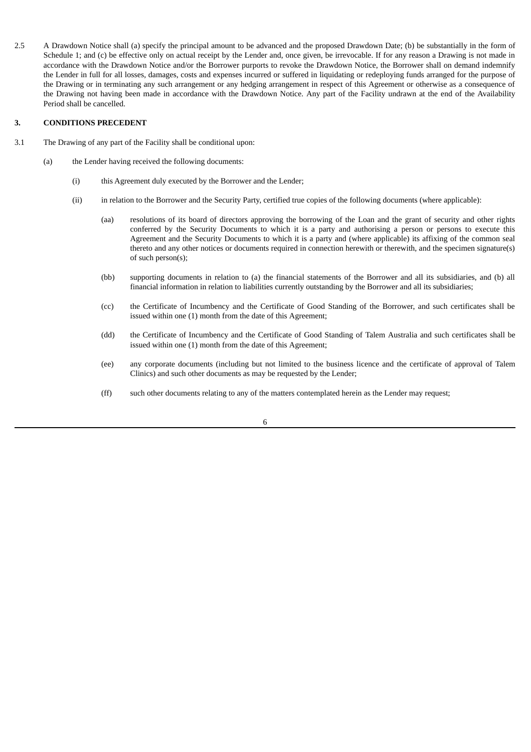2.5 A Drawdown Notice shall (a) specify the principal amount to be advanced and the proposed Drawdown Date; (b) be substantially in the form of Schedule 1; and (c) be effective only on actual receipt by the Lender and, once given, be irrevocable. If for any reason a Drawing is not made in accordance with the Drawdown Notice and/or the Borrower purports to revoke the Drawdown Notice, the Borrower shall on demand indemnify the Lender in full for all losses, damages, costs and expenses incurred or suffered in liquidating or redeploying funds arranged for the purpose of the Drawing or in terminating any such arrangement or any hedging arrangement in respect of this Agreement or otherwise as a consequence of the Drawing not having been made in accordance with the Drawdown Notice. Any part of the Facility undrawn at the end of the Availability Period shall be cancelled.

**3. CONDITIONS PRECEDENT**

3.1 The Drawing of any part of the Facility shall be conditional upon:

(a) the Lender having received the following documents:

(i) this Agreement duly executed by the Borrower and the Lender;

(ii) in relation to the Borrower and the Security Party, certified true copies of the following documents (where applicable):

(aa) resolutions of its board of directors approving the borrowing of the Loan and the grant of security and other rights conferred by the Security Documents to which it is a party and authorising a person or persons to execute this Agreement and the Security Documents to which it is a party and (where applicable) its affixing of the common seal thereto and any other notices or documents required in connection herewith or therewith, and the specimen signature(s) of such person(s);

(bb) supporting documents in relation to (a) the financial statements of the Borrower and all its subsidiaries, and (b) all financial information in relation to liabilities currently outstanding by the Borrower and all its subsidiaries;

(cc) the Certificate of Incumbency and the Certificate of Good Standing of the Borrower, and such certificates shall be issued within one (1) month from the date of this Agreement;

(dd) the Certificate of Incumbency and the Certificate of Good Standing of Talem Australia and such certificates shall be issued within one (1) month from the date of this Agreement;

(ee) any corporate documents (including but not limited to the business licence and the certificate of approval of Talem Clinics) and such other documents as may be requested by the Lender;

(ff) such other documents relating to any of the matters contemplated herein as the Lender may request;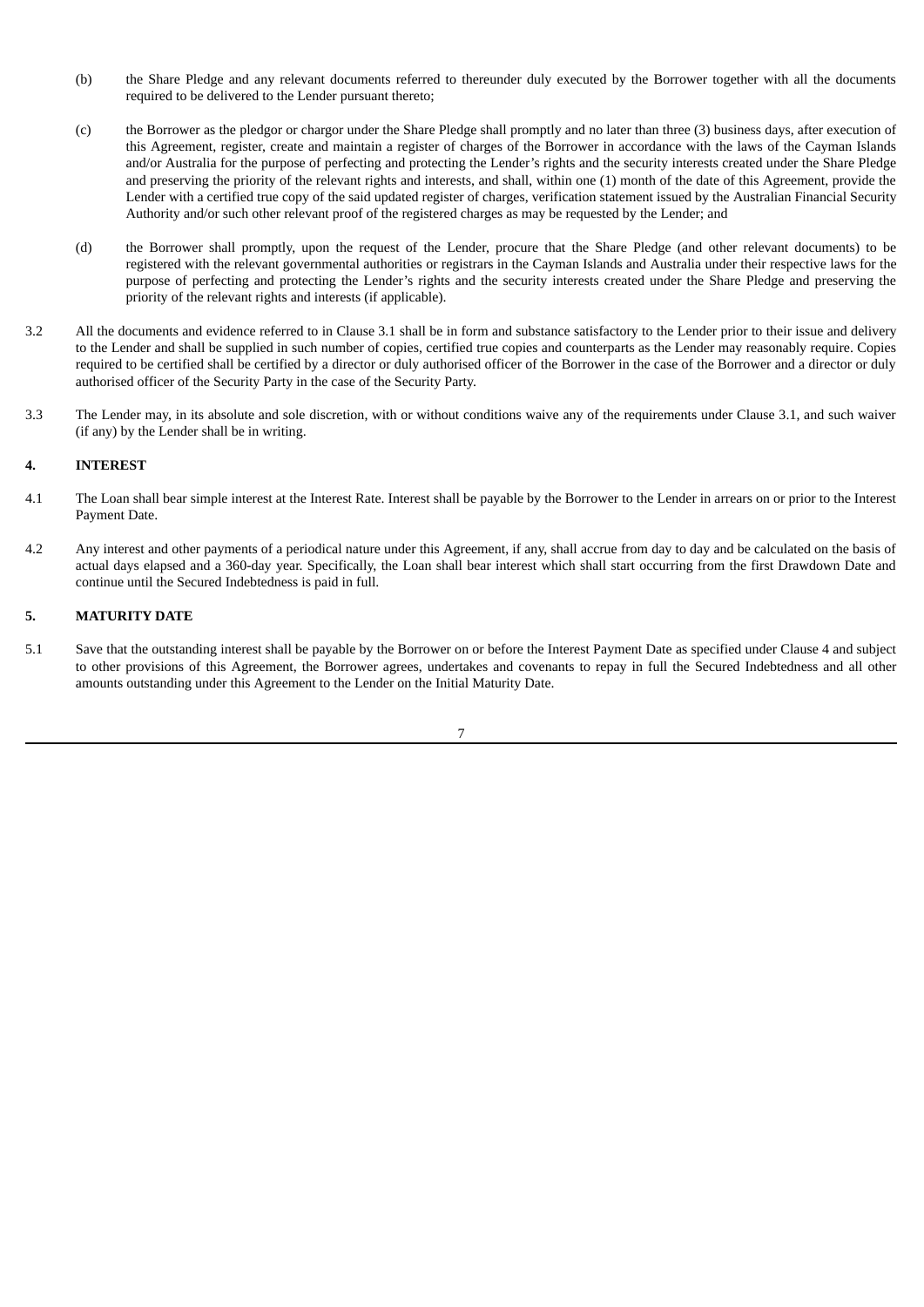(b) the Share Pledge and any relevant documents referred to thereunder duly executed by the Borrower together with all the documents required to be delivered to the Lender pursuant thereto;

(c) the Borrower as the pledgor or chargor under the Share Pledge shall promptly and no later than three (3) business days, after execution of this Agreement, register, create and maintain a register of charges of the Borrower in accordance with the laws of the Cayman Islands and/or Australia for the purpose of perfecting and protecting the Lender's rights and the security interests created under the Share Pledge and preserving the priority of the relevant rights and interests, and shall, within one (1) month of the date of this Agreement, provide the Lender with a certified true copy of the said updated register of charges, verification statement issued by the Australian Financial Security Authority and/or such other relevant proof of the registered charges as may be requested by the Lender; and

(d) the Borrower shall promptly, upon the request of the Lender, procure that the Share Pledge (and other relevant documents) to be registered with the relevant governmental authorities or registrars in the Cayman Islands and Australia under their respective laws for the purpose of perfecting and protecting the Lender's rights and the security interests created under the Share Pledge and preserving the priority of the relevant rights and interests (if applicable).

3.2 All the documents and evidence referred to in Clause 3.1 shall be in form and substance satisfactory to the Lender prior to their issue and delivery to the Lender and shall be supplied in such number of copies, certified true copies and counterparts as the Lender may reasonably require. Copies required to be certified shall be certified by a director or duly authorised officer of the Borrower in the case of the Borrower and a director or duly authorised officer of the Security Party in the case of the Security Party.

3.3 The Lender may, in its absolute and sole discretion, with or without conditions waive any of the requirements under Clause 3.1, and such waiver (if any) by the Lender shall be in writing.

## 4. INTEREST

4.1 The Loan shall bear simple interest at the Interest Rate. Interest shall be payable by the Borrower to the Lender in arrears on or prior to the Interest Payment Date.

4.2 Any interest and other payments of a periodical nature under this Agreement, if any, shall accrue from day to day and be calculated on the basis of actual days elapsed and a 360-day year. Specifically, the Loan shall bear interest which shall start occurring from the first Drawdown Date and continue until the Secured Indebtedness is paid in full.

## 5. MATURITY DATE

5.1 Save that the outstanding interest shall be payable by the Borrower on or before the Interest Payment Date as specified under Clause 4 and subject to other provisions of this Agreement, the Borrower agrees, undertakes and covenants to repay in full the Secured Indebtedness and all other amounts outstanding under this Agreement to the Lender on the Initial Maturity Date.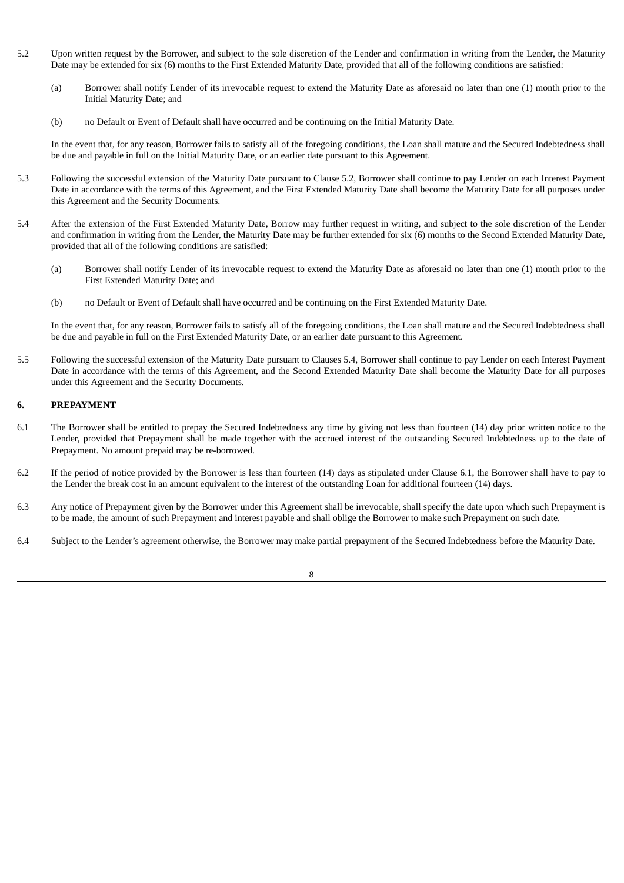5.2 Upon written request by the Borrower, and subject to the sole discretion of the Lender and confirmation in writing from the Lender, the Maturity Date may be extended for six (6) months to the First Extended Maturity Date, provided that all of the following conditions are satisfied:

(a) Borrower shall notify Lender of its irrevocable request to extend the Maturity Date as aforesaid no later than one (1) month prior to the Initial Maturity Date; and

(b) no Default or Event of Default shall have occurred and be continuing on the Initial Maturity Date.

In the event that, for any reason, Borrower fails to satisfy all of the foregoing conditions, the Loan shall mature and the Secured Indebtedness shall be due and payable in full on the Initial Maturity Date, or an earlier date pursuant to this Agreement.

5.3 Following the successful extension of the Maturity Date pursuant to Clause 5.2, Borrower shall continue to pay Lender on each Interest Payment Date in accordance with the terms of this Agreement, and the First Extended Maturity Date shall become the Maturity Date for all purposes under this Agreement and the Security Documents.

5.4 After the extension of the First Extended Maturity Date, Borrow may further request in writing, and subject to the sole discretion of the Lender and confirmation in writing from the Lender, the Maturity Date may be further extended for six (6) months to the Second Extended Maturity Date, provided that all of the following conditions are satisfied:

(a) Borrower shall notify Lender of its irrevocable request to extend the Maturity Date as aforesaid no later than one (1) month prior to the First Extended Maturity Date; and

(b) no Default or Event of Default shall have occurred and be continuing on the First Extended Maturity Date.

In the event that, for any reason, Borrower fails to satisfy all of the foregoing conditions, the Loan shall mature and the Secured Indebtedness shall be due and payable in full on the First Extended Maturity Date, or an earlier date pursuant to this Agreement.

5.5 Following the successful extension of the Maturity Date pursuant to Clauses 5.4, Borrower shall continue to pay Lender on each Interest Payment Date in accordance with the terms of this Agreement, and the Second Extended Maturity Date shall become the Maturity Date for all purposes under this Agreement and the Security Documents.

**6. PREPAYMENT**

6.1 The Borrower shall be entitled to prepay the Secured Indebtedness any time by giving not less than fourteen (14) day prior written notice to the Lender, provided that Prepayment shall be made together with the accrued interest of the outstanding Secured Indebtedness up to the date of Prepayment. No amount prepaid may be re-borrowed.

6.2 If the period of notice provided by the Borrower is less than fourteen (14) days as stipulated under Clause 6.1, the Borrower shall have to pay to the Lender the break cost in an amount equivalent to the interest of the outstanding Loan for additional fourteen (14) days.

6.3 Any notice of Prepayment given by the Borrower under this Agreement shall be irrevocable, shall specify the date upon which such Prepayment is to be made, the amount of such Prepayment and interest payable and shall oblige the Borrower to make such Prepayment on such date.

6.4 Subject to the Lender's agreement otherwise, the Borrower may make partial prepayment of the Secured Indebtedness before the Maturity Date.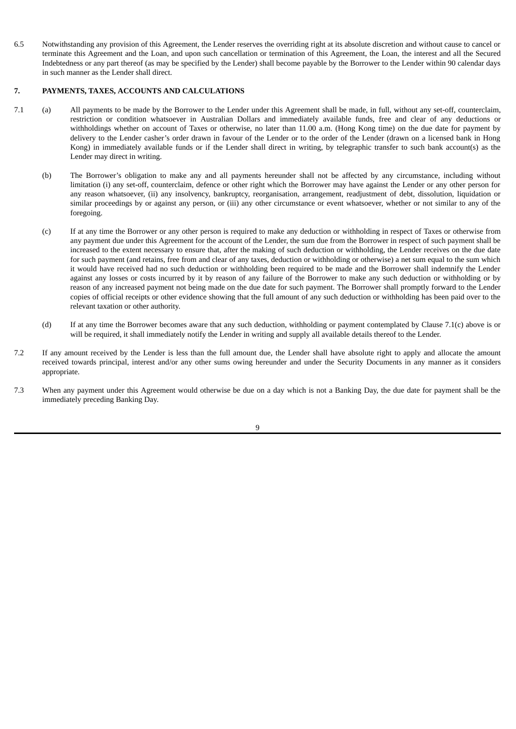6.5 Notwithstanding any provision of this Agreement, the Lender reserves the overriding right at its absolute discretion and without cause to cancel or terminate this Agreement and the Loan, and upon such cancellation or termination of this Agreement, the Loan, the interest and all the Secured Indebtedness or any part thereof (as may be specified by the Lender) shall become payable by the Borrower to the Lender within 90 calendar days in such manner as the Lender shall direct.

**7. PAYMENTS, TAXES, ACCOUNTS AND CALCULATIONS**

7.1 (a) All payments to be made by the Borrower to the Lender under this Agreement shall be made, in full, without any set-off, counterclaim, restriction or condition whatsoever in Australian Dollars and immediately available funds, free and clear of any deductions or withholdings whether on account of Taxes or otherwise, no later than 11.00 a.m. (Hong Kong time) on the due date for payment by delivery to the Lender casher's order drawn in favour of the Lender or to the order of the Lender (drawn on a licensed bank in Hong Kong) in immediately available funds or if the Lender shall direct in writing, by telegraphic transfer to such bank account(s) as the Lender may direct in writing.

(b) The Borrower's obligation to make any and all payments hereunder shall not be affected by any circumstance, including without limitation (i) any set-off, counterclaim, defence or other right which the Borrower may have against the Lender or any other person for any reason whatsoever, (ii) any insolvency, bankruptcy, reorganisation, arrangement, readjustment of debt, dissolution, liquidation or similar proceedings by or against any person, or (iii) any other circumstance or event whatsoever, whether or not similar to any of the foregoing.

(c) If at any time the Borrower or any other person is required to make any deduction or withholding in respect of Taxes or otherwise from any payment due under this Agreement for the account of the Lender, the sum due from the Borrower in respect of such payment shall be increased to the extent necessary to ensure that, after the making of such deduction or withholding, the Lender receives on the due date for such payment (and retains, free from and clear of any taxes, deduction or withholding or otherwise) a net sum equal to the sum which it would have received had no such deduction or withholding been required to be made and the Borrower shall indemnify the Lender against any losses or costs incurred by it by reason of any failure of the Borrower to make any such deduction or withholding or by reason of any increased payment not being made on the due date for such payment. The Borrower shall promptly forward to the Lender copies of official receipts or other evidence showing that the full amount of any such deduction or withholding has been paid over to the relevant taxation or other authority.

(d) If at any time the Borrower becomes aware that any such deduction, withholding or payment contemplated by Clause 7.1(c) above is or will be required, it shall immediately notify the Lender in writing and supply all available details thereof to the Lender.

7.2 If any amount received by the Lender is less than the full amount due, the Lender shall have absolute right to apply and allocate the amount received towards principal, interest and/or any other sums owing hereunder and under the Security Documents in any manner as it considers appropriate.

7.3 When any payment under this Agreement would otherwise be due on a day which is not a Banking Day, the due date for payment shall be the immediately preceding Banking Day.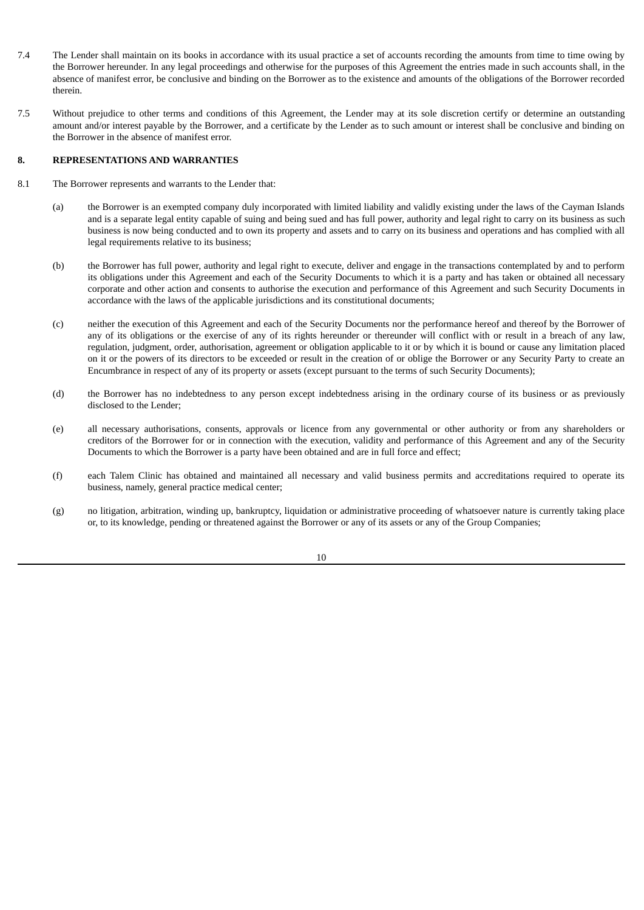7.4 The Lender shall maintain on its books in accordance with its usual practice a set of accounts recording the amounts from time to time owing by the Borrower hereunder. In any legal proceedings and otherwise for the purposes of this Agreement the entries made in such accounts shall, in the absence of manifest error, be conclusive and binding on the Borrower as to the existence and amounts of the obligations of the Borrower recorded therein.

7.5 Without prejudice to other terms and conditions of this Agreement, the Lender may at its sole discretion certify or determine an outstanding amount and/or interest payable by the Borrower, and a certificate by the Lender as to such amount or interest shall be conclusive and binding on the Borrower in the absence of manifest error.

**8. REPRESENTATIONS AND WARRANTIES**

8.1 The Borrower represents and warrants to the Lender that:

(a) the Borrower is an exempted company duly incorporated with limited liability and validly existing under the laws of the Cayman Islands and is a separate legal entity capable of suing and being sued and has full power, authority and legal right to carry on its business as such business is now being conducted and to own its property and assets and to carry on its business and operations and has complied with all legal requirements relative to its business;

(b) the Borrower has full power, authority and legal right to execute, deliver and engage in the transactions contemplated by and to perform its obligations under this Agreement and each of the Security Documents to which it is a party and has taken or obtained all necessary corporate and other action and consents to authorise the execution and performance of this Agreement and such Security Documents in accordance with the laws of the applicable jurisdictions and its constitutional documents;

(c) neither the execution of this Agreement and each of the Security Documents nor the performance hereof and thereof by the Borrower of any of its obligations or the exercise of any of its rights hereunder or thereunder will conflict with or result in a breach of any law, regulation, judgment, order, authorisation, agreement or obligation applicable to it or by which it is bound or cause any limitation placed on it or the powers of its directors to be exceeded or result in the creation of or oblige the Borrower or any Security Party to create an Encumbrance in respect of any of its property or assets (except pursuant to the terms of such Security Documents);

(d) the Borrower has no indebtedness to any person except indebtedness arising in the ordinary course of its business or as previously disclosed to the Lender;

(e) all necessary authorisations, consents, approvals or licence from any governmental or other authority or from any shareholders or creditors of the Borrower for or in connection with the execution, validity and performance of this Agreement and any of the Security Documents to which the Borrower is a party have been obtained and are in full force and effect;

(f) each Talem Clinic has obtained and maintained all necessary and valid business permits and accreditations required to operate its business, namely, general practice medical center;

(g) no litigation, arbitration, winding up, bankruptcy, liquidation or administrative proceeding of whatsoever nature is currently taking place or, to its knowledge, pending or threatened against the Borrower or any of its assets or any of the Group Companies;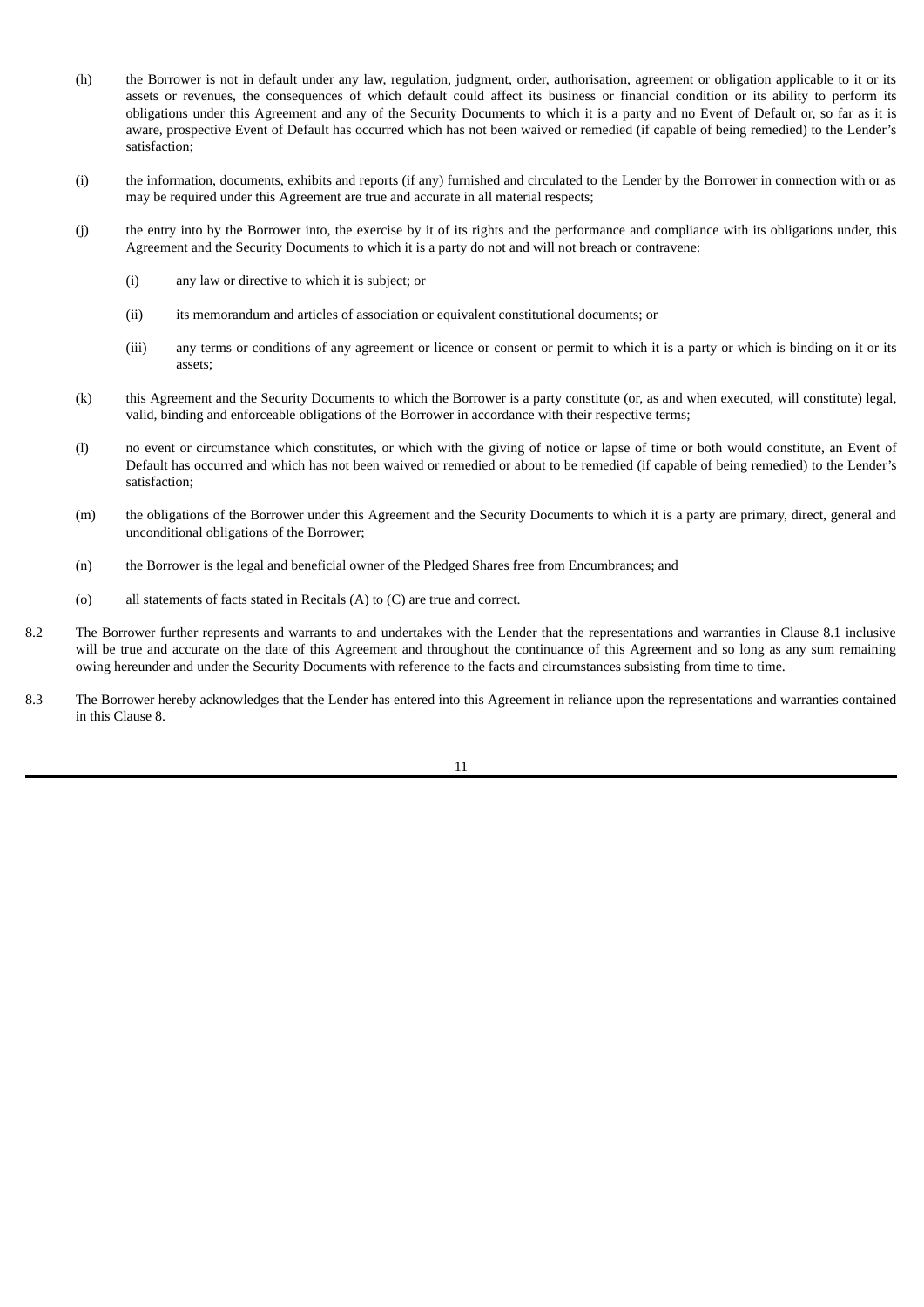(h) the Borrower is not in default under any law, regulation, judgment, order, authorisation, agreement or obligation applicable to it or its assets or revenues, the consequences of which default could affect its business or financial condition or its ability to perform its obligations under this Agreement and any of the Security Documents to which it is a party and no Event of Default or, so far as it is aware, prospective Event of Default has occurred which has not been waived or remedied (if capable of being remedied) to the Lender's satisfaction;

(i) the information, documents, exhibits and reports (if any) furnished and circulated to the Lender by the Borrower in connection with or as may be required under this Agreement are true and accurate in all material respects;

(j) the entry into by the Borrower into, the exercise by it of its rights and the performance and compliance with its obligations under, this Agreement and the Security Documents to which it is a party do not and will not breach or contravene:

 (i) any law or directive to which it is subject; or

 (ii) its memorandum and articles of association or equivalent constitutional documents; or

 (iii) any terms or conditions of any agreement or licence or consent or permit to which it is a party or which is binding on it or its assets;

(k) this Agreement and the Security Documents to which the Borrower is a party constitute (or, as and when executed, will constitute) legal, valid, binding and enforceable obligations of the Borrower in accordance with their respective terms;

(l) no event or circumstance which constitutes, or which with the giving of notice or lapse of time or both would constitute, an Event of Default has occurred and which has not been waived or remedied or about to be remedied (if capable of being remedied) to the Lender's satisfaction;

(m) the obligations of the Borrower under this Agreement and the Security Documents to which it is a party are primary, direct, general and unconditional obligations of the Borrower;

(n) the Borrower is the legal and beneficial owner of the Pledged Shares free from Encumbrances; and

(o) all statements of facts stated in Recitals (A) to (C) are true and correct.

8.2 The Borrower further represents and warrants to and undertakes with the Lender that the representations and warranties in Clause 8.1 inclusive will be true and accurate on the date of this Agreement and throughout the continuance of this Agreement and so long as any sum remaining owing hereunder and under the Security Documents with reference to the facts and circumstances subsisting from time to time.

8.3 The Borrower hereby acknowledges that the Lender has entered into this Agreement in reliance upon the representations and warranties contained in this Clause 8.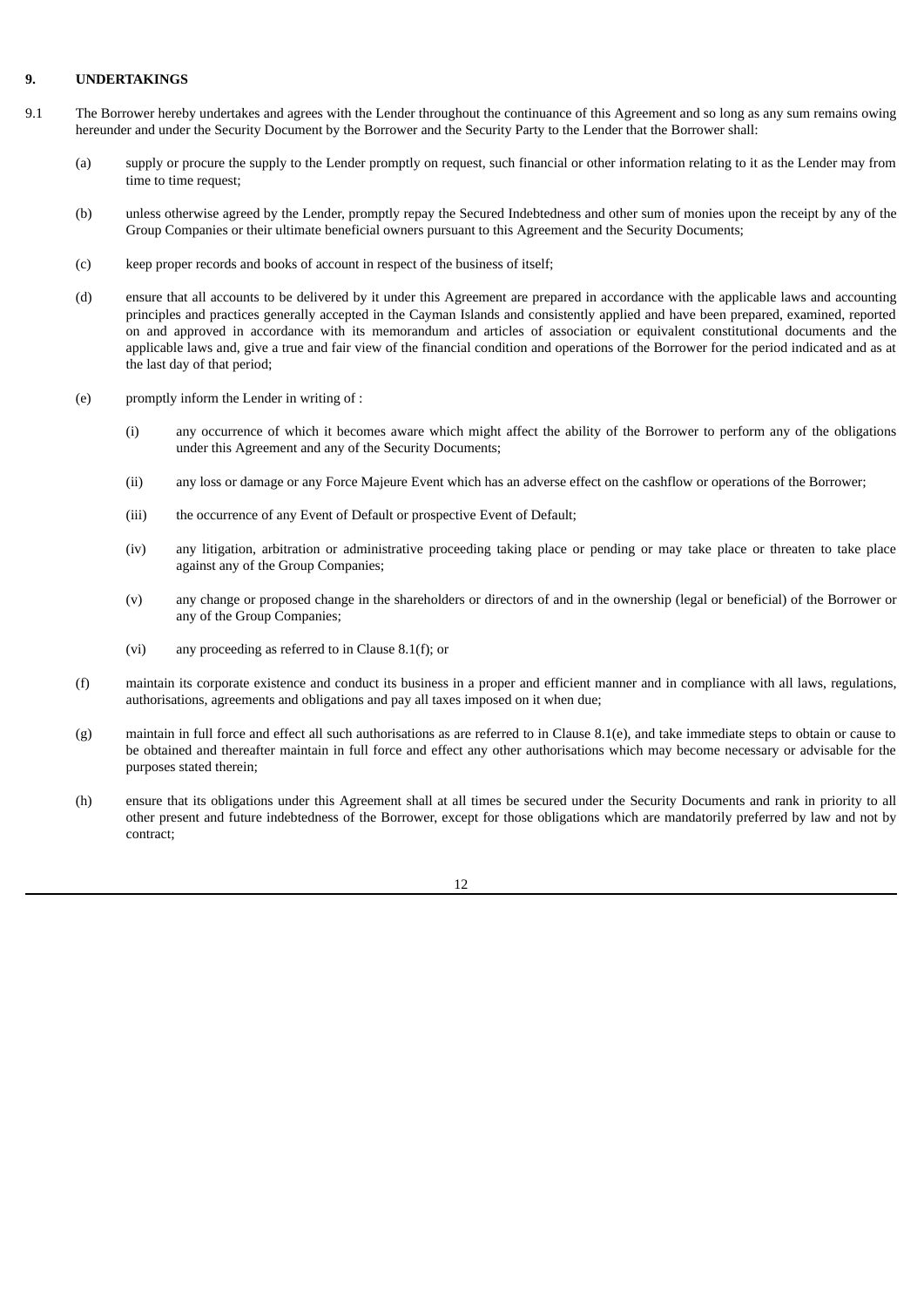**9. UNDERTAKINGS**

9.1 The Borrower hereby undertakes and agrees with the Lender throughout the continuance of this Agreement and so long as any sum remains owing hereunder and under the Security Document by the Borrower and the Security Party to the Lender that the Borrower shall:

(a) supply or procure the supply to the Lender promptly on request, such financial or other information relating to it as the Lender may from time to time request;

(b) unless otherwise agreed by the Lender, promptly repay the Secured Indebtedness and other sum of monies upon the receipt by any of the Group Companies or their ultimate beneficial owners pursuant to this Agreement and the Security Documents;

(c) keep proper records and books of account in respect of the business of itself;

(d) ensure that all accounts to be delivered by it under this Agreement are prepared in accordance with the applicable laws and accounting principles and practices generally accepted in the Cayman Islands and consistently applied and have been prepared, examined, reported on and approved in accordance with its memorandum and articles of association or equivalent constitutional documents and the applicable laws and, give a true and fair view of the financial condition and operations of the Borrower for the period indicated and as at the last day of that period;

(e) promptly inform the Lender in writing of :

(i) any occurrence of which it becomes aware which might affect the ability of the Borrower to perform any of the obligations under this Agreement and any of the Security Documents;

(ii) any loss or damage or any Force Majeure Event which has an adverse effect on the cashflow or operations of the Borrower;

(iii) the occurrence of any Event of Default or prospective Event of Default;

(iv) any litigation, arbitration or administrative proceeding taking place or pending or may take place or threaten to take place against any of the Group Companies;

(v) any change or proposed change in the shareholders or directors of and in the ownership (legal or beneficial) of the Borrower or any of the Group Companies;

(vi) any proceeding as referred to in Clause 8.1(f); or

(f) maintain its corporate existence and conduct its business in a proper and efficient manner and in compliance with all laws, regulations, authorisations, agreements and obligations and pay all taxes imposed on it when due;

(g) maintain in full force and effect all such authorisations as are referred to in Clause 8.1(e), and take immediate steps to obtain or cause to be obtained and thereafter maintain in full force and effect any other authorisations which may become necessary or advisable for the purposes stated therein;

(h) ensure that its obligations under this Agreement shall at all times be secured under the Security Documents and rank in priority to all other present and future indebtedness of the Borrower, except for those obligations which are mandatorily preferred by law and not by contract;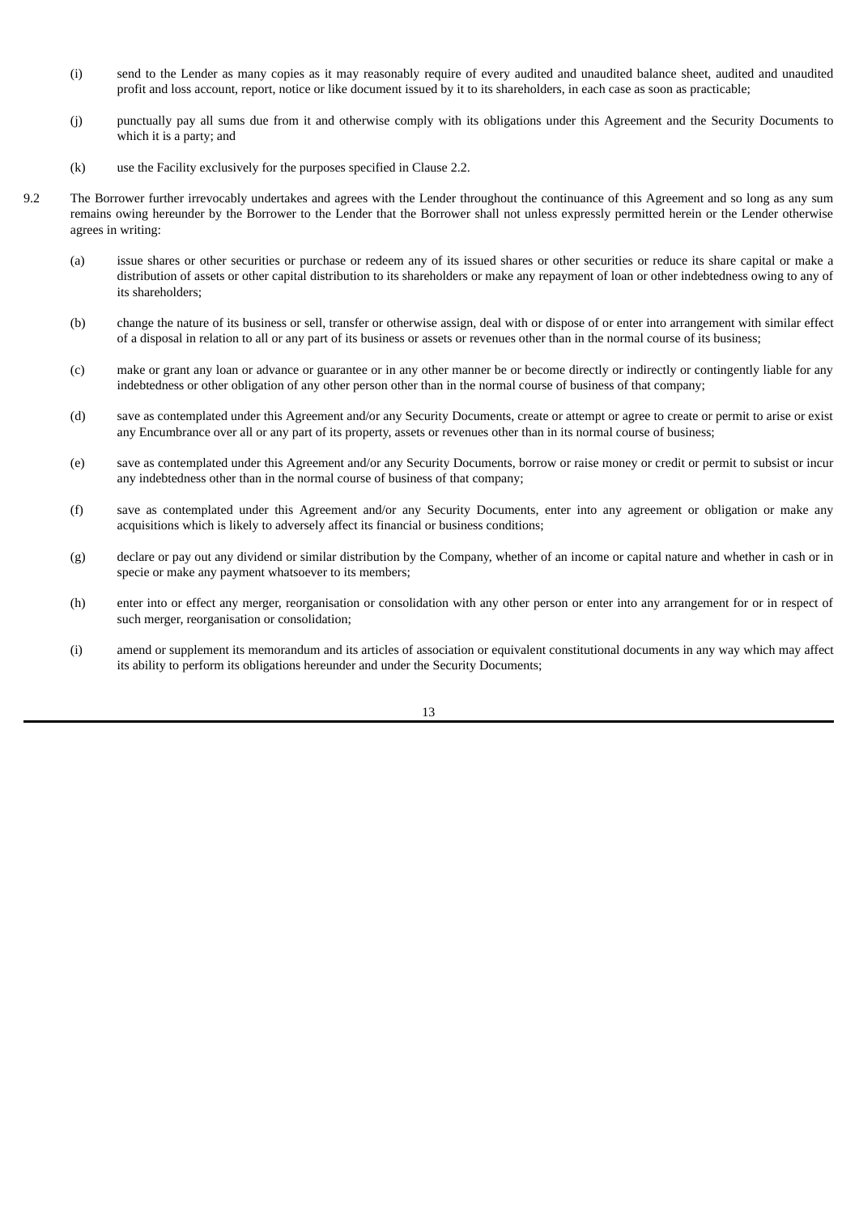(i) send to the Lender as many copies as it may reasonably require of every audited and unaudited balance sheet, audited and unaudited profit and loss account, report, notice or like document issued by it to its shareholders, in each case as soon as practicable;

(j) punctually pay all sums due from it and otherwise comply with its obligations under this Agreement and the Security Documents to which it is a party; and

(k) use the Facility exclusively for the purposes specified in Clause 2.2.

9.2 The Borrower further irrevocably undertakes and agrees with the Lender throughout the continuance of this Agreement and so long as any sum remains owing hereunder by the Borrower to the Lender that the Borrower shall not unless expressly permitted herein or the Lender otherwise agrees in writing:

(a) issue shares or other securities or purchase or redeem any of its issued shares or other securities or reduce its share capital or make a distribution of assets or other capital distribution to its shareholders or make any repayment of loan or other indebtedness owing to any of its shareholders;

(b) change the nature of its business or sell, transfer or otherwise assign, deal with or dispose of or enter into arrangement with similar effect of a disposal in relation to all or any part of its business or assets or revenues other than in the normal course of its business;

(c) make or grant any loan or advance or guarantee or in any other manner be or become directly or indirectly or contingently liable for any indebtedness or other obligation of any other person other than in the normal course of business of that company;

(d) save as contemplated under this Agreement and/or any Security Documents, create or attempt or agree to create or permit to arise or exist any Encumbrance over all or any part of its property, assets or revenues other than in its normal course of business;

(e) save as contemplated under this Agreement and/or any Security Documents, borrow or raise money or credit or permit to subsist or incur any indebtedness other than in the normal course of business of that company;

(f) save as contemplated under this Agreement and/or any Security Documents, enter into any agreement or obligation or make any acquisitions which is likely to adversely affect its financial or business conditions;

(g) declare or pay out any dividend or similar distribution by the Company, whether of an income or capital nature and whether in cash or in specie or make any payment whatsoever to its members;

(h) enter into or effect any merger, reorganisation or consolidation with any other person or enter into any arrangement for or in respect of such merger, reorganisation or consolidation;

(i) amend or supplement its memorandum and its articles of association or equivalent constitutional documents in any way which may affect its ability to perform its obligations hereunder and under the Security Documents;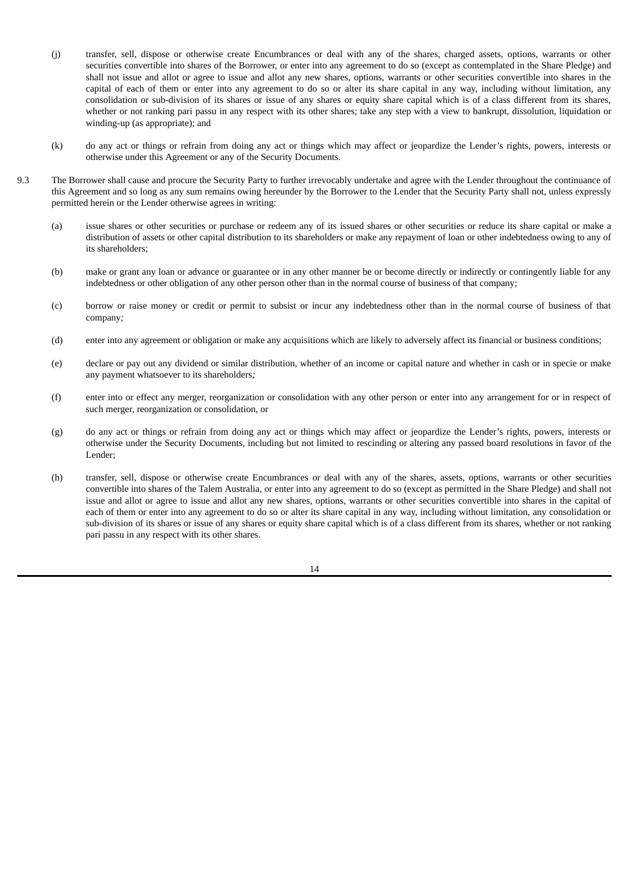(j) transfer, sell, dispose or otherwise create Encumbrances or deal with any of the shares, charged assets, options, warrants or other securities convertible into shares of the Borrower, or enter into any agreement to do so (except as contemplated in the Share Pledge) and shall not issue and allot or agree to issue and allot any new shares, options, warrants or other securities convertible into shares in the capital of each of them or enter into any agreement to do so or alter its share capital in any way, including without limitation, any consolidation or sub-division of its shares or issue of any shares or equity share capital which is of a class different from its shares, whether or not ranking pari passu in any respect with its other shares; take any step with a view to bankrupt, dissolution, liquidation or winding-up (as appropriate); and

(k) do any act or things or refrain from doing any act or things which may affect or jeopardize the Lender's rights, powers, interests or otherwise under this Agreement or any of the Security Documents.

9.3 The Borrower shall cause and procure the Security Party to further irrevocably undertake and agree with the Lender throughout the continuance of this Agreement and so long as any sum remains owing hereunder by the Borrower to the Lender that the Security Party shall not, unless expressly permitted herein or the Lender otherwise agrees in writing:

(a) issue shares or other securities or purchase or redeem any of its issued shares or other securities or reduce its share capital or make a distribution of assets or other capital distribution to its shareholders or make any repayment of loan or other indebtedness owing to any of its shareholders;

(b) make or grant any loan or advance or guarantee or in any other manner be or become directly or indirectly or contingently liable for any indebtedness or other obligation of any other person other than in the normal course of business of that company;

(c) borrow or raise money or credit or permit to subsist or incur any indebtedness other than in the normal course of business of that company;

(d) enter into any agreement or obligation or make any acquisitions which are likely to adversely affect its financial or business conditions;

(e) declare or pay out any dividend or similar distribution, whether of an income or capital nature and whether in cash or in specie or make any payment whatsoever to its shareholders;

(f) enter into or effect any merger, reorganization or consolidation with any other person or enter into any arrangement for or in respect of such merger, reorganization or consolidation, or

(g) do any act or things or refrain from doing any act or things which may affect or jeopardize the Lender's rights, powers, interests or otherwise under the Security Documents, including but not limited to rescinding or altering any passed board resolutions in favor of the Lender;

(h) transfer, sell, dispose or otherwise create Encumbrances or deal with any of the shares, assets, options, warrants or other securities convertible into shares of the Talem Australia, or enter into any agreement to do so (except as permitted in the Share Pledge) and shall not issue and allot or agree to issue and allot any new shares, options, warrants or other securities convertible into shares in the capital of each of them or enter into any agreement to do so or alter its share capital in any way, including without limitation, any consolidation or sub-division of its shares or issue of any shares or equity share capital which is of a class different from its shares, whether or not ranking pari passu in any respect with its other shares.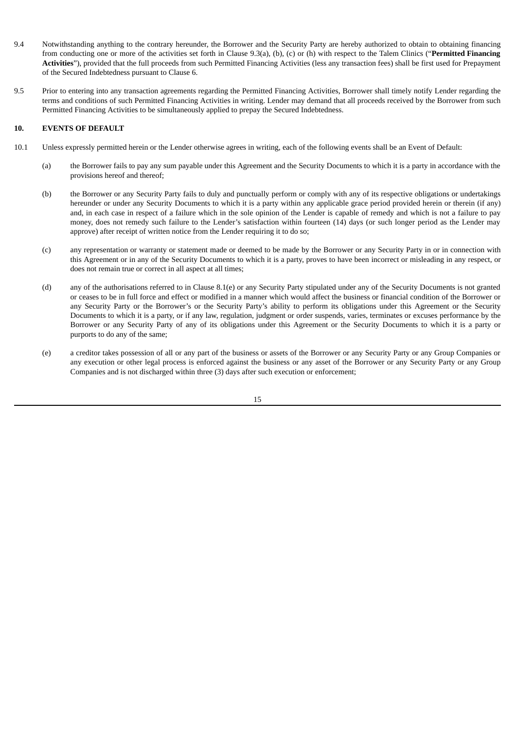9.4 Notwithstanding anything to the contrary hereunder, the Borrower and the Security Party are hereby authorized to obtain to obtaining financing from conducting one or more of the activities set forth in Clause 9.3(a), (b), (c) or (h) with respect to the Talem Clinics ("**Permitted Financing Activities**"), provided that the full proceeds from such Permitted Financing Activities (less any transaction fees) shall be first used for Prepayment of the Secured Indebtedness pursuant to Clause 6.

9.5 Prior to entering into any transaction agreements regarding the Permitted Financing Activities, Borrower shall timely notify Lender regarding the terms and conditions of such Permitted Financing Activities in writing. Lender may demand that all proceeds received by the Borrower from such Permitted Financing Activities to be simultaneously applied to prepay the Secured Indebtedness.

## 10. EVENTS OF DEFAULT

10.1 Unless expressly permitted herein or the Lender otherwise agrees in writing, each of the following events shall be an Event of Default:

(a) the Borrower fails to pay any sum payable under this Agreement and the Security Documents to which it is a party in accordance with the provisions hereof and thereof;

(b) the Borrower or any Security Party fails to duly and punctually perform or comply with any of its respective obligations or undertakings hereunder or under any Security Documents to which it is a party within any applicable grace period provided herein or therein (if any) and, in each case in respect of a failure which in the sole opinion of the Lender is capable of remedy and which is not a failure to pay money, does not remedy such failure to the Lender's satisfaction within fourteen (14) days (or such longer period as the Lender may approve) after receipt of written notice from the Lender requiring it to do so;

(c) any representation or warranty or statement made or deemed to be made by the Borrower or any Security Party in or in connection with this Agreement or in any of the Security Documents to which it is a party, proves to have been incorrect or misleading in any respect, or does not remain true or correct in all aspect at all times;

(d) any of the authorisations referred to in Clause 8.1(e) or any Security Party stipulated under any of the Security Documents is not granted or ceases to be in full force and effect or modified in a manner which would affect the business or financial condition of the Borrower or any Security Party or the Borrower's or the Security Party's ability to perform its obligations under this Agreement or the Security Documents to which it is a party, or if any law, regulation, judgment or order suspends, varies, terminates or excuses performance by the Borrower or any Security Party of any of its obligations under this Agreement or the Security Documents to which it is a party or purports to do any of the same;

(e) a creditor takes possession of all or any part of the business or assets of the Borrower or any Security Party or any Group Companies or any execution or other legal process is enforced against the business or any asset of the Borrower or any Security Party or any Group Companies and is not discharged within three (3) days after such execution or enforcement;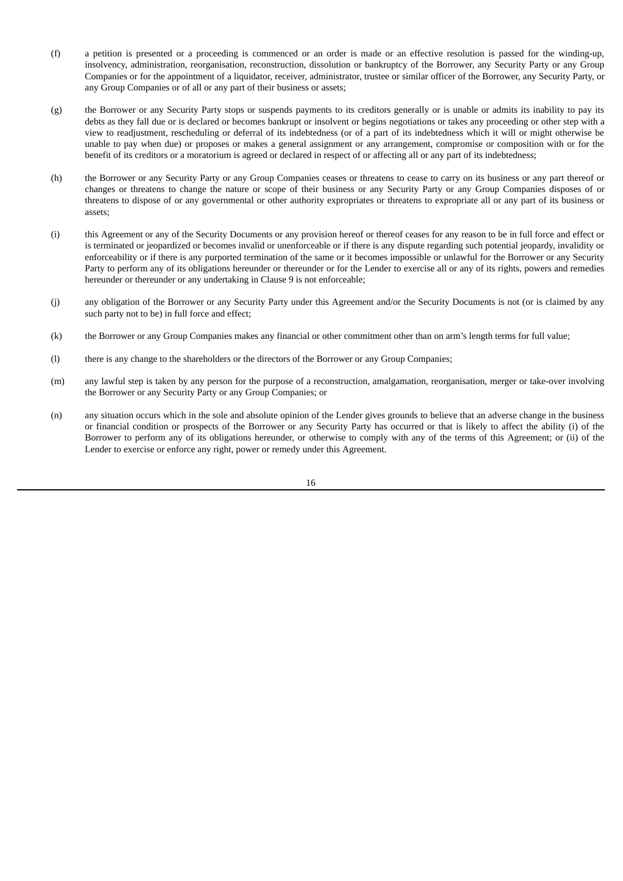(f) a petition is presented or a proceeding is commenced or an order is made or an effective resolution is passed for the winding-up, insolvency, administration, reorganisation, reconstruction, dissolution or bankruptcy of the Borrower, any Security Party or any Group Companies or for the appointment of a liquidator, receiver, administrator, trustee or similar officer of the Borrower, any Security Party, or any Group Companies or of all or any part of their business or assets;

(g) the Borrower or any Security Party stops or suspends payments to its creditors generally or is unable or admits its inability to pay its debts as they fall due or is declared or becomes bankrupt or insolvent or begins negotiations or takes any proceeding or other step with a view to readjustment, rescheduling or deferral of its indebtedness (or of a part of its indebtedness which it will or might otherwise be unable to pay when due) or proposes or makes a general assignment or any arrangement, compromise or composition with or for the benefit of its creditors or a moratorium is agreed or declared in respect of or affecting all or any part of its indebtedness;

(h) the Borrower or any Security Party or any Group Companies ceases or threatens to cease to carry on its business or any part thereof or changes or threatens to change the nature or scope of their business or any Security Party or any Group Companies disposes of or threatens to dispose of or any governmental or other authority expropriates or threatens to expropriate all or any part of its business or assets;

(i) this Agreement or any of the Security Documents or any provision hereof or thereof ceases for any reason to be in full force and effect or is terminated or jeopardized or becomes invalid or unenforceable or if there is any dispute regarding such potential jeopardy, invalidity or enforceability or if there is any purported termination of the same or it becomes impossible or unlawful for the Borrower or any Security Party to perform any of its obligations hereunder or thereunder or for the Lender to exercise all or any of its rights, powers and remedies hereunder or thereunder or any undertaking in Clause 9 is not enforceable;

(j) any obligation of the Borrower or any Security Party under this Agreement and/or the Security Documents is not (or is claimed by any such party not to be) in full force and effect;

(k) the Borrower or any Group Companies makes any financial or other commitment other than on arm's length terms for full value;

(l) there is any change to the shareholders or the directors of the Borrower or any Group Companies;

(m) any lawful step is taken by any person for the purpose of a reconstruction, amalgamation, reorganisation, merger or take-over involving the Borrower or any Security Party or any Group Companies; or

(n) any situation occurs which in the sole and absolute opinion of the Lender gives grounds to believe that an adverse change in the business or financial condition or prospects of the Borrower or any Security Party has occurred or that is likely to affect the ability (i) of the Borrower to perform any of its obligations hereunder, or otherwise to comply with any of the terms of this Agreement; or (ii) of the Lender to exercise or enforce any right, power or remedy under this Agreement.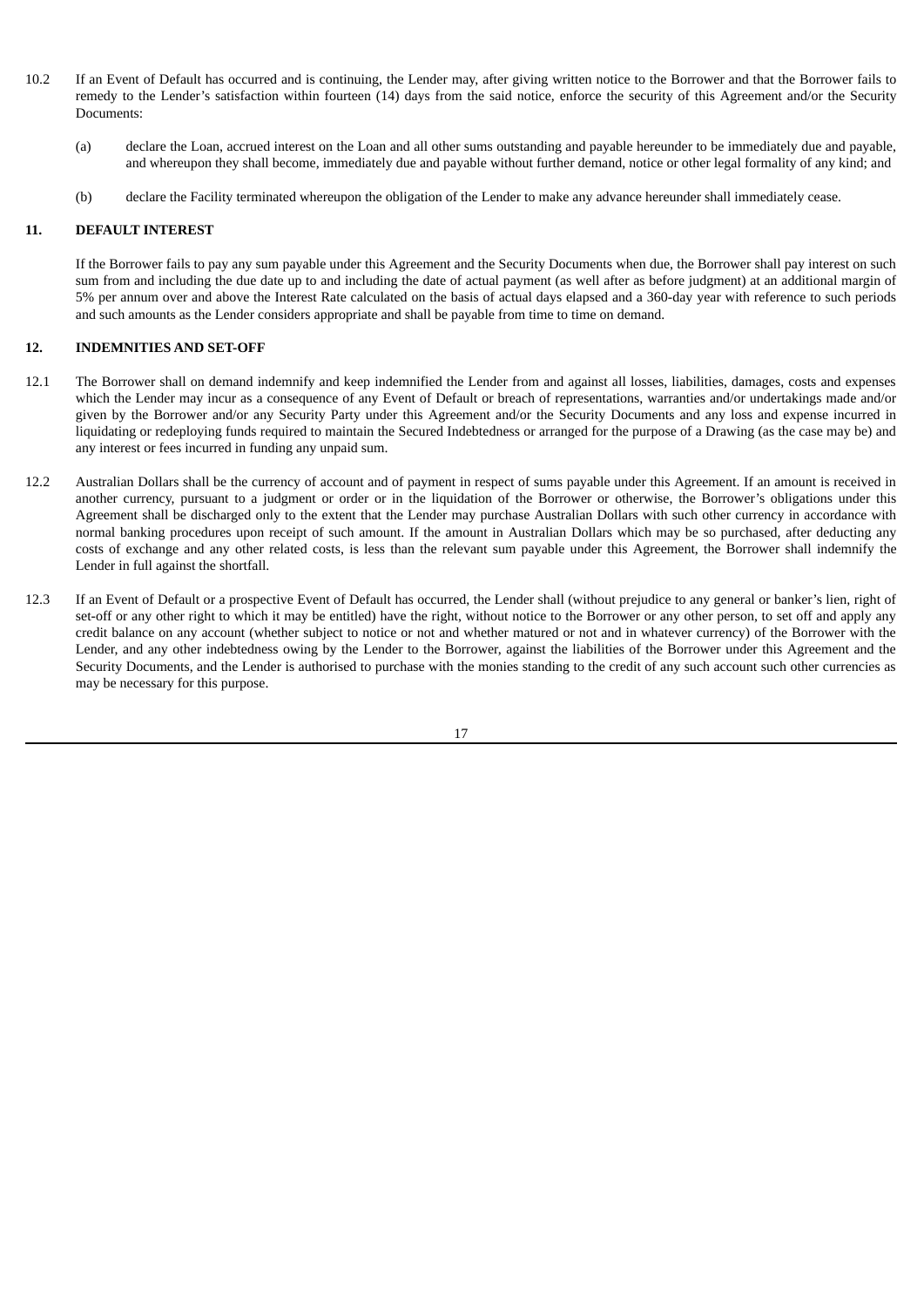10.2 If an Event of Default has occurred and is continuing, the Lender may, after giving written notice to the Borrower and that the Borrower fails to remedy to the Lender's satisfaction within fourteen (14) days from the said notice, enforce the security of this Agreement and/or the Security Documents:

(a) declare the Loan, accrued interest on the Loan and all other sums outstanding and payable hereunder to be immediately due and payable, and whereupon they shall become, immediately due and payable without further demand, notice or other legal formality of any kind; and

(b) declare the Facility terminated whereupon the obligation of the Lender to make any advance hereunder shall immediately cease.

## 11. DEFAULT INTEREST

If the Borrower fails to pay any sum payable under this Agreement and the Security Documents when due, the Borrower shall pay interest on such sum from and including the due date up to and including the date of actual payment (as well after as before judgment) at an additional margin of 5% per annum over and above the Interest Rate calculated on the basis of actual days elapsed and a 360-day year with reference to such periods and such amounts as the Lender considers appropriate and shall be payable from time to time on demand.

## 12. INDEMNITIES AND SET-OFF

12.1 The Borrower shall on demand indemnify and keep indemnified the Lender from and against all losses, liabilities, damages, costs and expenses which the Lender may incur as a consequence of any Event of Default or breach of representations, warranties and/or undertakings made and/or given by the Borrower and/or any Security Party under this Agreement and/or the Security Documents and any loss and expense incurred in liquidating or redeploying funds required to maintain the Secured Indebtedness or arranged for the purpose of a Drawing (as the case may be) and any interest or fees incurred in funding any unpaid sum.

12.2 Australian Dollars shall be the currency of account and of payment in respect of sums payable under this Agreement. If an amount is received in another currency, pursuant to a judgment or order or in the liquidation of the Borrower or otherwise, the Borrower's obligations under this Agreement shall be discharged only to the extent that the Lender may purchase Australian Dollars with such other currency in accordance with normal banking procedures upon receipt of such amount. If the amount in Australian Dollars which may be so purchased, after deducting any costs of exchange and any other related costs, is less than the relevant sum payable under this Agreement, the Borrower shall indemnify the Lender in full against the shortfall.

12.3 If an Event of Default or a prospective Event of Default has occurred, the Lender shall (without prejudice to any general or banker's lien, right of set-off or any other right to which it may be entitled) have the right, without notice to the Borrower or any other person, to set off and apply any credit balance on any account (whether subject to notice or not and whether matured or not and in whatever currency) of the Borrower with the Lender, and any other indebtedness owing by the Lender to the Borrower, against the liabilities of the Borrower under this Agreement and the Security Documents, and the Lender is authorised to purchase with the monies standing to the credit of any such account such other currencies as may be necessary for this purpose.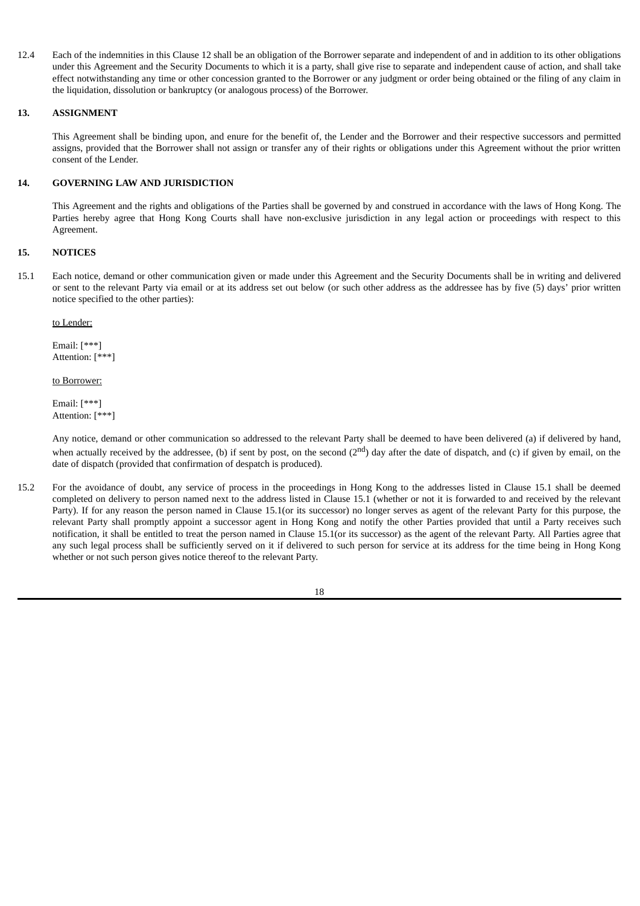12.4 Each of the indemnities in this Clause 12 shall be an obligation of the Borrower separate and independent of and in addition to its other obligations under this Agreement and the Security Documents to which it is a party, shall give rise to separate and independent cause of action, and shall take effect notwithstanding any time or other concession granted to the Borrower or any judgment or order being obtained or the filing of any claim in the liquidation, dissolution or bankruptcy (or analogous process) of the Borrower.

## 13. ASSIGNMENT

This Agreement shall be binding upon, and enure for the benefit of, the Lender and the Borrower and their respective successors and permitted assigns, provided that the Borrower shall not assign or transfer any of their rights or obligations under this Agreement without the prior written consent of the Lender.

## 14. GOVERNING LAW AND JURISDICTION

This Agreement and the rights and obligations of the Parties shall be governed by and construed in accordance with the laws of Hong Kong. The Parties hereby agree that Hong Kong Courts shall have non-exclusive jurisdiction in any legal action or proceedings with respect to this Agreement.

## 15. NOTICES

15.1 Each notice, demand or other communication given or made under this Agreement and the Security Documents shall be in writing and delivered or sent to the relevant Party via email or at its address set out below (or such other address as the addressee has by five (5) days' prior written notice specified to the other parties):

to Lender:

Email: [***]
Attention: [***]

to Borrower:

Email: [***]
Attention: [***]

Any notice, demand or other communication so addressed to the relevant Party shall be deemed to have been delivered (a) if delivered by hand, when actually received by the addressee, (b) if sent by post, on the second (2nd) day after the date of dispatch, and (c) if given by email, on the date of dispatch (provided that confirmation of despatch is produced).

15.2 For the avoidance of doubt, any service of process in the proceedings in Hong Kong to the addresses listed in Clause 15.1 shall be deemed completed on delivery to person named next to the address listed in Clause 15.1 (whether or not it is forwarded to and received by the relevant Party). If for any reason the person named in Clause 15.1(or its successor) no longer serves as agent of the relevant Party for this purpose, the relevant Party shall promptly appoint a successor agent in Hong Kong and notify the other Parties provided that until a Party receives such notification, it shall be entitled to treat the person named in Clause 15.1(or its successor) as the agent of the relevant Party. All Parties agree that any such legal process shall be sufficiently served on it if delivered to such person for service at its address for the time being in Hong Kong whether or not such person gives notice thereof to the relevant Party.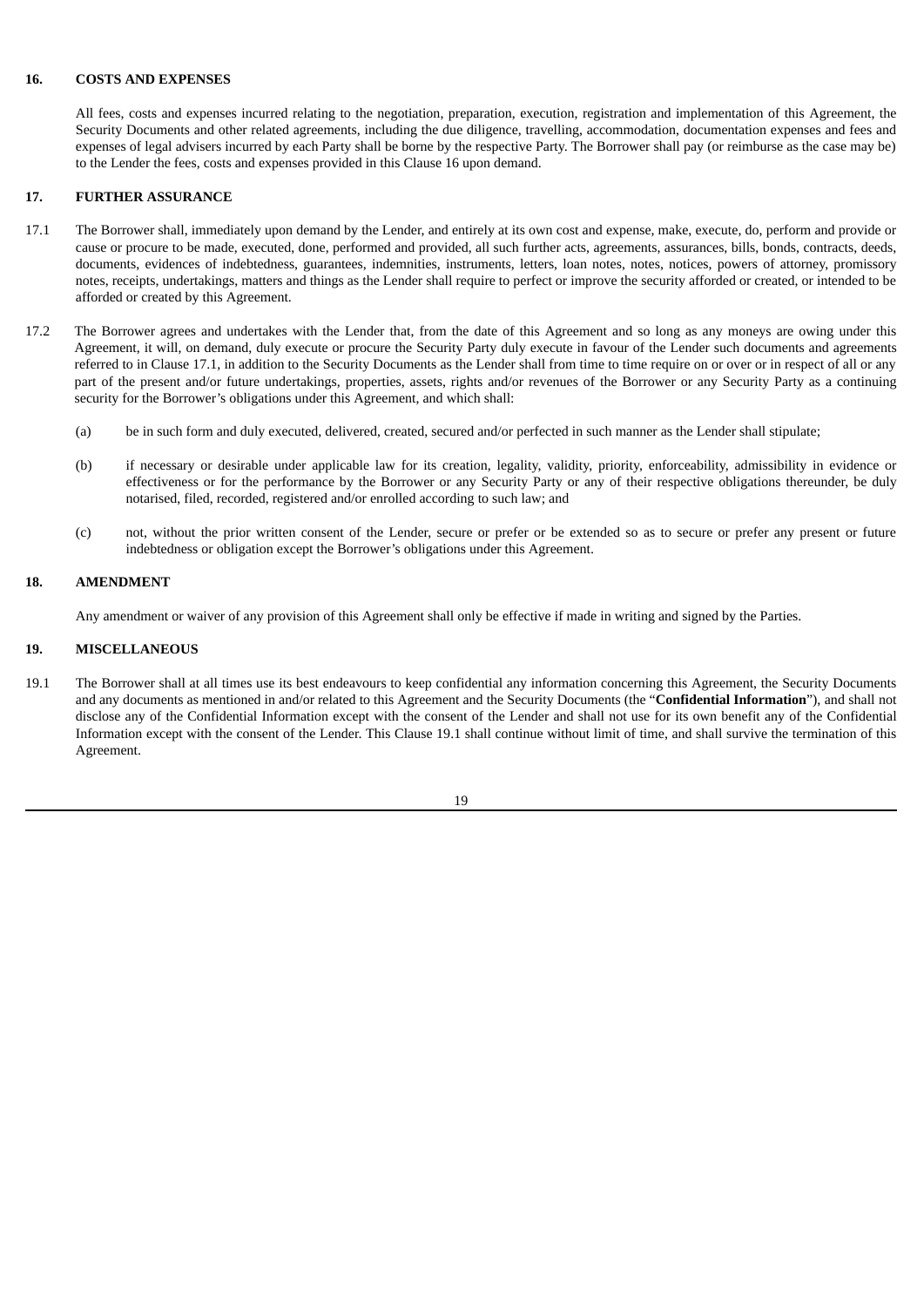## 16. COSTS AND EXPENSES

All fees, costs and expenses incurred relating to the negotiation, preparation, execution, registration and implementation of this Agreement, the Security Documents and other related agreements, including the due diligence, travelling, accommodation, documentation expenses and fees and expenses of legal advisers incurred by each Party shall be borne by the respective Party. The Borrower shall pay (or reimburse as the case may be) to the Lender the fees, costs and expenses provided in this Clause 16 upon demand.

## 17. FURTHER ASSURANCE

17.1 The Borrower shall, immediately upon demand by the Lender, and entirely at its own cost and expense, make, execute, do, perform and provide or cause or procure to be made, executed, done, performed and provided, all such further acts, agreements, assurances, bills, bonds, contracts, deeds, documents, evidences of indebtedness, guarantees, indemnities, instruments, letters, loan notes, notes, notices, powers of attorney, promissory notes, receipts, undertakings, matters and things as the Lender shall require to perfect or improve the security afforded or created, or intended to be afforded or created by this Agreement.

17.2 The Borrower agrees and undertakes with the Lender that, from the date of this Agreement and so long as any moneys are owing under this Agreement, it will, on demand, duly execute or procure the Security Party duly execute in favour of the Lender such documents and agreements referred to in Clause 17.1, in addition to the Security Documents as the Lender shall from time to time require on or over or in respect of all or any part of the present and/or future undertakings, properties, assets, rights and/or revenues of the Borrower or any Security Party as a continuing security for the Borrower's obligations under this Agreement, and which shall:

(a) be in such form and duly executed, delivered, created, secured and/or perfected in such manner as the Lender shall stipulate;

(b) if necessary or desirable under applicable law for its creation, legality, validity, priority, enforceability, admissibility in evidence or effectiveness or for the performance by the Borrower or any Security Party or any of their respective obligations thereunder, be duly notarised, filed, recorded, registered and/or enrolled according to such law; and

(c) not, without the prior written consent of the Lender, secure or prefer or be extended so as to secure or prefer any present or future indebtedness or obligation except the Borrower's obligations under this Agreement.

## 18. AMENDMENT

Any amendment or waiver of any provision of this Agreement shall only be effective if made in writing and signed by the Parties.

## 19. MISCELLANEOUS

19.1 The Borrower shall at all times use its best endeavours to keep confidential any information concerning this Agreement, the Security Documents and any documents as mentioned in and/or related to this Agreement and the Security Documents (the "**Confidential Information**"), and shall not disclose any of the Confidential Information except with the consent of the Lender and shall not use for its own benefit any of the Confidential Information except with the consent of the Lender. This Clause 19.1 shall continue without limit of time, and shall survive the termination of this Agreement.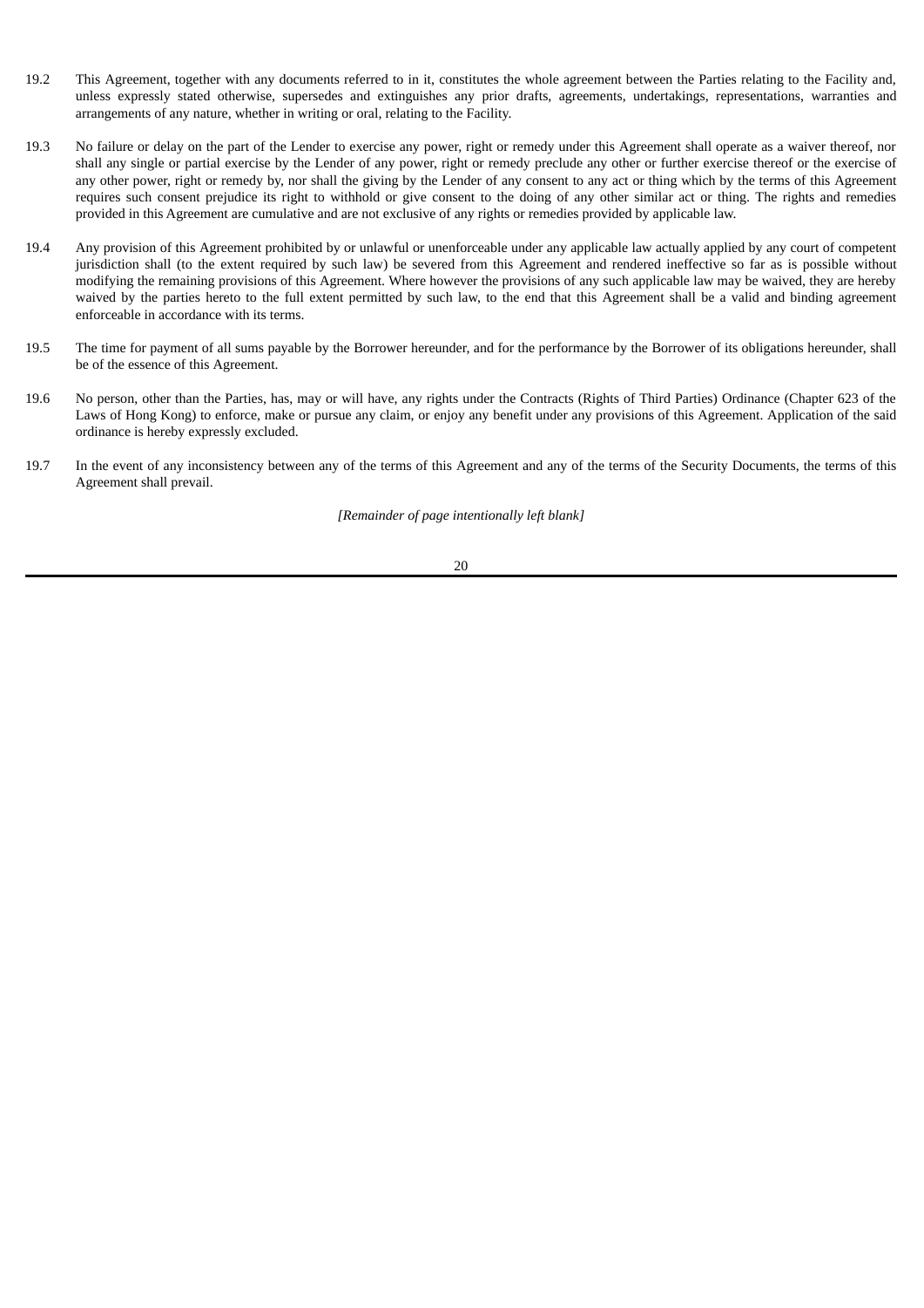19.2 This Agreement, together with any documents referred to in it, constitutes the whole agreement between the Parties relating to the Facility and, unless expressly stated otherwise, supersedes and extinguishes any prior drafts, agreements, undertakings, representations, warranties and arrangements of any nature, whether in writing or oral, relating to the Facility.

19.3 No failure or delay on the part of the Lender to exercise any power, right or remedy under this Agreement shall operate as a waiver thereof, nor shall any single or partial exercise by the Lender of any power, right or remedy preclude any other or further exercise thereof or the exercise of any other power, right or remedy by, nor shall the giving by the Lender of any consent to any act or thing which by the terms of this Agreement requires such consent prejudice its right to withhold or give consent to the doing of any other similar act or thing. The rights and remedies provided in this Agreement are cumulative and are not exclusive of any rights or remedies provided by applicable law.

19.4 Any provision of this Agreement prohibited by or unlawful or unenforceable under any applicable law actually applied by any court of competent jurisdiction shall (to the extent required by such law) be severed from this Agreement and rendered ineffective so far as is possible without modifying the remaining provisions of this Agreement. Where however the provisions of any such applicable law may be waived, they are hereby waived by the parties hereto to the full extent permitted by such law, to the end that this Agreement shall be a valid and binding agreement enforceable in accordance with its terms.

19.5 The time for payment of all sums payable by the Borrower hereunder, and for the performance by the Borrower of its obligations hereunder, shall be of the essence of this Agreement.

19.6 No person, other than the Parties, has, may or will have, any rights under the Contracts (Rights of Third Parties) Ordinance (Chapter 623 of the Laws of Hong Kong) to enforce, make or pursue any claim, or enjoy any benefit under any provisions of this Agreement. Application of the said ordinance is hereby expressly excluded.

19.7 In the event of any inconsistency between any of the terms of this Agreement and any of the terms of the Security Documents, the terms of this Agreement shall prevail.

*[Remainder of page intentionally left blank]*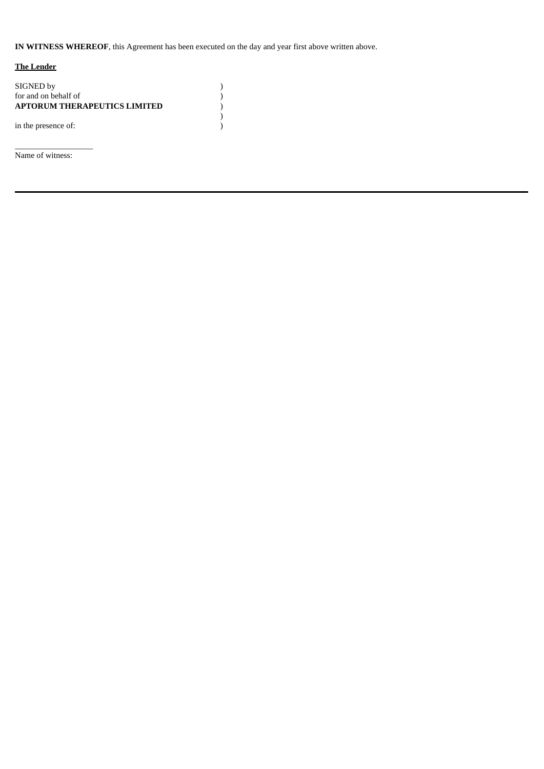**IN WITNESS WHEREOF**, this Agreement has been executed on the day and year first above written above.

**The Lender**

SIGNED by )  
for and on behalf of )  
**APTORUM THERAPEUTICS LIMITED** )  
)  
in the presence of: )

\_\_\_\_\_\_\_\_\_\_\_\_\_\_\_\_\_\_\_  
Name of witness: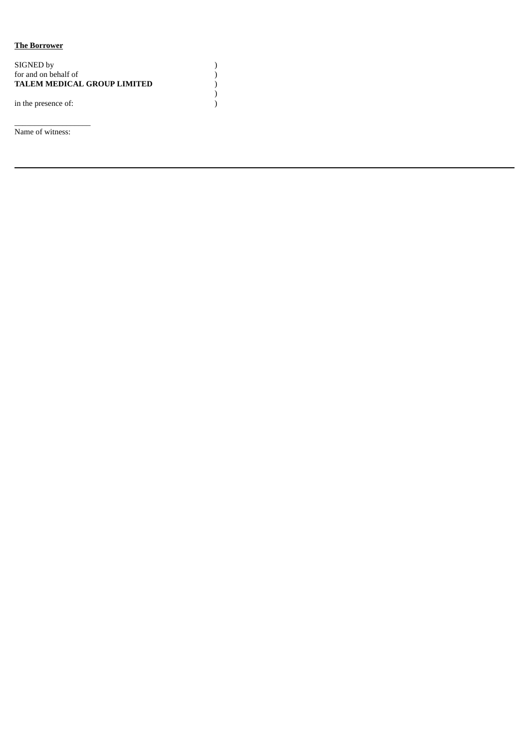**The Borrower**

SIGNED by )
for and on behalf of )
**TALEM MEDICAL GROUP LIMITED** )
)
in the presence of: )

\_\_\_\_\_\_\_\_\_\_\_\_\_\_\_\_\_\_\_\_
Name of witness:

---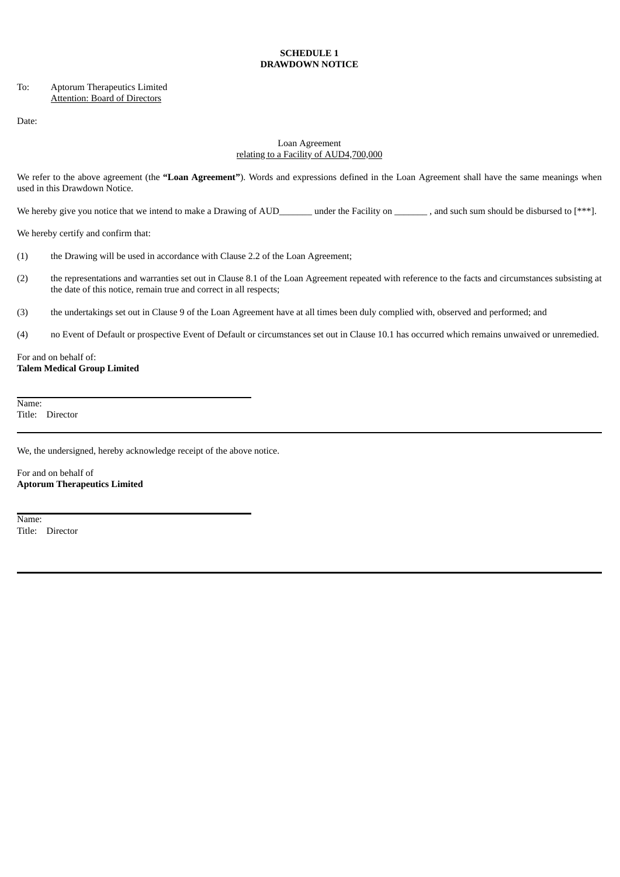**SCHEDULE 1**
**DRAWDOWN NOTICE**

To: Aptorum Therapeutics Limited
Attention: Board of Directors

Date:

Loan Agreement
relating to a Facility of AUD4,700,000

We refer to the above agreement (the **"Loan Agreement"**). Words and expressions defined in the Loan Agreement shall have the same meanings when used in this Drawdown Notice.

We hereby give you notice that we intend to make a Drawing of AUD_______ under the Facility on _______ , and such sum should be disbursed to [***].

We hereby certify and confirm that:

(1) the Drawing will be used in accordance with Clause 2.2 of the Loan Agreement;

(2) the representations and warranties set out in Clause 8.1 of the Loan Agreement repeated with reference to the facts and circumstances subsisting at the date of this notice, remain true and correct in all respects;

(3) the undertakings set out in Clause 9 of the Loan Agreement have at all times been duly complied with, observed and performed; and

(4) no Event of Default or prospective Event of Default or circumstances set out in Clause 10.1 has occurred which remains unwaived or unremedied.

For and on behalf of:
**Talem Medical Group Limited**

---

Name:
Title: Director

---

We, the undersigned, hereby acknowledge receipt of the above notice.

For and on behalf of
**Aptorum Therapeutics Limited**

---

Name:
Title: Director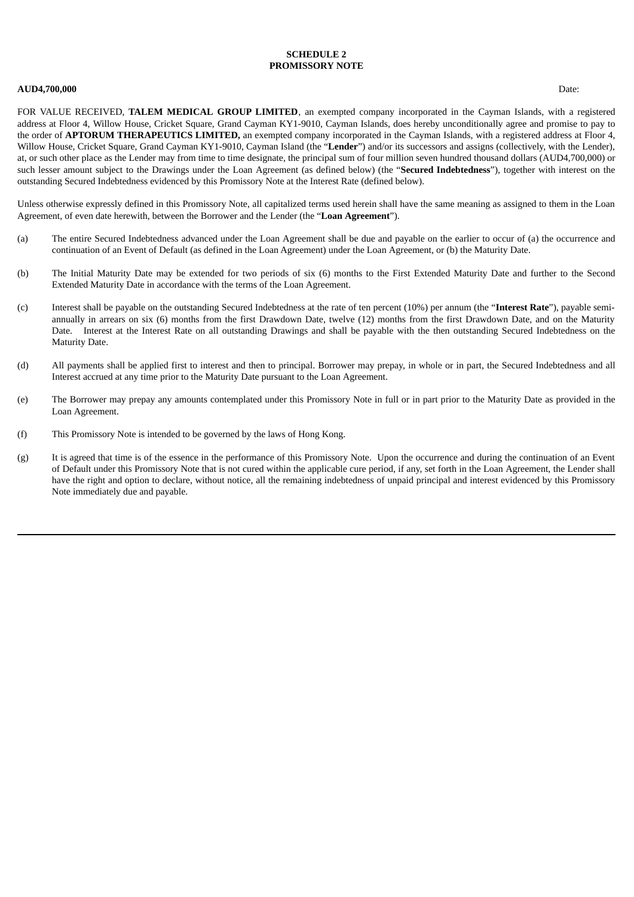**SCHEDULE 2**
**PROMISSORY NOTE**

**AUD4,700,000** Date:

FOR VALUE RECEIVED, **TALEM MEDICAL GROUP LIMITED**, an exempted company incorporated in the Cayman Islands, with a registered address at Floor 4, Willow House, Cricket Square, Grand Cayman KY1-9010, Cayman Islands, does hereby unconditionally agree and promise to pay to the order of **APTORUM THERAPEUTICS LIMITED,** an exempted company incorporated in the Cayman Islands, with a registered address at Floor 4, Willow House, Cricket Square, Grand Cayman KY1-9010, Cayman Island (the "**Lender**") and/or its successors and assigns (collectively, with the Lender), at, or such other place as the Lender may from time to time designate, the principal sum of four million seven hundred thousand dollars (AUD4,700,000) or such lesser amount subject to the Drawings under the Loan Agreement (as defined below) (the "**Secured Indebtedness**"), together with interest on the outstanding Secured Indebtedness evidenced by this Promissory Note at the Interest Rate (defined below).

Unless otherwise expressly defined in this Promissory Note, all capitalized terms used herein shall have the same meaning as assigned to them in the Loan Agreement, of even date herewith, between the Borrower and the Lender (the "**Loan Agreement**").

(a) The entire Secured Indebtedness advanced under the Loan Agreement shall be due and payable on the earlier to occur of (a) the occurrence and continuation of an Event of Default (as defined in the Loan Agreement) under the Loan Agreement, or (b) the Maturity Date.

(b) The Initial Maturity Date may be extended for two periods of six (6) months to the First Extended Maturity Date and further to the Second Extended Maturity Date in accordance with the terms of the Loan Agreement.

(c) Interest shall be payable on the outstanding Secured Indebtedness at the rate of ten percent (10%) per annum (the "**Interest Rate**"), payable semi-annually in arrears on six (6) months from the first Drawdown Date, twelve (12) months from the first Drawdown Date, and on the Maturity Date. Interest at the Interest Rate on all outstanding Drawings and shall be payable with the then outstanding Secured Indebtedness on the Maturity Date.

(d) All payments shall be applied first to interest and then to principal. Borrower may prepay, in whole or in part, the Secured Indebtedness and all Interest accrued at any time prior to the Maturity Date pursuant to the Loan Agreement.

(e) The Borrower may prepay any amounts contemplated under this Promissory Note in full or in part prior to the Maturity Date as provided in the Loan Agreement.

(f) This Promissory Note is intended to be governed by the laws of Hong Kong.

(g) It is agreed that time is of the essence in the performance of this Promissory Note. Upon the occurrence and during the continuation of an Event of Default under this Promissory Note that is not cured within the applicable cure period, if any, set forth in the Loan Agreement, the Lender shall have the right and option to declare, without notice, all the remaining indebtedness of unpaid principal and interest evidenced by this Promissory Note immediately due and payable.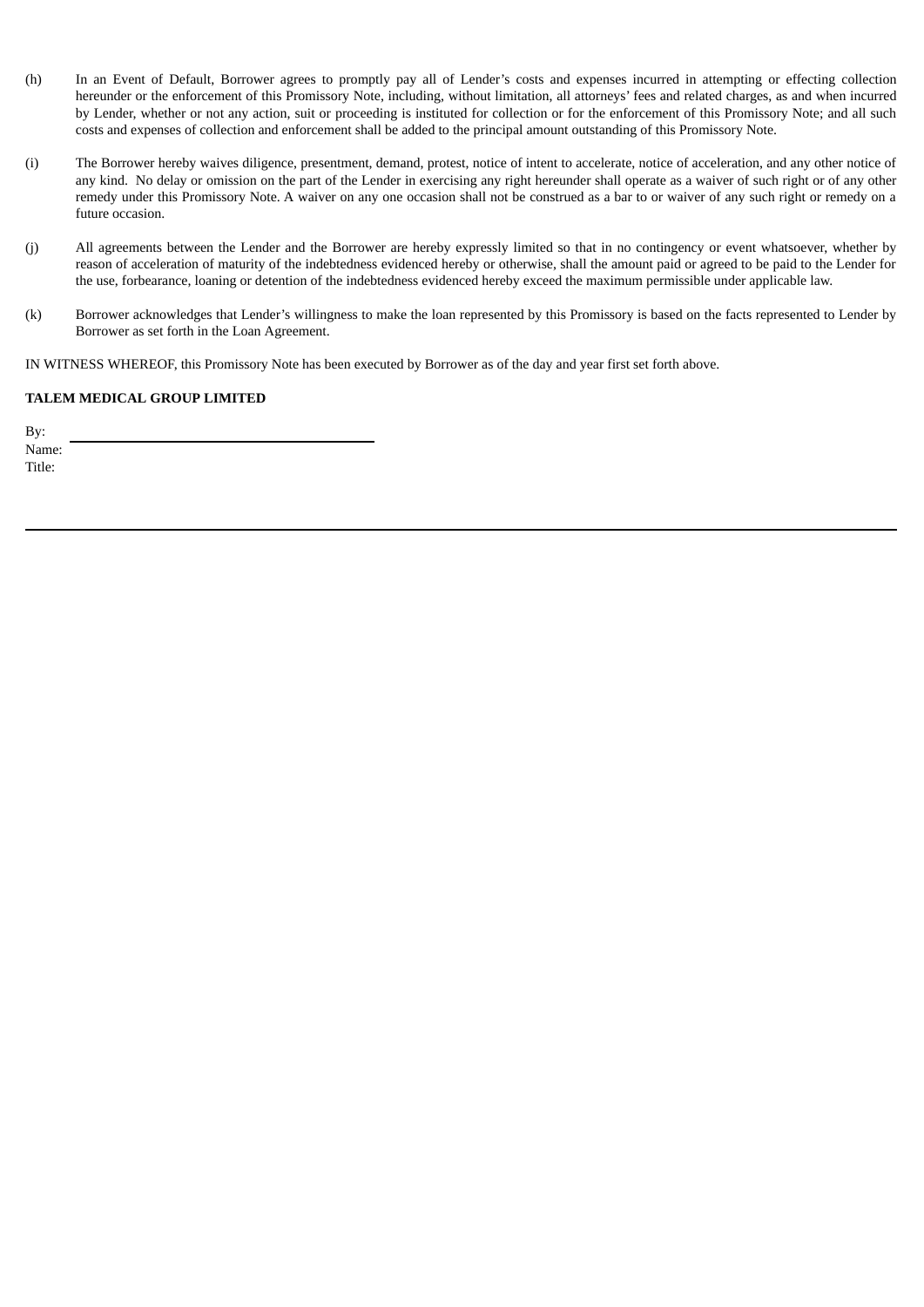(h) In an Event of Default, Borrower agrees to promptly pay all of Lender's costs and expenses incurred in attempting or effecting collection hereunder or the enforcement of this Promissory Note, including, without limitation, all attorneys' fees and related charges, as and when incurred by Lender, whether or not any action, suit or proceeding is instituted for collection or for the enforcement of this Promissory Note; and all such costs and expenses of collection and enforcement shall be added to the principal amount outstanding of this Promissory Note.

(i) The Borrower hereby waives diligence, presentment, demand, protest, notice of intent to accelerate, notice of acceleration, and any other notice of any kind. No delay or omission on the part of the Lender in exercising any right hereunder shall operate as a waiver of such right or of any other remedy under this Promissory Note. A waiver on any one occasion shall not be construed as a bar to or waiver of any such right or remedy on a future occasion.

(j) All agreements between the Lender and the Borrower are hereby expressly limited so that in no contingency or event whatsoever, whether by reason of acceleration of maturity of the indebtedness evidenced hereby or otherwise, shall the amount paid or agreed to be paid to the Lender for the use, forbearance, loaning or detention of the indebtedness evidenced hereby exceed the maximum permissible under applicable law.

(k) Borrower acknowledges that Lender's willingness to make the loan represented by this Promissory is based on the facts represented to Lender by Borrower as set forth in the Loan Agreement.

IN WITNESS WHEREOF, this Promissory Note has been executed by Borrower as of the day and year first set forth above.

**TALEM MEDICAL GROUP LIMITED**

By: \_\_\_\_\_\_\_\_\_\_\_\_\_\_\_\_\_\_\_\_\_\_\_\_\_\_\_\_\_\_\_\_\_\_\_\_
Name:
Title: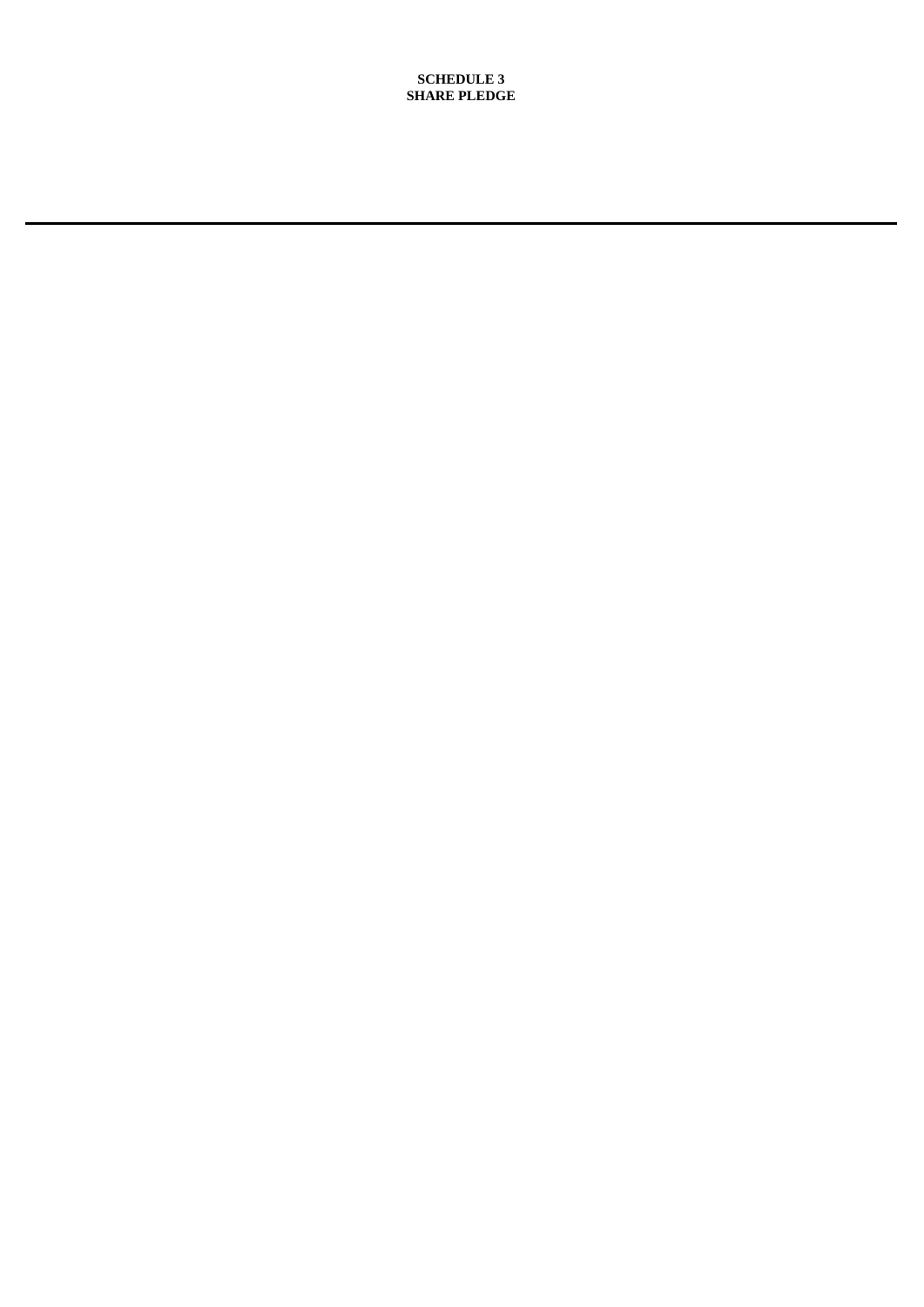**SCHEDULE 3**
**SHARE PLEDGE**

---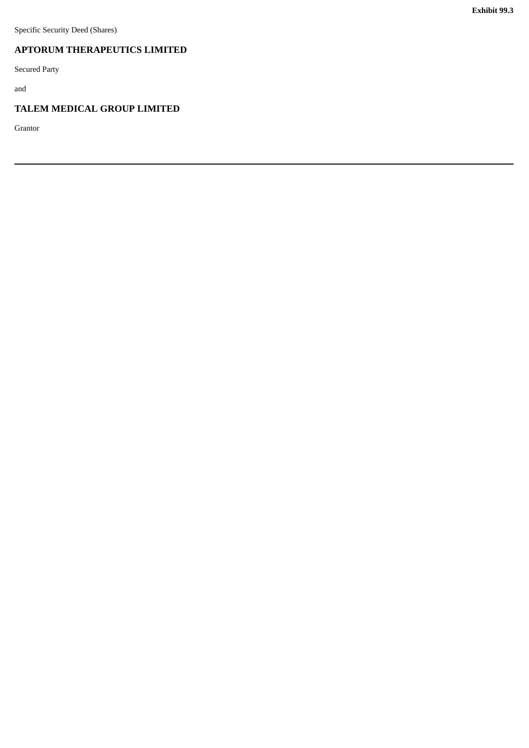**Exhibit 99.3**

Specific Security Deed (Shares)

## APTORUM THERAPEUTICS LIMITED

Secured Party

and

## TALEM MEDICAL GROUP LIMITED

Grantor

---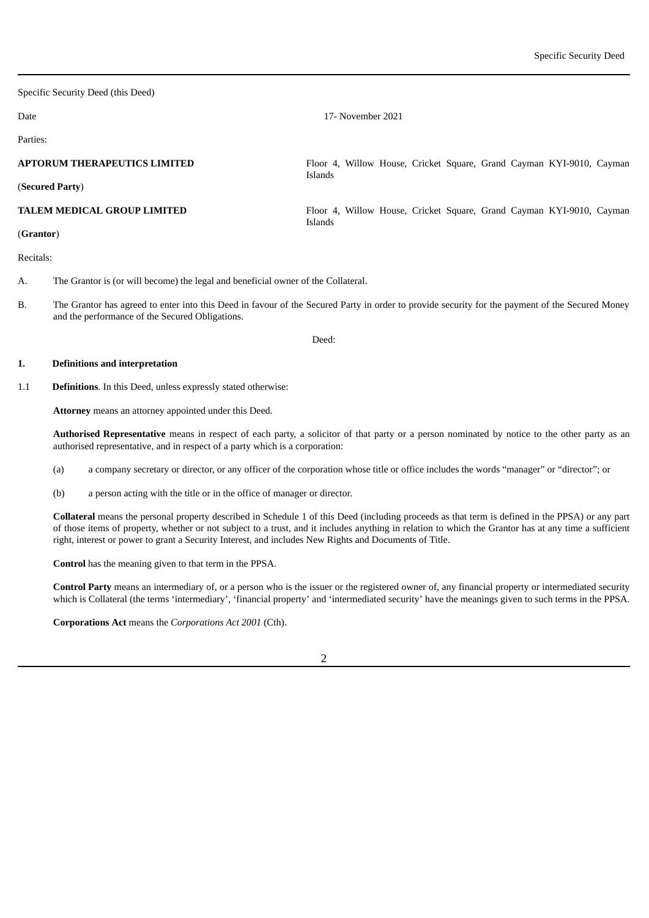Specific Security Deed (this Deed)

Date 17- November 2021

Parties:

**APTORUM THERAPEUTICS LIMITED** Floor 4, Willow House, Cricket Square, Grand Cayman KYI-9010, Cayman Islands

(**Secured Party**)

**TALEM MEDICAL GROUP LIMITED** Floor 4, Willow House, Cricket Square, Grand Cayman KYI-9010, Cayman Islands

(**Grantor**)

Recitals:

A. The Grantor is (or will become) the legal and beneficial owner of the Collateral.

B. The Grantor has agreed to enter into this Deed in favour of the Secured Party in order to provide security for the payment of the Secured Money and the performance of the Secured Obligations.

Deed:

## 1. Definitions and interpretation

1.1 **Definitions**. In this Deed, unless expressly stated otherwise:

**Attorney** means an attorney appointed under this Deed.

**Authorised Representative** means in respect of each party, a solicitor of that party or a person nominated by notice to the other party as an authorised representative, and in respect of a party which is a corporation:

(a) a company secretary or director, or any officer of the corporation whose title or office includes the words "manager" or "director"; or

(b) a person acting with the title or in the office of manager or director.

**Collateral** means the personal property described in Schedule 1 of this Deed (including proceeds as that term is defined in the PPSA) or any part of those items of property, whether or not subject to a trust, and it includes anything in relation to which the Grantor has at any time a sufficient right, interest or power to grant a Security Interest, and includes New Rights and Documents of Title.

**Control** has the meaning given to that term in the PPSA.

**Control Party** means an intermediary of, or a person who is the issuer or the registered owner of, any financial property or intermediated security which is Collateral (the terms 'intermediary', 'financial property' and 'intermediated security' have the meanings given to such terms in the PPSA.

**Corporations Act** means the *Corporations Act 2001* (Cth).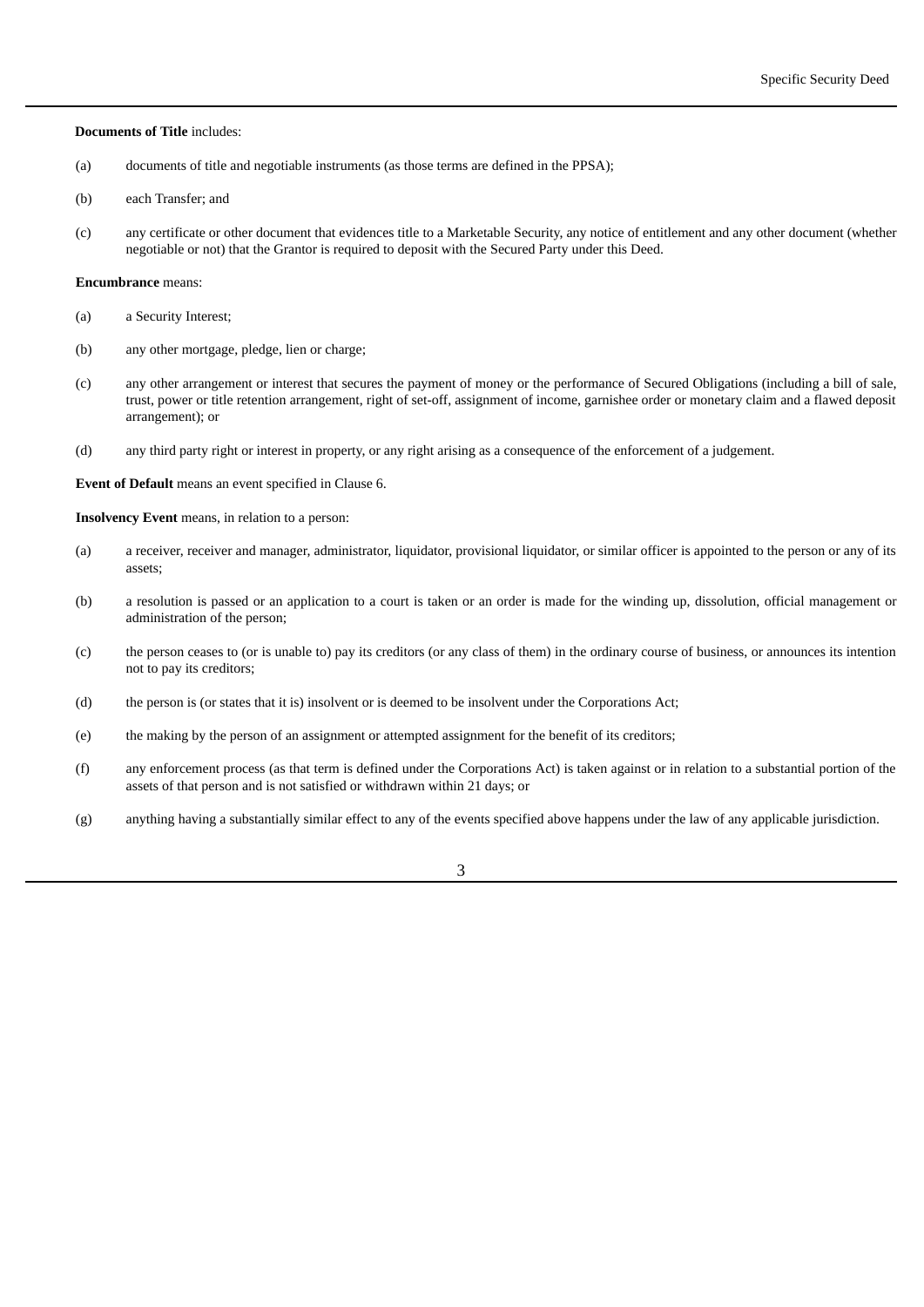**Documents of Title** includes:

(a) documents of title and negotiable instruments (as those terms are defined in the PPSA);

(b) each Transfer; and

(c) any certificate or other document that evidences title to a Marketable Security, any notice of entitlement and any other document (whether negotiable or not) that the Grantor is required to deposit with the Secured Party under this Deed.

**Encumbrance** means:

(a) a Security Interest;

(b) any other mortgage, pledge, lien or charge;

(c) any other arrangement or interest that secures the payment of money or the performance of Secured Obligations (including a bill of sale, trust, power or title retention arrangement, right of set-off, assignment of income, garnishee order or monetary claim and a flawed deposit arrangement); or

(d) any third party right or interest in property, or any right arising as a consequence of the enforcement of a judgement.

**Event of Default** means an event specified in Clause 6.

**Insolvency Event** means, in relation to a person:

(a) a receiver, receiver and manager, administrator, liquidator, provisional liquidator, or similar officer is appointed to the person or any of its assets;

(b) a resolution is passed or an application to a court is taken or an order is made for the winding up, dissolution, official management or administration of the person;

(c) the person ceases to (or is unable to) pay its creditors (or any class of them) in the ordinary course of business, or announces its intention not to pay its creditors;

(d) the person is (or states that it is) insolvent or is deemed to be insolvent under the Corporations Act;

(e) the making by the person of an assignment or attempted assignment for the benefit of its creditors;

(f) any enforcement process (as that term is defined under the Corporations Act) is taken against or in relation to a substantial portion of the assets of that person and is not satisfied or withdrawn within 21 days; or

(g) anything having a substantially similar effect to any of the events specified above happens under the law of any applicable jurisdiction.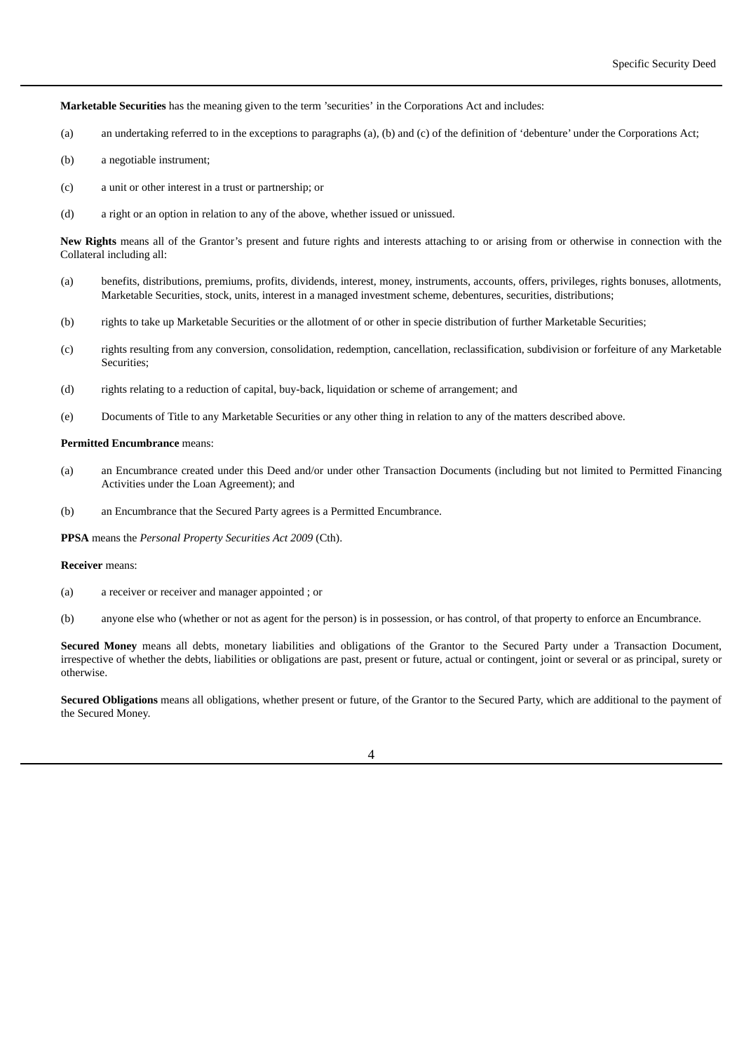**Marketable Securities** has the meaning given to the term 'securities' in the Corporations Act and includes:

(a) an undertaking referred to in the exceptions to paragraphs (a), (b) and (c) of the definition of 'debenture' under the Corporations Act;

(b) a negotiable instrument;

(c) a unit or other interest in a trust or partnership; or

(d) a right or an option in relation to any of the above, whether issued or unissued.

**New Rights** means all of the Grantor's present and future rights and interests attaching to or arising from or otherwise in connection with the Collateral including all:

(a) benefits, distributions, premiums, profits, dividends, interest, money, instruments, accounts, offers, privileges, rights bonuses, allotments, Marketable Securities, stock, units, interest in a managed investment scheme, debentures, securities, distributions;

(b) rights to take up Marketable Securities or the allotment of or other in specie distribution of further Marketable Securities;

(c) rights resulting from any conversion, consolidation, redemption, cancellation, reclassification, subdivision or forfeiture of any Marketable Securities;

(d) rights relating to a reduction of capital, buy-back, liquidation or scheme of arrangement; and

(e) Documents of Title to any Marketable Securities or any other thing in relation to any of the matters described above.

**Permitted Encumbrance** means:

(a) an Encumbrance created under this Deed and/or under other Transaction Documents (including but not limited to Permitted Financing Activities under the Loan Agreement); and

(b) an Encumbrance that the Secured Party agrees is a Permitted Encumbrance.

**PPSA** means the *Personal Property Securities Act 2009* (Cth).

**Receiver** means:

(a) a receiver or receiver and manager appointed ; or

(b) anyone else who (whether or not as agent for the person) is in possession, or has control, of that property to enforce an Encumbrance.

**Secured Money** means all debts, monetary liabilities and obligations of the Grantor to the Secured Party under a Transaction Document, irrespective of whether the debts, liabilities or obligations are past, present or future, actual or contingent, joint or several or as principal, surety or otherwise.

**Secured Obligations** means all obligations, whether present or future, of the Grantor to the Secured Party, which are additional to the payment of the Secured Money.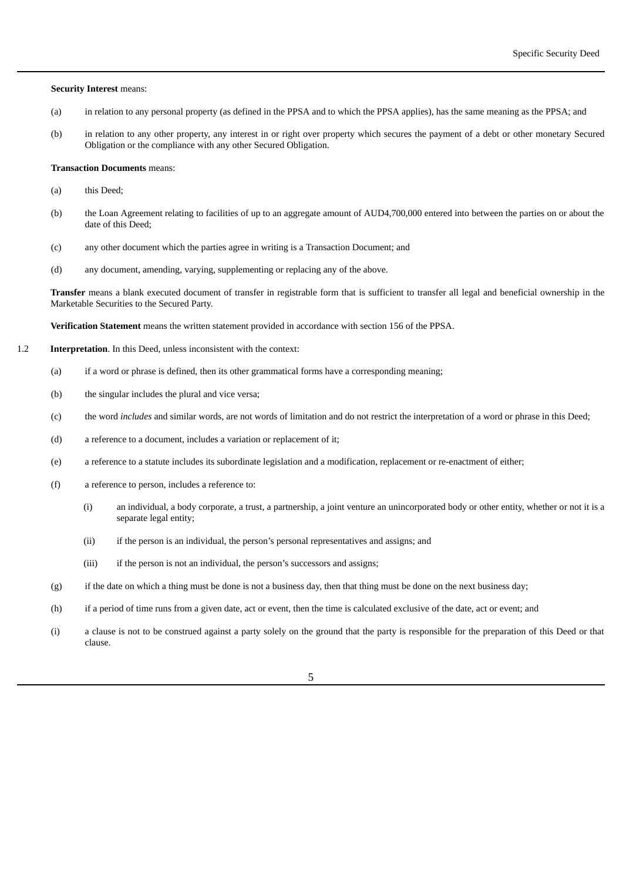**Security Interest** means:

(a) in relation to any personal property (as defined in the PPSA and to which the PPSA applies), has the same meaning as the PPSA; and

(b) in relation to any other property, any interest in or right over property which secures the payment of a debt or other monetary Secured Obligation or the compliance with any other Secured Obligation.

**Transaction Documents** means:

(a) this Deed;

(b) the Loan Agreement relating to facilities of up to an aggregate amount of AUD4,700,000 entered into between the parties on or about the date of this Deed;

(c) any other document which the parties agree in writing is a Transaction Document; and

(d) any document, amending, varying, supplementing or replacing any of the above.

**Transfer** means a blank executed document of transfer in registrable form that is sufficient to transfer all legal and beneficial ownership in the Marketable Securities to the Secured Party.

**Verification Statement** means the written statement provided in accordance with section 156 of the PPSA.

1.2 **Interpretation**. In this Deed, unless inconsistent with the context:

(a) if a word or phrase is defined, then its other grammatical forms have a corresponding meaning;

(b) the singular includes the plural and vice versa;

(c) the word *includes* and similar words, are not words of limitation and do not restrict the interpretation of a word or phrase in this Deed;

(d) a reference to a document, includes a variation or replacement of it;

(e) a reference to a statute includes its subordinate legislation and a modification, replacement or re-enactment of either;

(f) a reference to person, includes a reference to:

  (i) an individual, a body corporate, a trust, a partnership, a joint venture an unincorporated body or other entity, whether or not it is a separate legal entity;

  (ii) if the person is an individual, the person's personal representatives and assigns; and

  (iii) if the person is not an individual, the person's successors and assigns;

(g) if the date on which a thing must be done is not a business day, then that thing must be done on the next business day;

(h) if a period of time runs from a given date, act or event, then the time is calculated exclusive of the date, act or event; and

(i) a clause is not to be construed against a party solely on the ground that the party is responsible for the preparation of this Deed or that clause.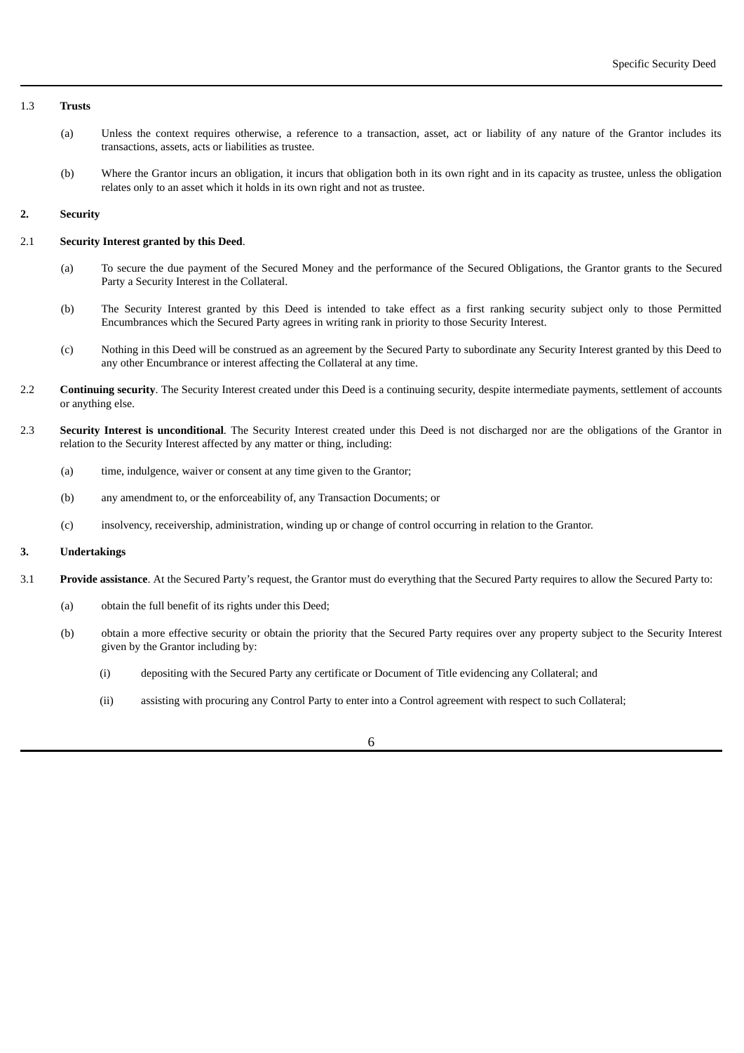1.3 **Trusts**

(a) Unless the context requires otherwise, a reference to a transaction, asset, act or liability of any nature of the Grantor includes its transactions, assets, acts or liabilities as trustee.

(b) Where the Grantor incurs an obligation, it incurs that obligation both in its own right and in its capacity as trustee, unless the obligation relates only to an asset which it holds in its own right and not as trustee.

**2. Security**

2.1 **Security Interest granted by this Deed**.

(a) To secure the due payment of the Secured Money and the performance of the Secured Obligations, the Grantor grants to the Secured Party a Security Interest in the Collateral.

(b) The Security Interest granted by this Deed is intended to take effect as a first ranking security subject only to those Permitted Encumbrances which the Secured Party agrees in writing rank in priority to those Security Interest.

(c) Nothing in this Deed will be construed as an agreement by the Secured Party to subordinate any Security Interest granted by this Deed to any other Encumbrance or interest affecting the Collateral at any time.

2.2 **Continuing security**. The Security Interest created under this Deed is a continuing security, despite intermediate payments, settlement of accounts or anything else.

2.3 **Security Interest is unconditional**. The Security Interest created under this Deed is not discharged nor are the obligations of the Grantor in relation to the Security Interest affected by any matter or thing, including:

(a) time, indulgence, waiver or consent at any time given to the Grantor;

(b) any amendment to, or the enforceability of, any Transaction Documents; or

(c) insolvency, receivership, administration, winding up or change of control occurring in relation to the Grantor.

**3. Undertakings**

3.1 **Provide assistance**. At the Secured Party's request, the Grantor must do everything that the Secured Party requires to allow the Secured Party to:

(a) obtain the full benefit of its rights under this Deed;

(b) obtain a more effective security or obtain the priority that the Secured Party requires over any property subject to the Security Interest given by the Grantor including by:

(i) depositing with the Secured Party any certificate or Document of Title evidencing any Collateral; and

(ii) assisting with procuring any Control Party to enter into a Control agreement with respect to such Collateral;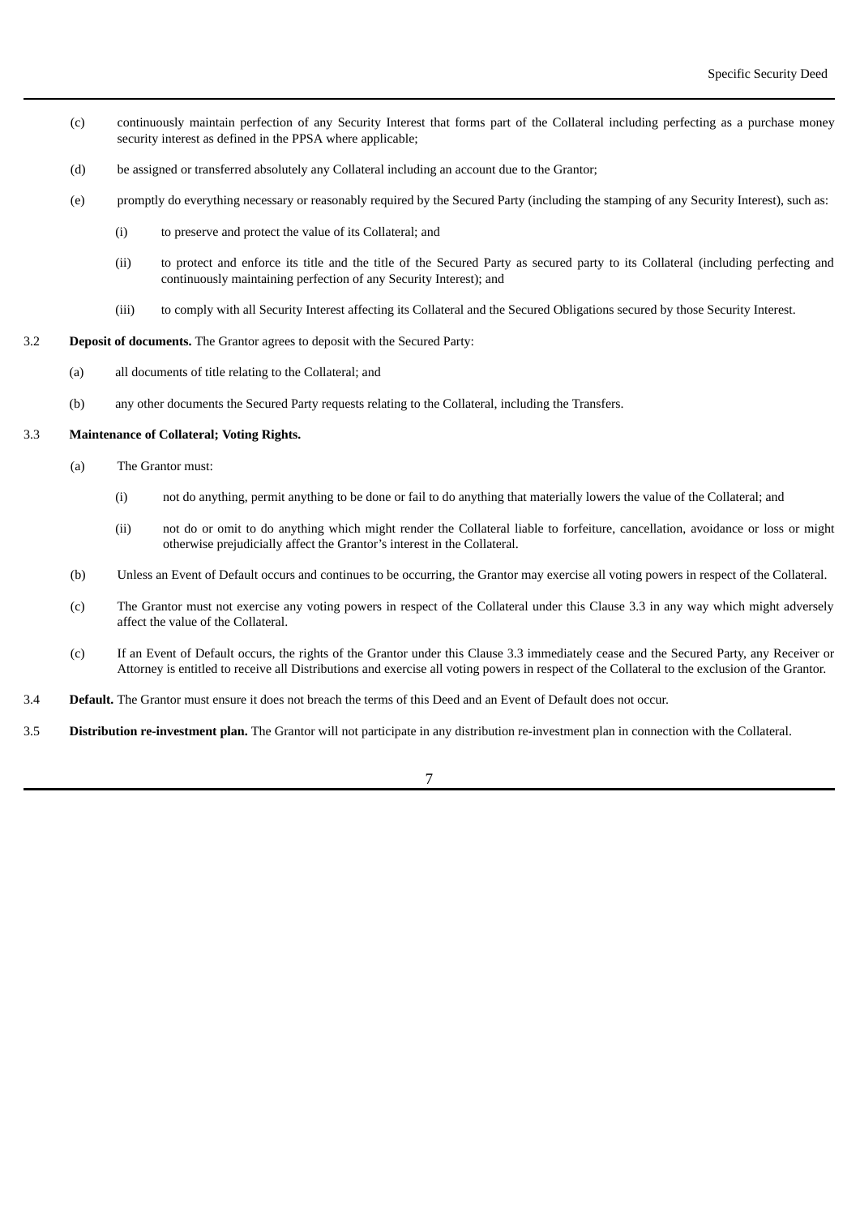(c) continuously maintain perfection of any Security Interest that forms part of the Collateral including perfecting as a purchase money security interest as defined in the PPSA where applicable;

(d) be assigned or transferred absolutely any Collateral including an account due to the Grantor;

(e) promptly do everything necessary or reasonably required by the Secured Party (including the stamping of any Security Interest), such as:

(i) to preserve and protect the value of its Collateral; and

(ii) to protect and enforce its title and the title of the Secured Party as secured party to its Collateral (including perfecting and continuously maintaining perfection of any Security Interest); and

(iii) to comply with all Security Interest affecting its Collateral and the Secured Obligations secured by those Security Interest.

3.2 **Deposit of documents.** The Grantor agrees to deposit with the Secured Party:

(a) all documents of title relating to the Collateral; and

(b) any other documents the Secured Party requests relating to the Collateral, including the Transfers.

3.3 **Maintenance of Collateral; Voting Rights.**

(a) The Grantor must:

(i) not do anything, permit anything to be done or fail to do anything that materially lowers the value of the Collateral; and

(ii) not do or omit to do anything which might render the Collateral liable to forfeiture, cancellation, avoidance or loss or might otherwise prejudicially affect the Grantor's interest in the Collateral.

(b) Unless an Event of Default occurs and continues to be occurring, the Grantor may exercise all voting powers in respect of the Collateral.

(c) The Grantor must not exercise any voting powers in respect of the Collateral under this Clause 3.3 in any way which might adversely affect the value of the Collateral.

(c) If an Event of Default occurs, the rights of the Grantor under this Clause 3.3 immediately cease and the Secured Party, any Receiver or Attorney is entitled to receive all Distributions and exercise all voting powers in respect of the Collateral to the exclusion of the Grantor.

3.4 **Default.** The Grantor must ensure it does not breach the terms of this Deed and an Event of Default does not occur.

3.5 **Distribution re-investment plan.** The Grantor will not participate in any distribution re-investment plan in connection with the Collateral.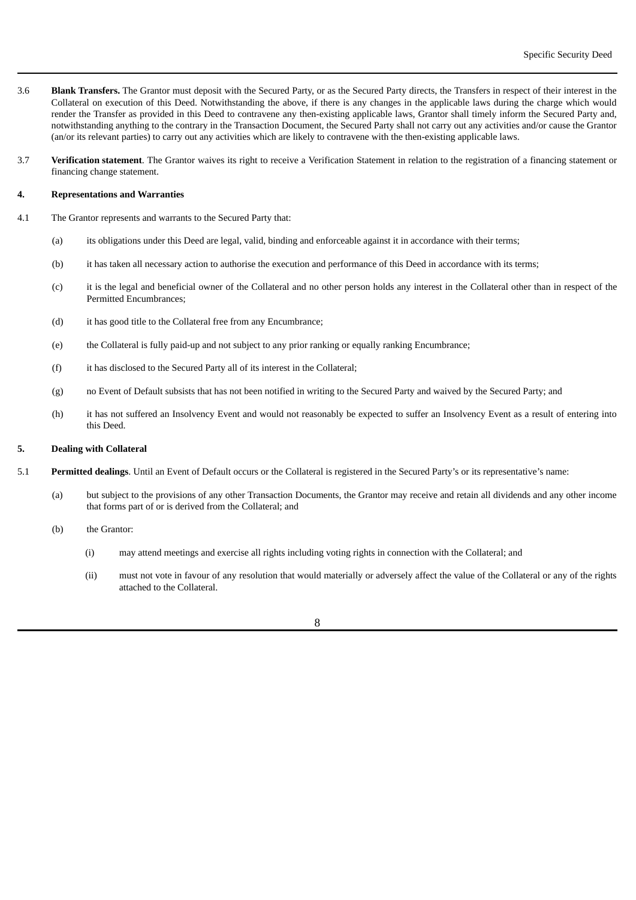3.6 **Blank Transfers.** The Grantor must deposit with the Secured Party, or as the Secured Party directs, the Transfers in respect of their interest in the Collateral on execution of this Deed. Notwithstanding the above, if there is any changes in the applicable laws during the charge which would render the Transfer as provided in this Deed to contravene any then-existing applicable laws, Grantor shall timely inform the Secured Party and, notwithstanding anything to the contrary in the Transaction Document, the Secured Party shall not carry out any activities and/or cause the Grantor (an/or its relevant parties) to carry out any activities which are likely to contravene with the then-existing applicable laws.

3.7 **Verification statement**. The Grantor waives its right to receive a Verification Statement in relation to the registration of a financing statement or financing change statement.

**4. Representations and Warranties**

4.1 The Grantor represents and warrants to the Secured Party that:

(a) its obligations under this Deed are legal, valid, binding and enforceable against it in accordance with their terms;

(b) it has taken all necessary action to authorise the execution and performance of this Deed in accordance with its terms;

(c) it is the legal and beneficial owner of the Collateral and no other person holds any interest in the Collateral other than in respect of the Permitted Encumbrances;

(d) it has good title to the Collateral free from any Encumbrance;

(e) the Collateral is fully paid-up and not subject to any prior ranking or equally ranking Encumbrance;

(f) it has disclosed to the Secured Party all of its interest in the Collateral;

(g) no Event of Default subsists that has not been notified in writing to the Secured Party and waived by the Secured Party; and

(h) it has not suffered an Insolvency Event and would not reasonably be expected to suffer an Insolvency Event as a result of entering into this Deed.

**5. Dealing with Collateral**

5.1 **Permitted dealings**. Until an Event of Default occurs or the Collateral is registered in the Secured Party's or its representative's name:

(a) but subject to the provisions of any other Transaction Documents, the Grantor may receive and retain all dividends and any other income that forms part of or is derived from the Collateral; and

(b) the Grantor:

(i) may attend meetings and exercise all rights including voting rights in connection with the Collateral; and

(ii) must not vote in favour of any resolution that would materially or adversely affect the value of the Collateral or any of the rights attached to the Collateral.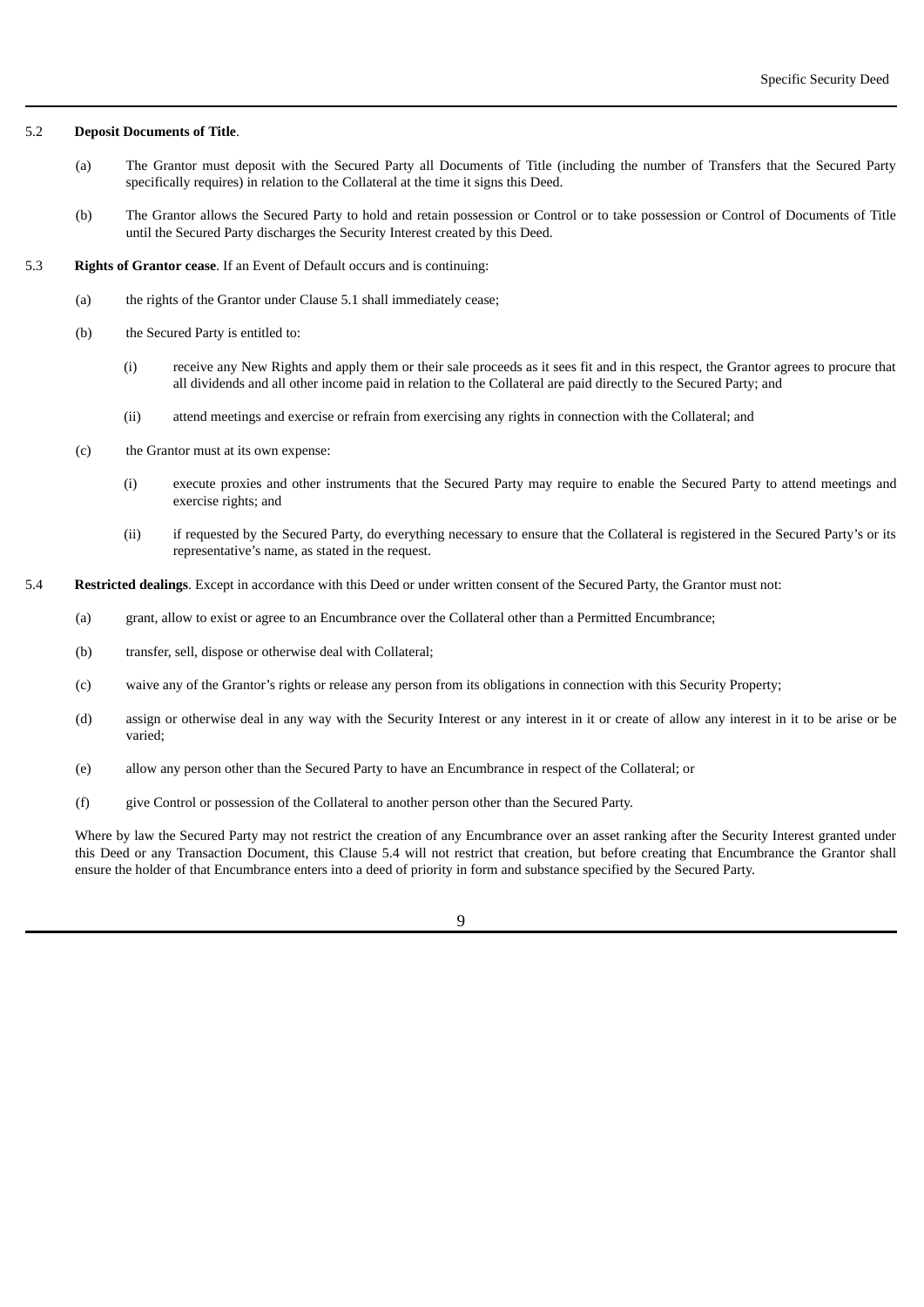5.2 **Deposit Documents of Title**.

(a) The Grantor must deposit with the Secured Party all Documents of Title (including the number of Transfers that the Secured Party specifically requires) in relation to the Collateral at the time it signs this Deed.

(b) The Grantor allows the Secured Party to hold and retain possession or Control or to take possession or Control of Documents of Title until the Secured Party discharges the Security Interest created by this Deed.

5.3 **Rights of Grantor cease**. If an Event of Default occurs and is continuing:

(a) the rights of the Grantor under Clause 5.1 shall immediately cease;

(b) the Secured Party is entitled to:

(i) receive any New Rights and apply them or their sale proceeds as it sees fit and in this respect, the Grantor agrees to procure that all dividends and all other income paid in relation to the Collateral are paid directly to the Secured Party; and

(ii) attend meetings and exercise or refrain from exercising any rights in connection with the Collateral; and

(c) the Grantor must at its own expense:

(i) execute proxies and other instruments that the Secured Party may require to enable the Secured Party to attend meetings and exercise rights; and

(ii) if requested by the Secured Party, do everything necessary to ensure that the Collateral is registered in the Secured Party's or its representative's name, as stated in the request.

5.4 **Restricted dealings**. Except in accordance with this Deed or under written consent of the Secured Party, the Grantor must not:

(a) grant, allow to exist or agree to an Encumbrance over the Collateral other than a Permitted Encumbrance;

(b) transfer, sell, dispose or otherwise deal with Collateral;

(c) waive any of the Grantor's rights or release any person from its obligations in connection with this Security Property;

(d) assign or otherwise deal in any way with the Security Interest or any interest in it or create of allow any interest in it to be arise or be varied;

(e) allow any person other than the Secured Party to have an Encumbrance in respect of the Collateral; or

(f) give Control or possession of the Collateral to another person other than the Secured Party.

Where by law the Secured Party may not restrict the creation of any Encumbrance over an asset ranking after the Security Interest granted under this Deed or any Transaction Document, this Clause 5.4 will not restrict that creation, but before creating that Encumbrance the Grantor shall ensure the holder of that Encumbrance enters into a deed of priority in form and substance specified by the Secured Party.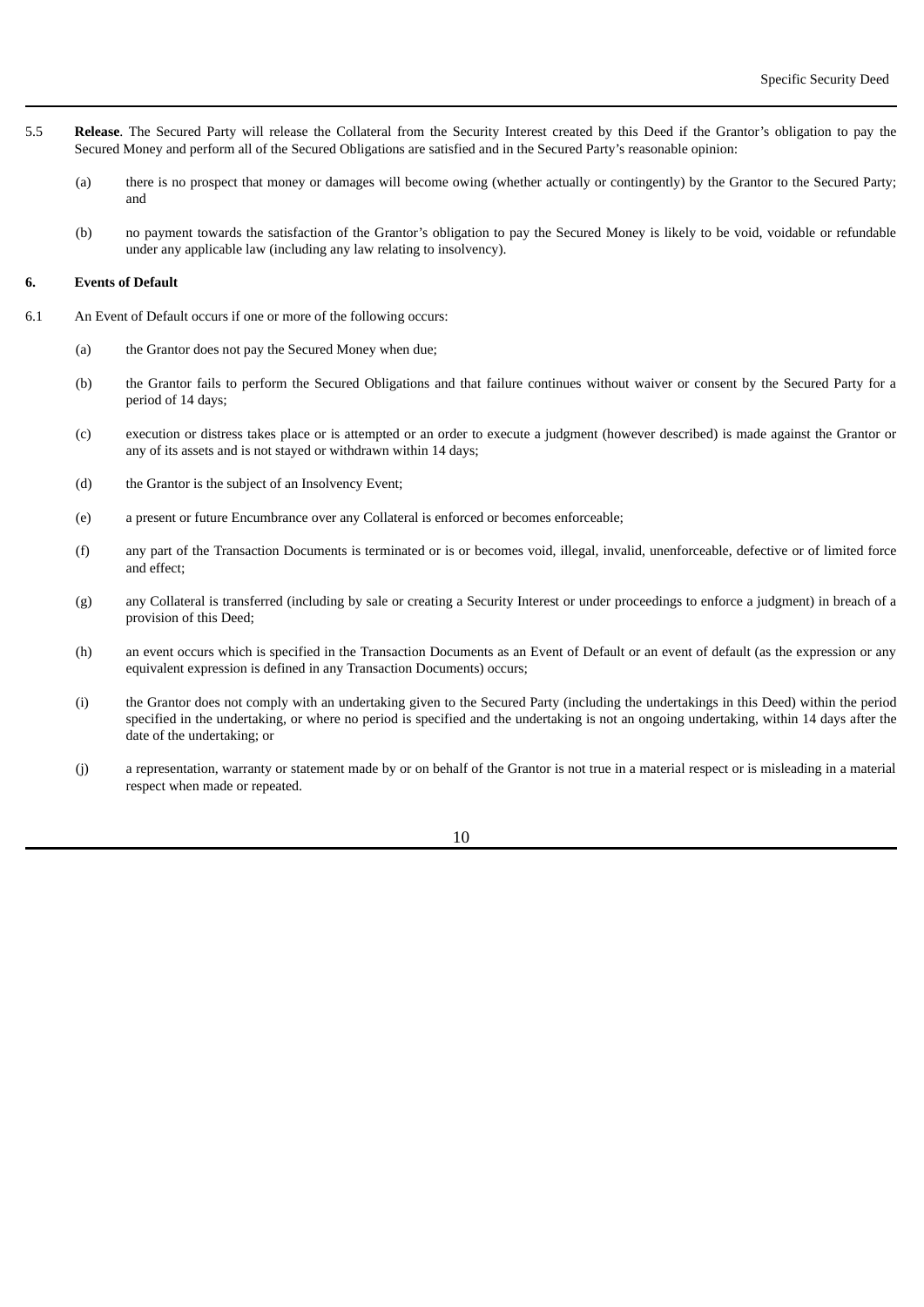5.5 **Release**. The Secured Party will release the Collateral from the Security Interest created by this Deed if the Grantor's obligation to pay the Secured Money and perform all of the Secured Obligations are satisfied and in the Secured Party's reasonable opinion:

(a) there is no prospect that money or damages will become owing (whether actually or contingently) by the Grantor to the Secured Party; and

(b) no payment towards the satisfaction of the Grantor's obligation to pay the Secured Money is likely to be void, voidable or refundable under any applicable law (including any law relating to insolvency).

**6. Events of Default**

6.1 An Event of Default occurs if one or more of the following occurs:

(a) the Grantor does not pay the Secured Money when due;

(b) the Grantor fails to perform the Secured Obligations and that failure continues without waiver or consent by the Secured Party for a period of 14 days;

(c) execution or distress takes place or is attempted or an order to execute a judgment (however described) is made against the Grantor or any of its assets and is not stayed or withdrawn within 14 days;

(d) the Grantor is the subject of an Insolvency Event;

(e) a present or future Encumbrance over any Collateral is enforced or becomes enforceable;

(f) any part of the Transaction Documents is terminated or is or becomes void, illegal, invalid, unenforceable, defective or of limited force and effect;

(g) any Collateral is transferred (including by sale or creating a Security Interest or under proceedings to enforce a judgment) in breach of a provision of this Deed;

(h) an event occurs which is specified in the Transaction Documents as an Event of Default or an event of default (as the expression or any equivalent expression is defined in any Transaction Documents) occurs;

(i) the Grantor does not comply with an undertaking given to the Secured Party (including the undertakings in this Deed) within the period specified in the undertaking, or where no period is specified and the undertaking is not an ongoing undertaking, within 14 days after the date of the undertaking; or

(j) a representation, warranty or statement made by or on behalf of the Grantor is not true in a material respect or is misleading in a material respect when made or repeated.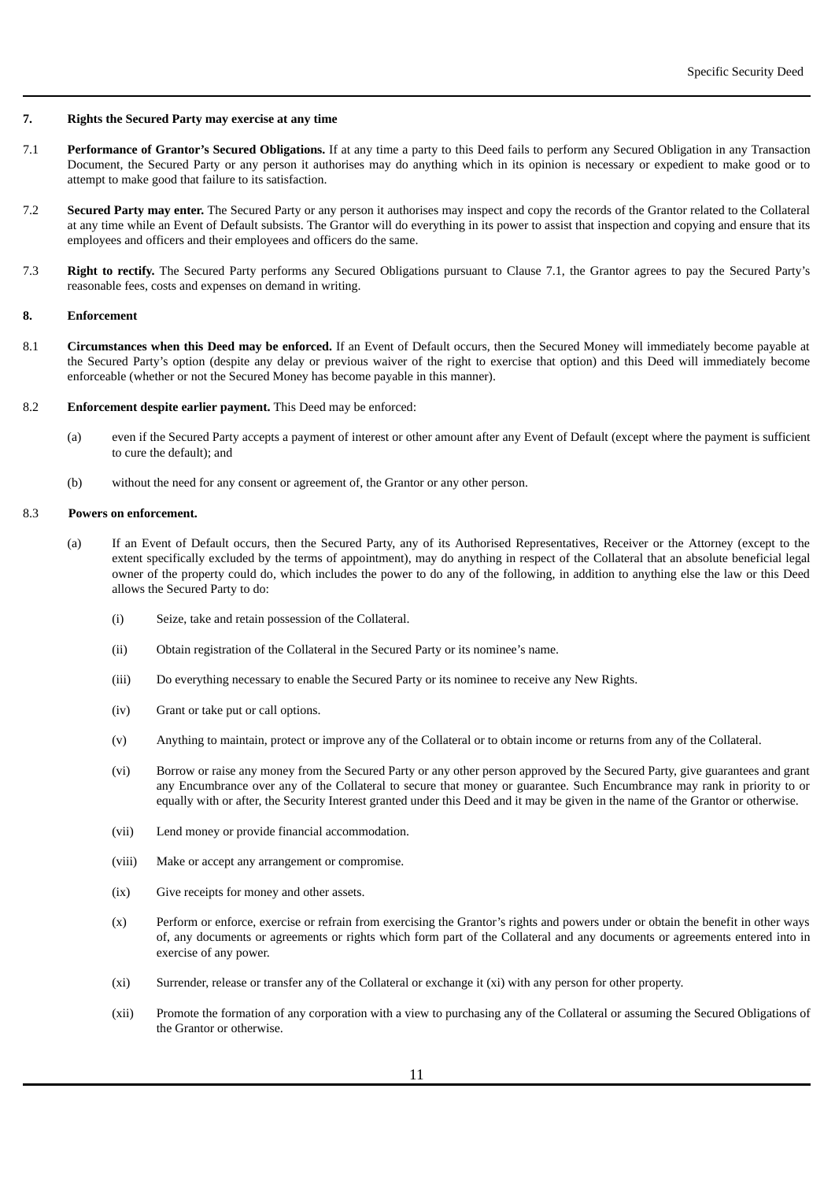**7. Rights the Secured Party may exercise at any time**

7.1 **Performance of Grantor's Secured Obligations.** If at any time a party to this Deed fails to perform any Secured Obligation in any Transaction Document, the Secured Party or any person it authorises may do anything which in its opinion is necessary or expedient to make good or to attempt to make good that failure to its satisfaction.

7.2 **Secured Party may enter.** The Secured Party or any person it authorises may inspect and copy the records of the Grantor related to the Collateral at any time while an Event of Default subsists. The Grantor will do everything in its power to assist that inspection and copying and ensure that its employees and officers and their employees and officers do the same.

7.3 **Right to rectify.** The Secured Party performs any Secured Obligations pursuant to Clause 7.1, the Grantor agrees to pay the Secured Party's reasonable fees, costs and expenses on demand in writing.

**8. Enforcement**

8.1 **Circumstances when this Deed may be enforced.** If an Event of Default occurs, then the Secured Money will immediately become payable at the Secured Party's option (despite any delay or previous waiver of the right to exercise that option) and this Deed will immediately become enforceable (whether or not the Secured Money has become payable in this manner).

8.2 **Enforcement despite earlier payment.** This Deed may be enforced:

(a) even if the Secured Party accepts a payment of interest or other amount after any Event of Default (except where the payment is sufficient to cure the default); and

(b) without the need for any consent or agreement of, the Grantor or any other person.

8.3 **Powers on enforcement.**

(a) If an Event of Default occurs, then the Secured Party, any of its Authorised Representatives, Receiver or the Attorney (except to the extent specifically excluded by the terms of appointment), may do anything in respect of the Collateral that an absolute beneficial legal owner of the property could do, which includes the power to do any of the following, in addition to anything else the law or this Deed allows the Secured Party to do:

(i) Seize, take and retain possession of the Collateral.

(ii) Obtain registration of the Collateral in the Secured Party or its nominee's name.

(iii) Do everything necessary to enable the Secured Party or its nominee to receive any New Rights.

(iv) Grant or take put or call options.

(v) Anything to maintain, protect or improve any of the Collateral or to obtain income or returns from any of the Collateral.

(vi) Borrow or raise any money from the Secured Party or any other person approved by the Secured Party, give guarantees and grant any Encumbrance over any of the Collateral to secure that money or guarantee. Such Encumbrance may rank in priority to or equally with or after, the Security Interest granted under this Deed and it may be given in the name of the Grantor or otherwise.

(vii) Lend money or provide financial accommodation.

(viii) Make or accept any arrangement or compromise.

(ix) Give receipts for money and other assets.

(x) Perform or enforce, exercise or refrain from exercising the Grantor's rights and powers under or obtain the benefit in other ways of, any documents or agreements or rights which form part of the Collateral and any documents or agreements entered into in exercise of any power.

(xi) Surrender, release or transfer any of the Collateral or exchange it (xi) with any person for other property.

(xii) Promote the formation of any corporation with a view to purchasing any of the Collateral or assuming the Secured Obligations of the Grantor or otherwise.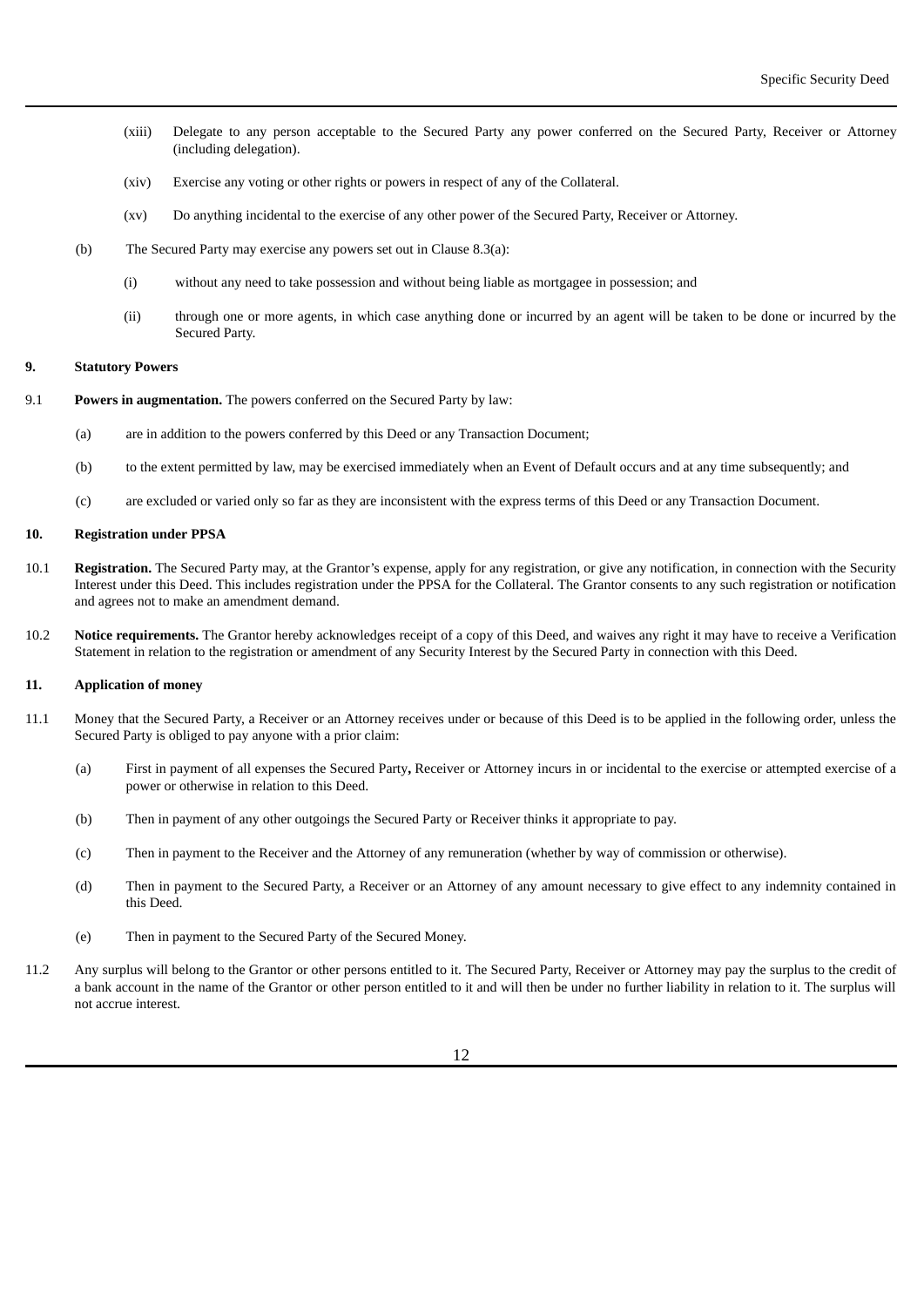(xiii) Delegate to any person acceptable to the Secured Party any power conferred on the Secured Party, Receiver or Attorney (including delegation).

(xiv) Exercise any voting or other rights or powers in respect of any of the Collateral.

(xv) Do anything incidental to the exercise of any other power of the Secured Party, Receiver or Attorney.

(b) The Secured Party may exercise any powers set out in Clause 8.3(a):

(i) without any need to take possession and without being liable as mortgagee in possession; and

(ii) through one or more agents, in which case anything done or incurred by an agent will be taken to be done or incurred by the Secured Party.

## 9. Statutory Powers

9.1 **Powers in augmentation.** The powers conferred on the Secured Party by law:

(a) are in addition to the powers conferred by this Deed or any Transaction Document;

(b) to the extent permitted by law, may be exercised immediately when an Event of Default occurs and at any time subsequently; and

(c) are excluded or varied only so far as they are inconsistent with the express terms of this Deed or any Transaction Document.

## 10. Registration under PPSA

10.1 **Registration.** The Secured Party may, at the Grantor's expense, apply for any registration, or give any notification, in connection with the Security Interest under this Deed. This includes registration under the PPSA for the Collateral. The Grantor consents to any such registration or notification and agrees not to make an amendment demand.

10.2 **Notice requirements.** The Grantor hereby acknowledges receipt of a copy of this Deed, and waives any right it may have to receive a Verification Statement in relation to the registration or amendment of any Security Interest by the Secured Party in connection with this Deed.

## 11. Application of money

11.1 Money that the Secured Party, a Receiver or an Attorney receives under or because of this Deed is to be applied in the following order, unless the Secured Party is obliged to pay anyone with a prior claim:

(a) First in payment of all expenses the Secured Party**,** Receiver or Attorney incurs in or incidental to the exercise or attempted exercise of a power or otherwise in relation to this Deed.

(b) Then in payment of any other outgoings the Secured Party or Receiver thinks it appropriate to pay.

(c) Then in payment to the Receiver and the Attorney of any remuneration (whether by way of commission or otherwise).

(d) Then in payment to the Secured Party, a Receiver or an Attorney of any amount necessary to give effect to any indemnity contained in this Deed.

(e) Then in payment to the Secured Party of the Secured Money.

11.2 Any surplus will belong to the Grantor or other persons entitled to it. The Secured Party, Receiver or Attorney may pay the surplus to the credit of a bank account in the name of the Grantor or other person entitled to it and will then be under no further liability in relation to it. The surplus will not accrue interest.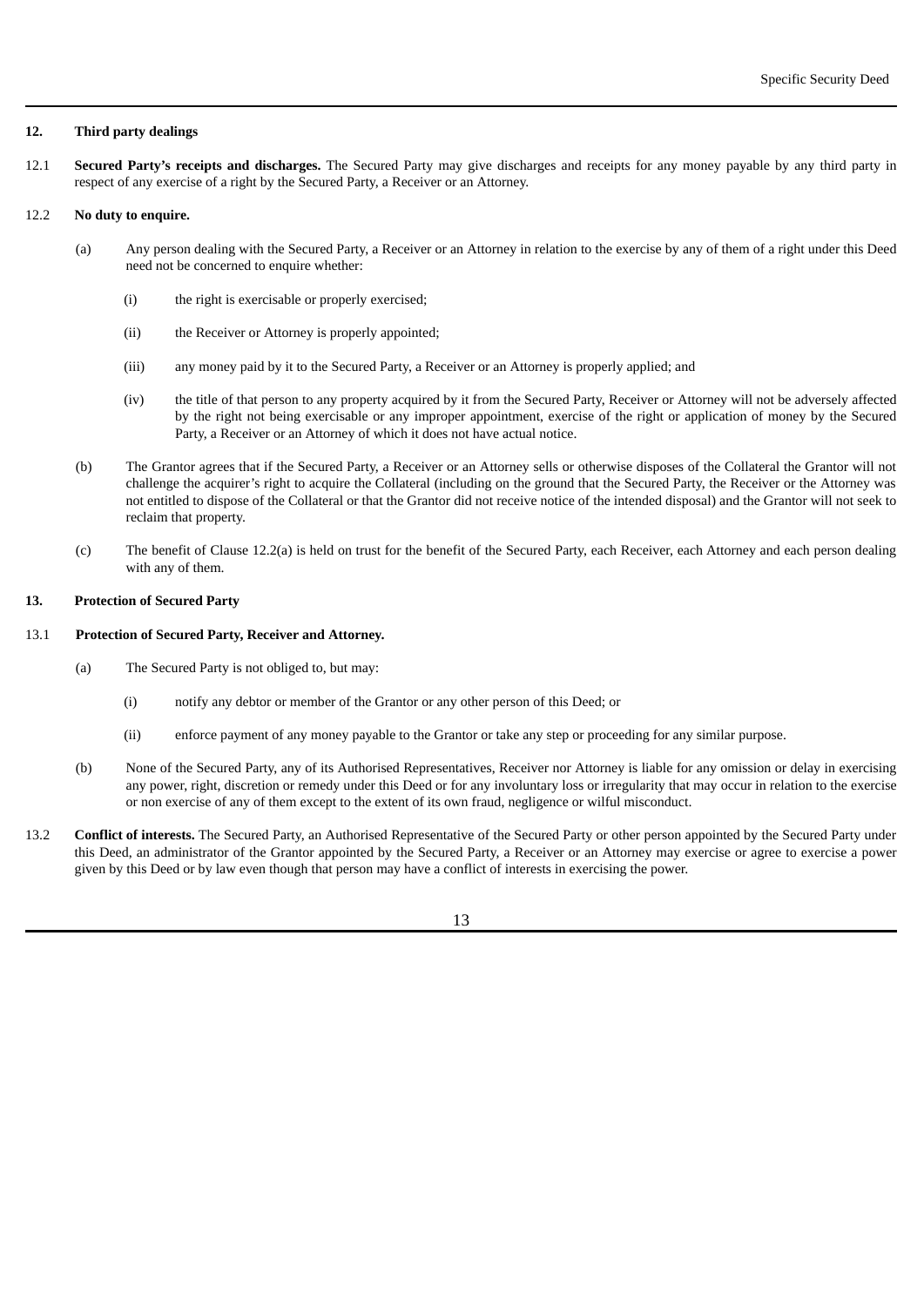## 12. Third party dealings

12.1 **Secured Party's receipts and discharges.** The Secured Party may give discharges and receipts for any money payable by any third party in respect of any exercise of a right by the Secured Party, a Receiver or an Attorney.

12.2 **No duty to enquire.**

(a) Any person dealing with the Secured Party, a Receiver or an Attorney in relation to the exercise by any of them of a right under this Deed need not be concerned to enquire whether:

(i) the right is exercisable or properly exercised;

(ii) the Receiver or Attorney is properly appointed;

(iii) any money paid by it to the Secured Party, a Receiver or an Attorney is properly applied; and

(iv) the title of that person to any property acquired by it from the Secured Party, Receiver or Attorney will not be adversely affected by the right not being exercisable or any improper appointment, exercise of the right or application of money by the Secured Party, a Receiver or an Attorney of which it does not have actual notice.

(b) The Grantor agrees that if the Secured Party, a Receiver or an Attorney sells or otherwise disposes of the Collateral the Grantor will not challenge the acquirer's right to acquire the Collateral (including on the ground that the Secured Party, the Receiver or the Attorney was not entitled to dispose of the Collateral or that the Grantor did not receive notice of the intended disposal) and the Grantor will not seek to reclaim that property.

(c) The benefit of Clause 12.2(a) is held on trust for the benefit of the Secured Party, each Receiver, each Attorney and each person dealing with any of them.

## 13. Protection of Secured Party

13.1 **Protection of Secured Party, Receiver and Attorney.**

(a) The Secured Party is not obliged to, but may:

(i) notify any debtor or member of the Grantor or any other person of this Deed; or

(ii) enforce payment of any money payable to the Grantor or take any step or proceeding for any similar purpose.

(b) None of the Secured Party, any of its Authorised Representatives, Receiver nor Attorney is liable for any omission or delay in exercising any power, right, discretion or remedy under this Deed or for any involuntary loss or irregularity that may occur in relation to the exercise or non exercise of any of them except to the extent of its own fraud, negligence or wilful misconduct.

13.2 **Conflict of interests.** The Secured Party, an Authorised Representative of the Secured Party or other person appointed by the Secured Party under this Deed, an administrator of the Grantor appointed by the Secured Party, a Receiver or an Attorney may exercise or agree to exercise a power given by this Deed or by law even though that person may have a conflict of interests in exercising the power.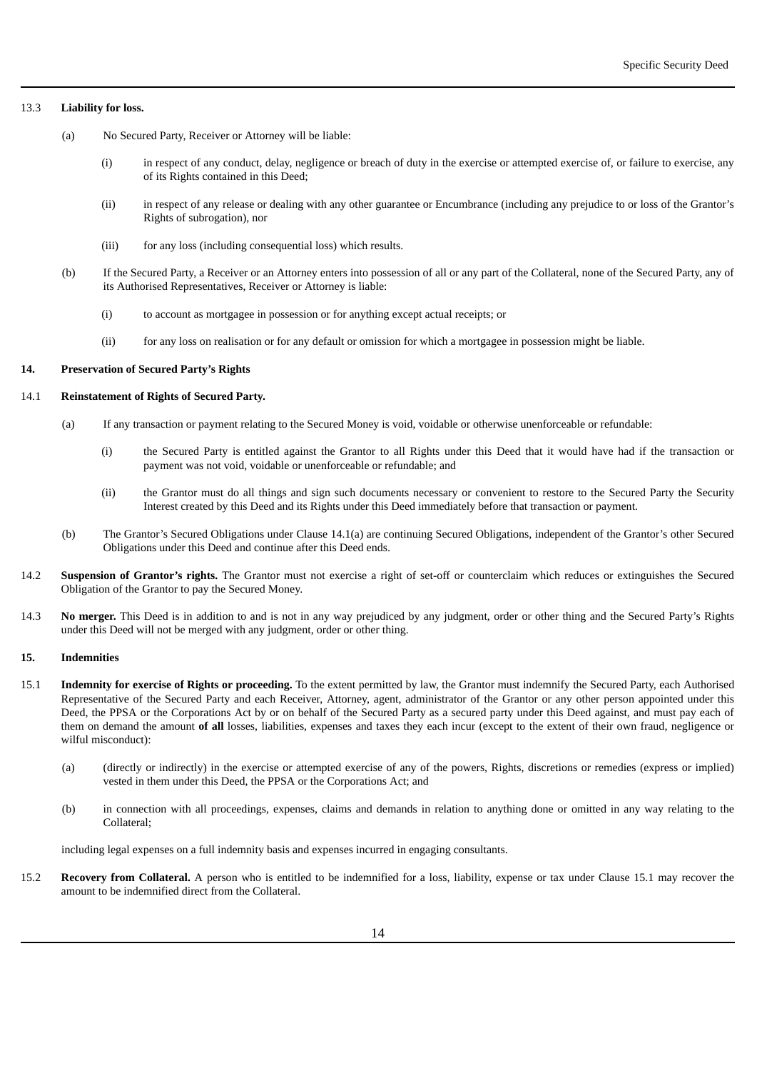13.3 **Liability for loss.**

(a) No Secured Party, Receiver or Attorney will be liable:

(i) in respect of any conduct, delay, negligence or breach of duty in the exercise or attempted exercise of, or failure to exercise, any of its Rights contained in this Deed;

(ii) in respect of any release or dealing with any other guarantee or Encumbrance (including any prejudice to or loss of the Grantor's Rights of subrogation), nor

(iii) for any loss (including consequential loss) which results.

(b) If the Secured Party, a Receiver or an Attorney enters into possession of all or any part of the Collateral, none of the Secured Party, any of its Authorised Representatives, Receiver or Attorney is liable:

(i) to account as mortgagee in possession or for anything except actual receipts; or

(ii) for any loss on realisation or for any default or omission for which a mortgagee in possession might be liable.

**14. Preservation of Secured Party's Rights**

14.1 **Reinstatement of Rights of Secured Party.**

(a) If any transaction or payment relating to the Secured Money is void, voidable or otherwise unenforceable or refundable:

(i) the Secured Party is entitled against the Grantor to all Rights under this Deed that it would have had if the transaction or payment was not void, voidable or unenforceable or refundable; and

(ii) the Grantor must do all things and sign such documents necessary or convenient to restore to the Secured Party the Security Interest created by this Deed and its Rights under this Deed immediately before that transaction or payment.

(b) The Grantor's Secured Obligations under Clause 14.1(a) are continuing Secured Obligations, independent of the Grantor's other Secured Obligations under this Deed and continue after this Deed ends.

14.2 **Suspension of Grantor's rights.** The Grantor must not exercise a right of set-off or counterclaim which reduces or extinguishes the Secured Obligation of the Grantor to pay the Secured Money.

14.3 **No merger.** This Deed is in addition to and is not in any way prejudiced by any judgment, order or other thing and the Secured Party's Rights under this Deed will not be merged with any judgment, order or other thing.

**15. Indemnities**

15.1 **Indemnity for exercise of Rights or proceeding.** To the extent permitted by law, the Grantor must indemnify the Secured Party, each Authorised Representative of the Secured Party and each Receiver, Attorney, agent, administrator of the Grantor or any other person appointed under this Deed, the PPSA or the Corporations Act by or on behalf of the Secured Party as a secured party under this Deed against, and must pay each of them on demand the amount **of all** losses, liabilities, expenses and taxes they each incur (except to the extent of their own fraud, negligence or wilful misconduct):

(a) (directly or indirectly) in the exercise or attempted exercise of any of the powers, Rights, discretions or remedies (express or implied) vested in them under this Deed, the PPSA or the Corporations Act; and

(b) in connection with all proceedings, expenses, claims and demands in relation to anything done or omitted in any way relating to the Collateral;

including legal expenses on a full indemnity basis and expenses incurred in engaging consultants.

15.2 **Recovery from Collateral.** A person who is entitled to be indemnified for a loss, liability, expense or tax under Clause 15.1 may recover the amount to be indemnified direct from the Collateral.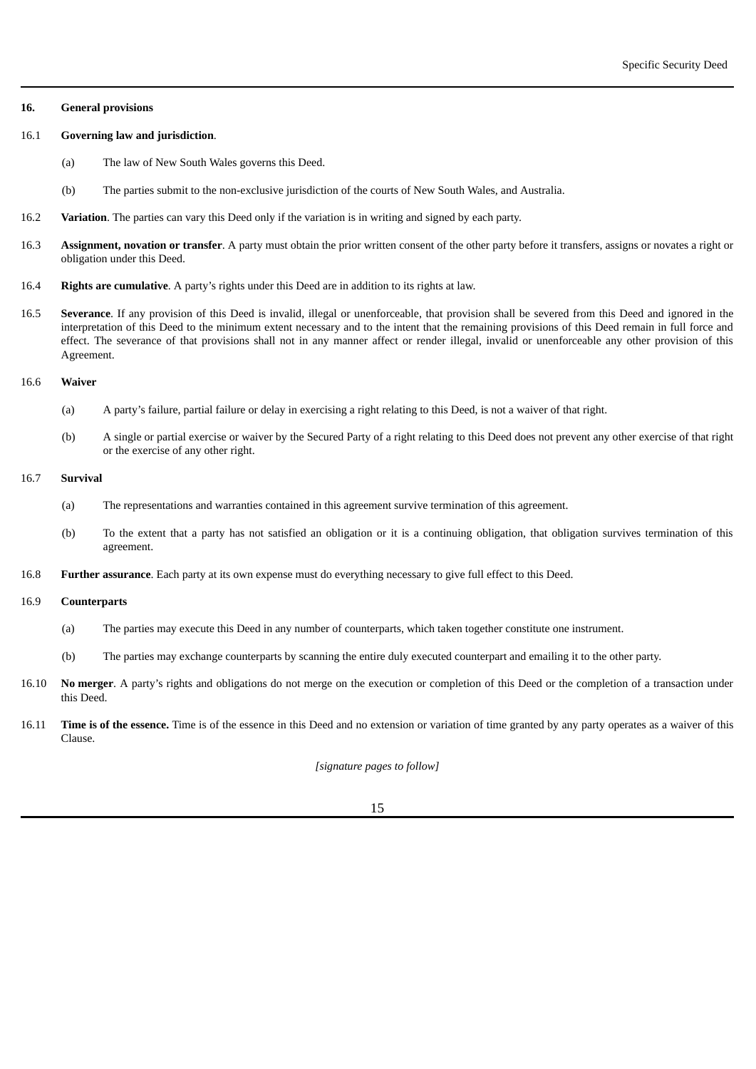**16. General provisions**

16.1 **Governing law and jurisdiction**.

(a) The law of New South Wales governs this Deed.

(b) The parties submit to the non-exclusive jurisdiction of the courts of New South Wales, and Australia.

16.2 **Variation**. The parties can vary this Deed only if the variation is in writing and signed by each party.

16.3 **Assignment, novation or transfer**. A party must obtain the prior written consent of the other party before it transfers, assigns or novates a right or obligation under this Deed.

16.4 **Rights are cumulative**. A party's rights under this Deed are in addition to its rights at law.

16.5 **Severance**. If any provision of this Deed is invalid, illegal or unenforceable, that provision shall be severed from this Deed and ignored in the interpretation of this Deed to the minimum extent necessary and to the intent that the remaining provisions of this Deed remain in full force and effect. The severance of that provisions shall not in any manner affect or render illegal, invalid or unenforceable any other provision of this Agreement.

16.6 **Waiver**

(a) A party's failure, partial failure or delay in exercising a right relating to this Deed, is not a waiver of that right.

(b) A single or partial exercise or waiver by the Secured Party of a right relating to this Deed does not prevent any other exercise of that right or the exercise of any other right.

16.7 **Survival**

(a) The representations and warranties contained in this agreement survive termination of this agreement.

(b) To the extent that a party has not satisfied an obligation or it is a continuing obligation, that obligation survives termination of this agreement.

16.8 **Further assurance**. Each party at its own expense must do everything necessary to give full effect to this Deed.

16.9 **Counterparts**

(a) The parties may execute this Deed in any number of counterparts, which taken together constitute one instrument.

(b) The parties may exchange counterparts by scanning the entire duly executed counterpart and emailing it to the other party.

16.10 **No merger**. A party's rights and obligations do not merge on the execution or completion of this Deed or the completion of a transaction under this Deed.

16.11 **Time is of the essence.** Time is of the essence in this Deed and no extension or variation of time granted by any party operates as a waiver of this Clause.

*[signature pages to follow]*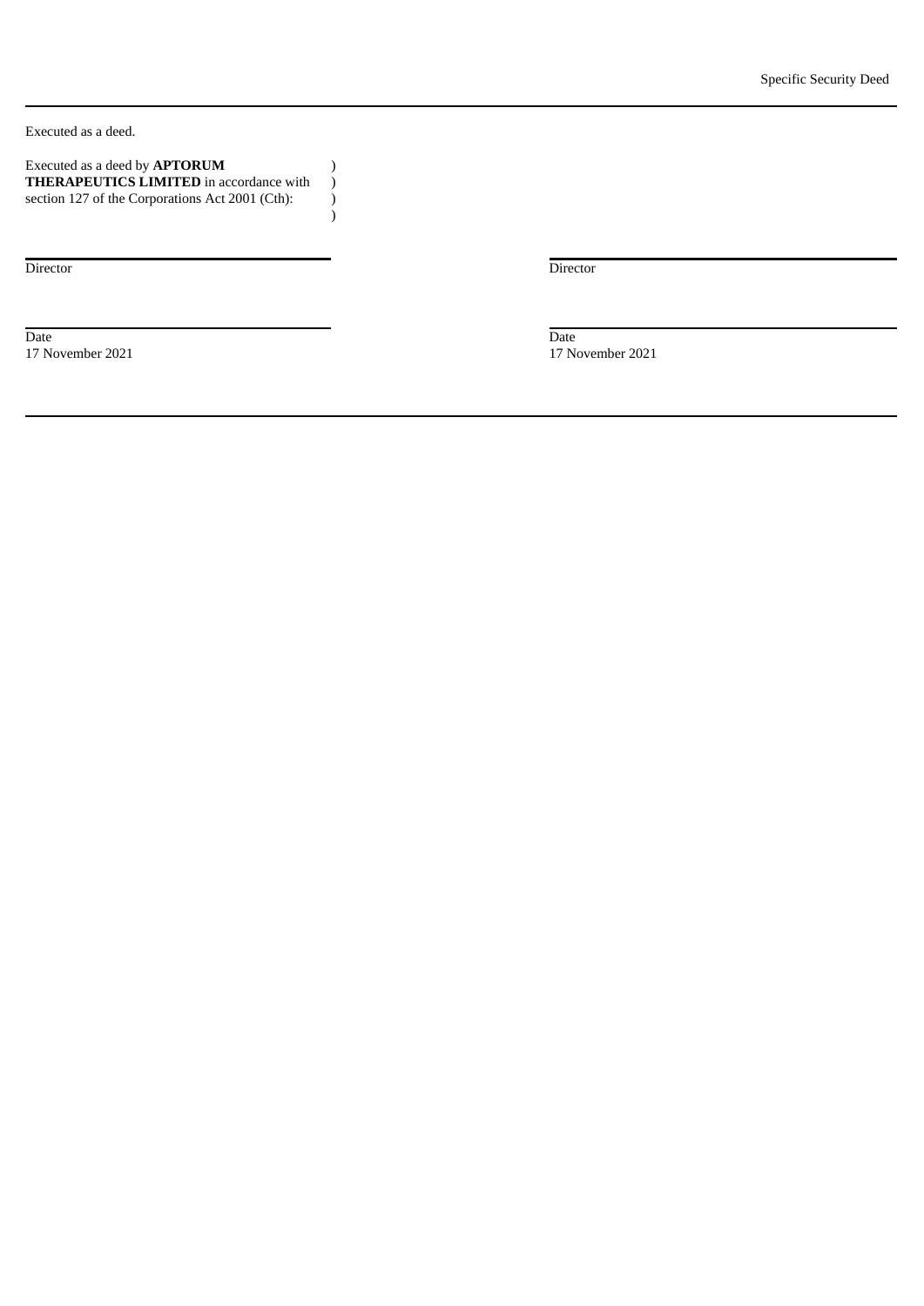Executed as a deed.

| Executed as a deed by **APTORUM THERAPEUTICS LIMITED** in accordance with section 127 of the Corporations Act 2001 (Cth): | ) ) ) ) | |
|---|---|---|
| Director | | Director |
| Date | | Date |
| 17 November 2021 | | 17 November 2021 |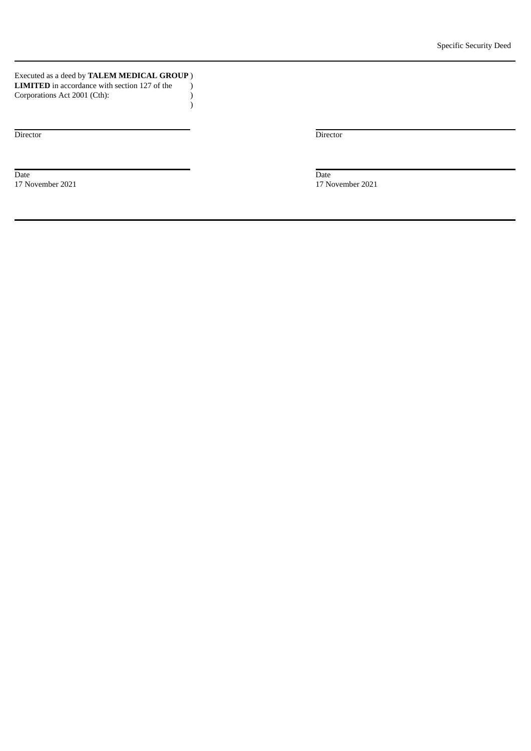Executed as a deed by **TALEM MEDICAL GROUP LIMITED** in accordance with section 127 of the Corporations Act 2001 (Cth):

| | |
|---|---|
| Director | Director |
| Date | Date |
| 17 November 2021 | 17 November 2021 |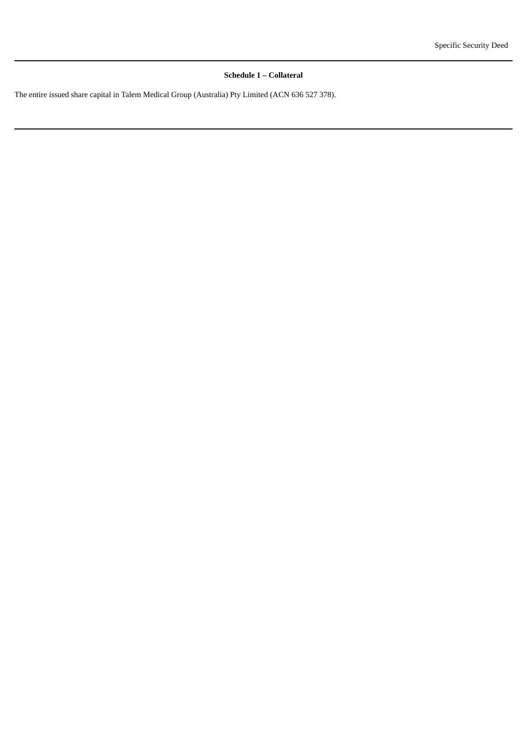**Schedule 1 – Collateral**

The entire issued share capital in Talem Medical Group (Australia) Pty Limited (ACN 636 527 378).